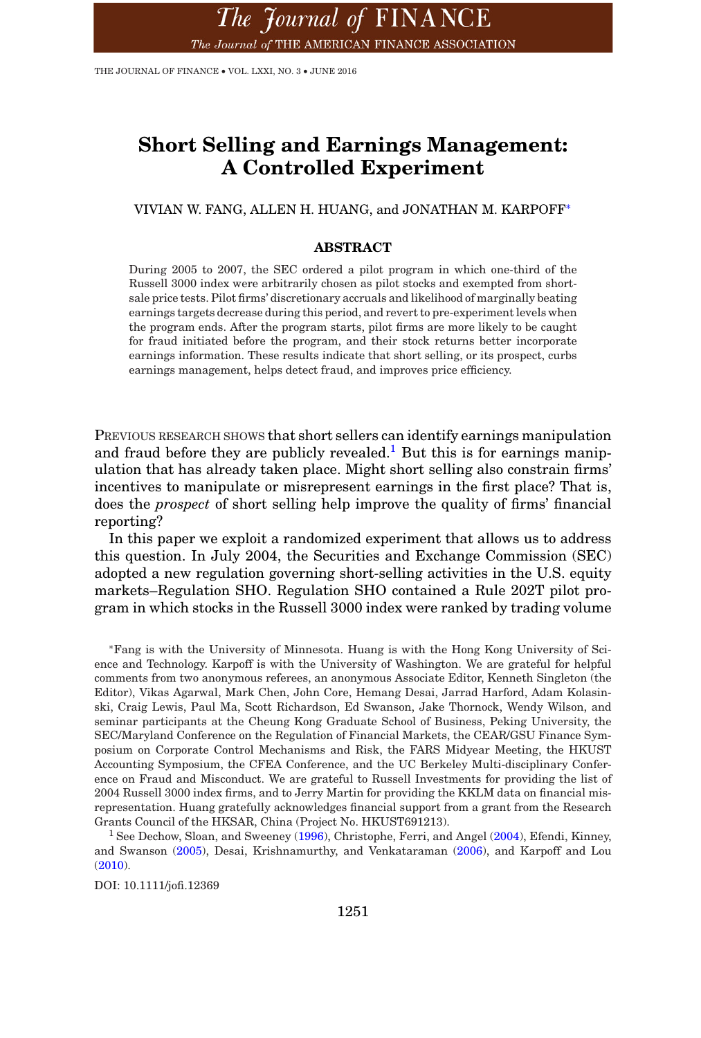# Short Selling and Earnings Management: A Controlled Experiment

VIVIAN W. FANG, ALLEN H. HUANG, and JONATHAN M. KARPOFF[*]

## ABSTRACT

During 2005 to 2007, the SEC ordered a pilot program in which one-third of the Russell 3000 index were arbitrarily chosen as pilot stocks and exempted from short-sale price tests. Pilot firms' discretionary accruals and likelihood of marginally beating earnings targets decrease during this period, and revert to pre-experiment levels when the program ends. After the program starts, pilot firms are more likely to be caught for fraud initiated before the program, and their stock returns better incorporate earnings information. These results indicate that short selling, or its prospect, curbs earnings management, helps detect fraud, and improves price efficiency.

PREVIOUS RESEARCH SHOWS that short sellers can identify earnings manipulation and fraud before they are publicly revealed.[1] But this is for earnings manipulation that has already taken place. Might short selling also constrain firms' incentives to manipulate or misrepresent earnings in the first place? That is, does the *prospect* of short selling help improve the quality of firms' financial reporting?

In this paper we exploit a randomized experiment that allows us to address this question. In July 2004, the Securities and Exchange Commission (SEC) adopted a new regulation governing short-selling activities in the U.S. equity markets–Regulation SHO. Regulation SHO contained a Rule 202T pilot program in which stocks in the Russell 3000 index were ranked by trading volume

[*]Fang is with the University of Minnesota. Huang is with the Hong Kong University of Science and Technology. Karpoff is with the University of Washington. We are grateful for helpful comments from two anonymous referees, an anonymous Associate Editor, Kenneth Singleton (the Editor), Vikas Agarwal, Mark Chen, John Core, Hemang Desai, Jarrad Harford, Adam Kolasinski, Craig Lewis, Paul Ma, Scott Richardson, Ed Swanson, Jake Thornock, Wendy Wilson, and seminar participants at the Cheung Kong Graduate School of Business, Peking University, the SEC/Maryland Conference on the Regulation of Financial Markets, the CEAR/GSU Finance Symposium on Corporate Control Mechanisms and Risk, the FARS Midyear Meeting, the HKUST Accounting Symposium, the CFEA Conference, and the UC Berkeley Multi-disciplinary Conference on Fraud and Misconduct. We are grateful to Russell Investments for providing the list of 2004 Russell 3000 index firms, and to Jerry Martin for providing the KKLM data on financial misrepresentation. Huang gratefully acknowledges financial support from a grant from the Research Grants Council of the HKSAR, China (Project No. HKUST691213).

[1] See Dechow, Sloan, and Sweeney (1996), Christophe, Ferri, and Angel (2004), Efendi, Kinney, and Swanson (2005), Desai, Krishnamurthy, and Venkataraman (2006), and Karpoff and Lou (2010).

DOI: 10.1111/jofi.12369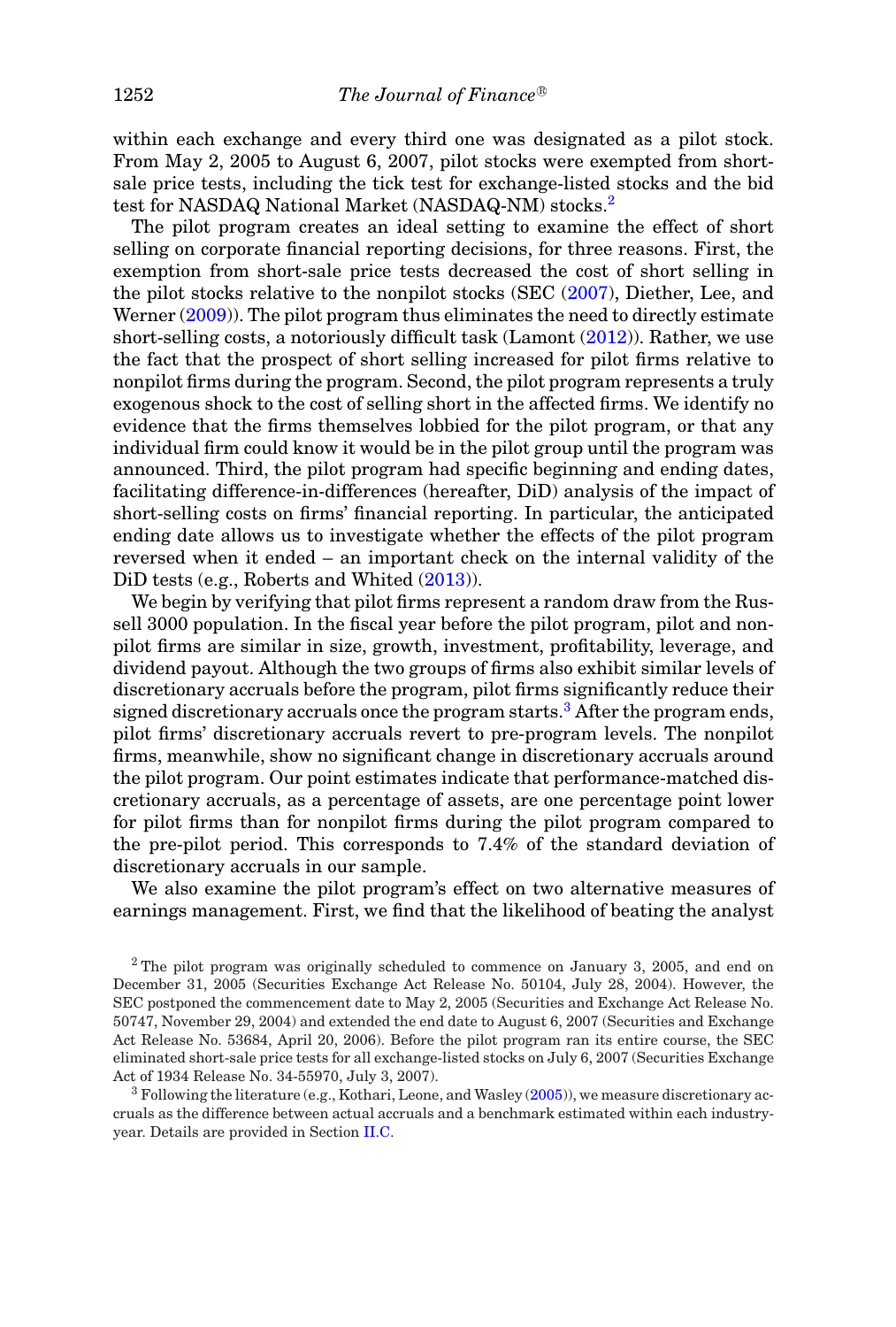within each exchange and every third one was designated as a pilot stock. From May 2, 2005 to August 6, 2007, pilot stocks were exempted from short-sale price tests, including the tick test for exchange-listed stocks and the bid test for NASDAQ National Market (NASDAQ-NM) stocks.[2]

The pilot program creates an ideal setting to examine the effect of short selling on corporate financial reporting decisions, for three reasons. First, the exemption from short-sale price tests decreased the cost of short selling in the pilot stocks relative to the nonpilot stocks (SEC (2007), Diether, Lee, and Werner (2009)). The pilot program thus eliminates the need to directly estimate short-selling costs, a notoriously difficult task (Lamont (2012)). Rather, we use the fact that the prospect of short selling increased for pilot firms relative to nonpilot firms during the program. Second, the pilot program represents a truly exogenous shock to the cost of selling short in the affected firms. We identify no evidence that the firms themselves lobbied for the pilot program, or that any individual firm could know it would be in the pilot group until the program was announced. Third, the pilot program had specific beginning and ending dates, facilitating difference-in-differences (hereafter, DiD) analysis of the impact of short-selling costs on firms' financial reporting. In particular, the anticipated ending date allows us to investigate whether the effects of the pilot program reversed when it ended – an important check on the internal validity of the DiD tests (e.g., Roberts and Whited (2013)).

We begin by verifying that pilot firms represent a random draw from the Russell 3000 population. In the fiscal year before the pilot program, pilot and nonpilot firms are similar in size, growth, investment, profitability, leverage, and dividend payout. Although the two groups of firms also exhibit similar levels of discretionary accruals before the program, pilot firms significantly reduce their signed discretionary accruals once the program starts.[3] After the program ends, pilot firms' discretionary accruals revert to pre-program levels. The nonpilot firms, meanwhile, show no significant change in discretionary accruals around the pilot program. Our point estimates indicate that performance-matched discretionary accruals, as a percentage of assets, are one percentage point lower for pilot firms than for nonpilot firms during the pilot program compared to the pre-pilot period. This corresponds to 7.4% of the standard deviation of discretionary accruals in our sample.

We also examine the pilot program's effect on two alternative measures of earnings management. First, we find that the likelihood of beating the analyst

[2] The pilot program was originally scheduled to commence on January 3, 2005, and end on December 31, 2005 (Securities Exchange Act Release No. 50104, July 28, 2004). However, the SEC postponed the commencement date to May 2, 2005 (Securities and Exchange Act Release No. 50747, November 29, 2004) and extended the end date to August 6, 2007 (Securities and Exchange Act Release No. 53684, April 20, 2006). Before the pilot program ran its entire course, the SEC eliminated short-sale price tests for all exchange-listed stocks on July 6, 2007 (Securities Exchange Act of 1934 Release No. 34-55970, July 3, 2007).

[3] Following the literature (e.g., Kothari, Leone, and Wasley (2005)), we measure discretionary accruals as the difference between actual accruals and a benchmark estimated within each industry-year. Details are provided in Section II.C.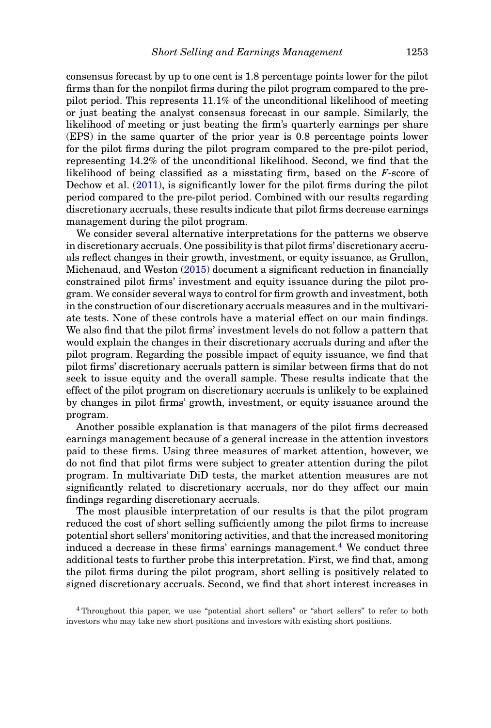consensus forecast by up to one cent is 1.8 percentage points lower for the pilot firms than for the nonpilot firms during the pilot program compared to the pre-pilot period. This represents 11.1% of the unconditional likelihood of meeting or just beating the analyst consensus forecast in our sample. Similarly, the likelihood of meeting or just beating the firm's quarterly earnings per share (EPS) in the same quarter of the prior year is 0.8 percentage points lower for the pilot firms during the pilot program compared to the pre-pilot period, representing 14.2% of the unconditional likelihood. Second, we find that the likelihood of being classified as a misstating firm, based on the *F*-score of Dechow et al. (2011), is significantly lower for the pilot firms during the pilot period compared to the pre-pilot period. Combined with our results regarding discretionary accruals, these results indicate that pilot firms decrease earnings management during the pilot program.

We consider several alternative interpretations for the patterns we observe in discretionary accruals. One possibility is that pilot firms' discretionary accruals reflect changes in their growth, investment, or equity issuance, as Grullon, Michenaud, and Weston (2015) document a significant reduction in financially constrained pilot firms' investment and equity issuance during the pilot program. We consider several ways to control for firm growth and investment, both in the construction of our discretionary accruals measures and in the multivariate tests. None of these controls have a material effect on our main findings. We also find that the pilot firms' investment levels do not follow a pattern that would explain the changes in their discretionary accruals during and after the pilot program. Regarding the possible impact of equity issuance, we find that pilot firms' discretionary accruals pattern is similar between firms that do not seek to issue equity and the overall sample. These results indicate that the effect of the pilot program on discretionary accruals is unlikely to be explained by changes in pilot firms' growth, investment, or equity issuance around the program.

Another possible explanation is that managers of the pilot firms decreased earnings management because of a general increase in the attention investors paid to these firms. Using three measures of market attention, however, we do not find that pilot firms were subject to greater attention during the pilot program. In multivariate DiD tests, the market attention measures are not significantly related to discretionary accruals, nor do they affect our main findings regarding discretionary accruals.

The most plausible interpretation of our results is that the pilot program reduced the cost of short selling sufficiently among the pilot firms to increase potential short sellers' monitoring activities, and that the increased monitoring induced a decrease in these firms' earnings management.[4] We conduct three additional tests to further probe this interpretation. First, we find that, among the pilot firms during the pilot program, short selling is positively related to signed discretionary accruals. Second, we find that short interest increases in

[4] Throughout this paper, we use "potential short sellers" or "short sellers" to refer to both investors who may take new short positions and investors with existing short positions.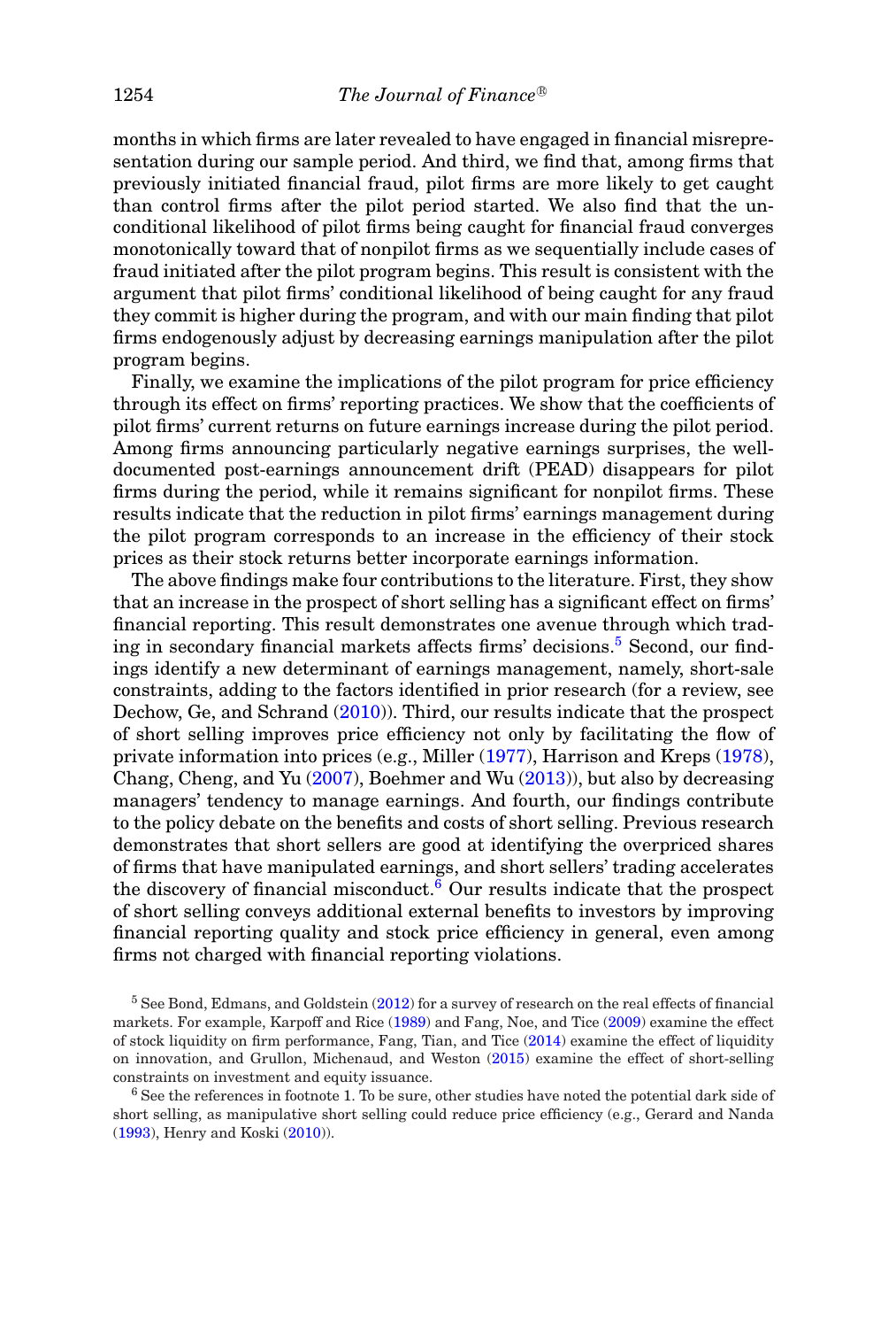months in which firms are later revealed to have engaged in financial misrepresentation during our sample period. And third, we find that, among firms that previously initiated financial fraud, pilot firms are more likely to get caught than control firms after the pilot period started. We also find that the unconditional likelihood of pilot firms being caught for financial fraud converges monotonically toward that of nonpilot firms as we sequentially include cases of fraud initiated after the pilot program begins. This result is consistent with the argument that pilot firms' conditional likelihood of being caught for any fraud they commit is higher during the program, and with our main finding that pilot firms endogenously adjust by decreasing earnings manipulation after the pilot program begins.

Finally, we examine the implications of the pilot program for price efficiency through its effect on firms' reporting practices. We show that the coefficients of pilot firms' current returns on future earnings increase during the pilot period. Among firms announcing particularly negative earnings surprises, the well-documented post-earnings announcement drift (PEAD) disappears for pilot firms during the period, while it remains significant for nonpilot firms. These results indicate that the reduction in pilot firms' earnings management during the pilot program corresponds to an increase in the efficiency of their stock prices as their stock returns better incorporate earnings information.

The above findings make four contributions to the literature. First, they show that an increase in the prospect of short selling has a significant effect on firms' financial reporting. This result demonstrates one avenue through which trading in secondary financial markets affects firms' decisions.[5] Second, our findings identify a new determinant of earnings management, namely, short-sale constraints, adding to the factors identified in prior research (for a review, see Dechow, Ge, and Schrand (2010)). Third, our results indicate that the prospect of short selling improves price efficiency not only by facilitating the flow of private information into prices (e.g., Miller (1977), Harrison and Kreps (1978), Chang, Cheng, and Yu (2007), Boehmer and Wu (2013)), but also by decreasing managers' tendency to manage earnings. And fourth, our findings contribute to the policy debate on the benefits and costs of short selling. Previous research demonstrates that short sellers are good at identifying the overpriced shares of firms that have manipulated earnings, and short sellers' trading accelerates the discovery of financial misconduct.[6] Our results indicate that the prospect of short selling conveys additional external benefits to investors by improving financial reporting quality and stock price efficiency in general, even among firms not charged with financial reporting violations.

[5] See Bond, Edmans, and Goldstein (2012) for a survey of research on the real effects of financial markets. For example, Karpoff and Rice (1989) and Fang, Noe, and Tice (2009) examine the effect of stock liquidity on firm performance, Fang, Tian, and Tice (2014) examine the effect of liquidity on innovation, and Grullon, Michenaud, and Weston (2015) examine the effect of short-selling constraints on investment and equity issuance.

[6] See the references in footnote 1. To be sure, other studies have noted the potential dark side of short selling, as manipulative short selling could reduce price efficiency (e.g., Gerard and Nanda (1993), Henry and Koski (2010)).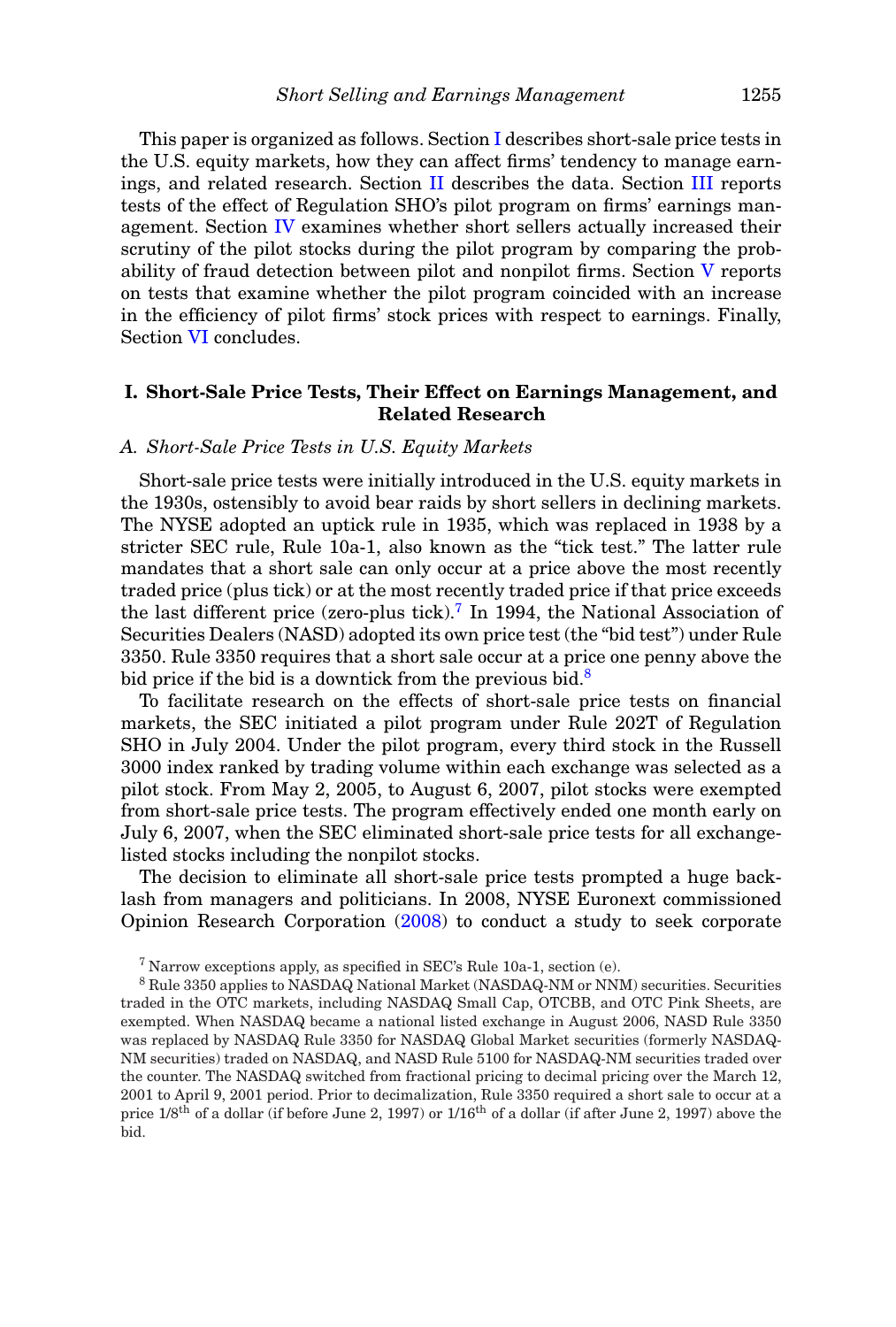This paper is organized as follows. Section I describes short-sale price tests in the U.S. equity markets, how they can affect firms' tendency to manage earnings, and related research. Section II describes the data. Section III reports tests of the effect of Regulation SHO's pilot program on firms' earnings management. Section IV examines whether short sellers actually increased their scrutiny of the pilot stocks during the pilot program by comparing the probability of fraud detection between pilot and nonpilot firms. Section V reports on tests that examine whether the pilot program coincided with an increase in the efficiency of pilot firms' stock prices with respect to earnings. Finally, Section VI concludes.

## I. Short-Sale Price Tests, Their Effect on Earnings Management, and Related Research

### *A. Short-Sale Price Tests in U.S. Equity Markets*

Short-sale price tests were initially introduced in the U.S. equity markets in the 1930s, ostensibly to avoid bear raids by short sellers in declining markets. The NYSE adopted an uptick rule in 1935, which was replaced in 1938 by a stricter SEC rule, Rule 10a-1, also known as the "tick test." The latter rule mandates that a short sale can only occur at a price above the most recently traded price (plus tick) or at the most recently traded price if that price exceeds the last different price (zero-plus tick).[7] In 1994, the National Association of Securities Dealers (NASD) adopted its own price test (the "bid test") under Rule 3350. Rule 3350 requires that a short sale occur at a price one penny above the bid price if the bid is a downtick from the previous bid.[8]

To facilitate research on the effects of short-sale price tests on financial markets, the SEC initiated a pilot program under Rule 202T of Regulation SHO in July 2004. Under the pilot program, every third stock in the Russell 3000 index ranked by trading volume within each exchange was selected as a pilot stock. From May 2, 2005, to August 6, 2007, pilot stocks were exempted from short-sale price tests. The program effectively ended one month early on July 6, 2007, when the SEC eliminated short-sale price tests for all exchange-listed stocks including the nonpilot stocks.

The decision to eliminate all short-sale price tests prompted a huge backlash from managers and politicians. In 2008, NYSE Euronext commissioned Opinion Research Corporation (2008) to conduct a study to seek corporate

[7] Narrow exceptions apply, as specified in SEC's Rule 10a-1, section (e).

[8] Rule 3350 applies to NASDAQ National Market (NASDAQ-NM or NNM) securities. Securities traded in the OTC markets, including NASDAQ Small Cap, OTCBB, and OTC Pink Sheets, are exempted. When NASDAQ became a national listed exchange in August 2006, NASD Rule 3350 was replaced by NASDAQ Rule 3350 for NASDAQ Global Market securities (formerly NASDAQ-NM securities) traded on NASDAQ, and NASD Rule 5100 for NASDAQ-NM securities traded over the counter. The NASDAQ switched from fractional pricing to decimal pricing over the March 12, 2001 to April 9, 2001 period. Prior to decimalization, Rule 3350 required a short sale to occur at a price 1/8th of a dollar (if before June 2, 1997) or 1/16th of a dollar (if after June 2, 1997) above the bid.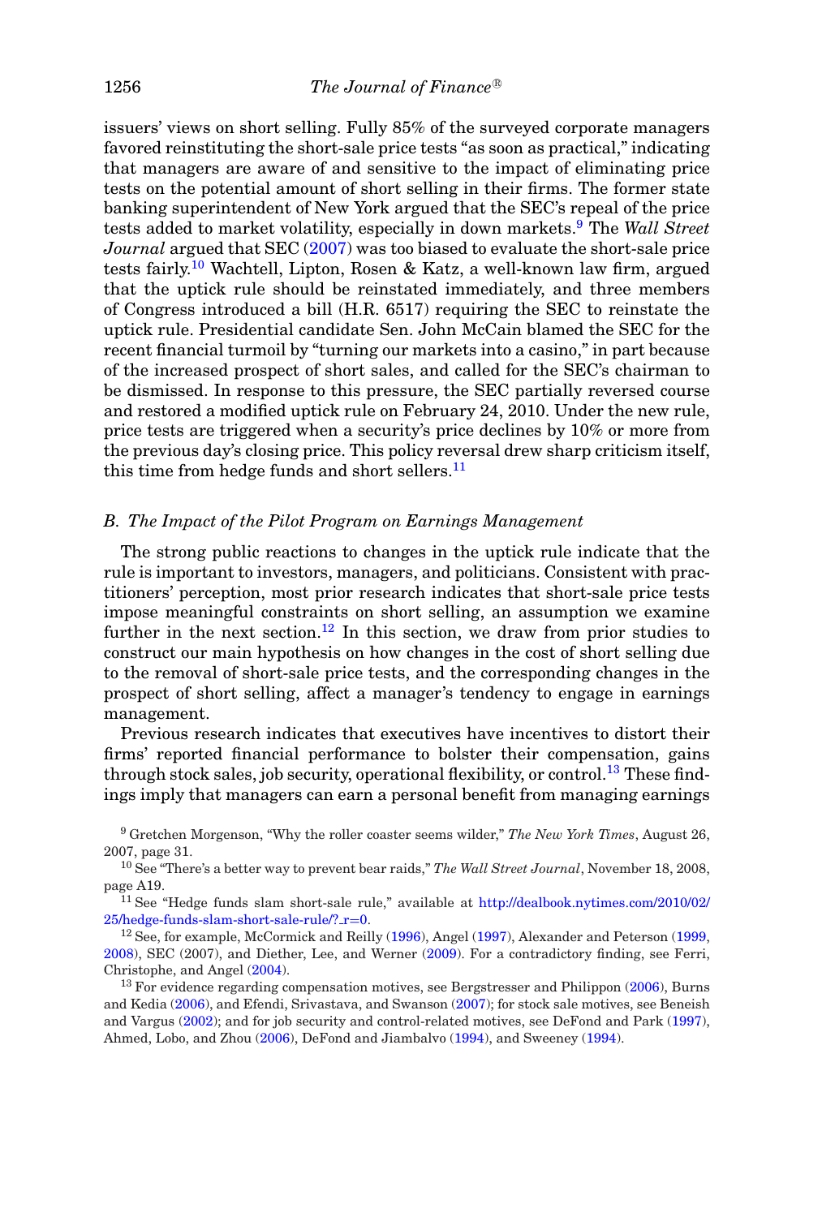issuers' views on short selling. Fully 85% of the surveyed corporate managers favored reinstituting the short-sale price tests "as soon as practical," indicating that managers are aware of and sensitive to the impact of eliminating price tests on the potential amount of short selling in their firms. The former state banking superintendent of New York argued that the SEC's repeal of the price tests added to market volatility, especially in down markets.[9] The *Wall Street Journal* argued that SEC (2007) was too biased to evaluate the short-sale price tests fairly.[10] Wachtell, Lipton, Rosen & Katz, a well-known law firm, argued that the uptick rule should be reinstated immediately, and three members of Congress introduced a bill (H.R. 6517) requiring the SEC to reinstate the uptick rule. Presidential candidate Sen. John McCain blamed the SEC for the recent financial turmoil by "turning our markets into a casino," in part because of the increased prospect of short sales, and called for the SEC's chairman to be dismissed. In response to this pressure, the SEC partially reversed course and restored a modified uptick rule on February 24, 2010. Under the new rule, price tests are triggered when a security's price declines by 10% or more from the previous day's closing price. This policy reversal drew sharp criticism itself, this time from hedge funds and short sellers.[11]

### *B. The Impact of the Pilot Program on Earnings Management*

The strong public reactions to changes in the uptick rule indicate that the rule is important to investors, managers, and politicians. Consistent with practitioners' perception, most prior research indicates that short-sale price tests impose meaningful constraints on short selling, an assumption we examine further in the next section.[12] In this section, we draw from prior studies to construct our main hypothesis on how changes in the cost of short selling due to the removal of short-sale price tests, and the corresponding changes in the prospect of short selling, affect a manager's tendency to engage in earnings management.

Previous research indicates that executives have incentives to distort their firms' reported financial performance to bolster their compensation, gains through stock sales, job security, operational flexibility, or control.[13] These findings imply that managers can earn a personal benefit from managing earnings

[9] Gretchen Morgenson, "Why the roller coaster seems wilder," *The New York Times*, August 26, 2007, page 31.

[10] See "There's a better way to prevent bear raids," *The Wall Street Journal*, November 18, 2008, page A19.

[11] See "Hedge funds slam short-sale rule," available at http://dealbook.nytimes.com/2010/02/25/hedge-funds-slam-short-sale-rule/?_r=0.

[12] See, for example, McCormick and Reilly (1996), Angel (1997), Alexander and Peterson (1999, 2008), SEC (2007), and Diether, Lee, and Werner (2009). For a contradictory finding, see Ferri, Christophe, and Angel (2004).

[13] For evidence regarding compensation motives, see Bergstresser and Philippon (2006), Burns and Kedia (2006), and Efendi, Srivastava, and Swanson (2007); for stock sale motives, see Beneish and Vargus (2002); and for job security and control-related motives, see DeFond and Park (1997), Ahmed, Lobo, and Zhou (2006), DeFond and Jiambalvo (1994), and Sweeney (1994).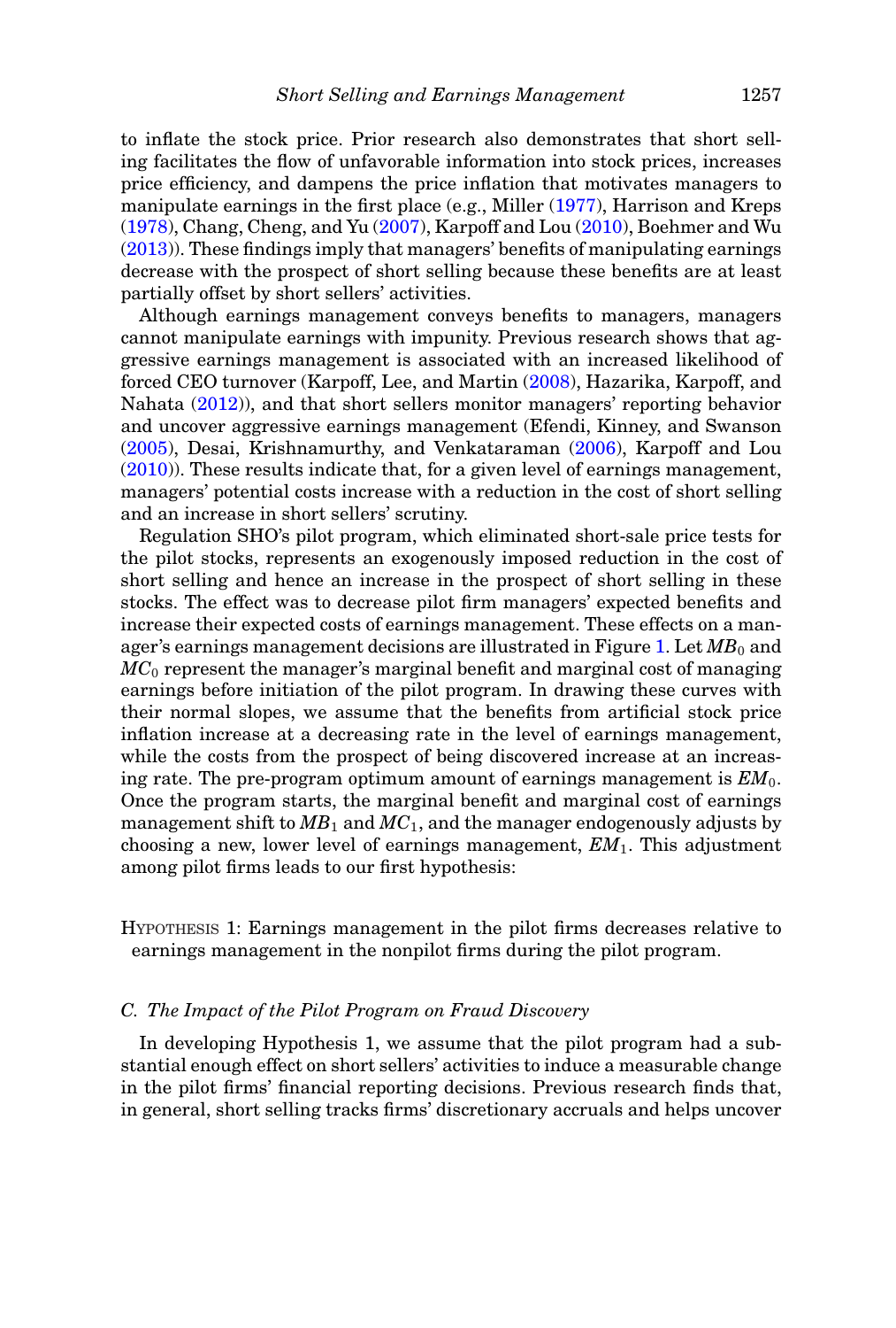to inflate the stock price. Prior research also demonstrates that short selling facilitates the flow of unfavorable information into stock prices, increases price efficiency, and dampens the price inflation that motivates managers to manipulate earnings in the first place (e.g., Miller (1977), Harrison and Kreps (1978), Chang, Cheng, and Yu (2007), Karpoff and Lou (2010), Boehmer and Wu (2013)). These findings imply that managers' benefits of manipulating earnings decrease with the prospect of short selling because these benefits are at least partially offset by short sellers' activities.

Although earnings management conveys benefits to managers, managers cannot manipulate earnings with impunity. Previous research shows that aggressive earnings management is associated with an increased likelihood of forced CEO turnover (Karpoff, Lee, and Martin (2008), Hazarika, Karpoff, and Nahata (2012)), and that short sellers monitor managers' reporting behavior and uncover aggressive earnings management (Efendi, Kinney, and Swanson (2005), Desai, Krishnamurthy, and Venkataraman (2006), Karpoff and Lou (2010)). These results indicate that, for a given level of earnings management, managers' potential costs increase with a reduction in the cost of short selling and an increase in short sellers' scrutiny.

Regulation SHO's pilot program, which eliminated short-sale price tests for the pilot stocks, represents an exogenously imposed reduction in the cost of short selling and hence an increase in the prospect of short selling in these stocks. The effect was to decrease pilot firm managers' expected benefits and increase their expected costs of earnings management. These effects on a manager's earnings management decisions are illustrated in Figure 1. Let $MB_0$ and $MC_0$ represent the manager's marginal benefit and marginal cost of managing earnings before initiation of the pilot program. In drawing these curves with their normal slopes, we assume that the benefits from artificial stock price inflation increase at a decreasing rate in the level of earnings management, while the costs from the prospect of being discovered increase at an increasing rate. The pre-program optimum amount of earnings management is $EM_0$. Once the program starts, the marginal benefit and marginal cost of earnings management shift to $MB_1$ and $MC_1$, and the manager endogenously adjusts by choosing a new, lower level of earnings management, $EM_1$. This adjustment among pilot firms leads to our first hypothesis:

HYPOTHESIS 1: Earnings management in the pilot firms decreases relative to earnings management in the nonpilot firms during the pilot program.

### *C. The Impact of the Pilot Program on Fraud Discovery*

In developing Hypothesis 1, we assume that the pilot program had a substantial enough effect on short sellers' activities to induce a measurable change in the pilot firms' financial reporting decisions. Previous research finds that, in general, short selling tracks firms' discretionary accruals and helps uncover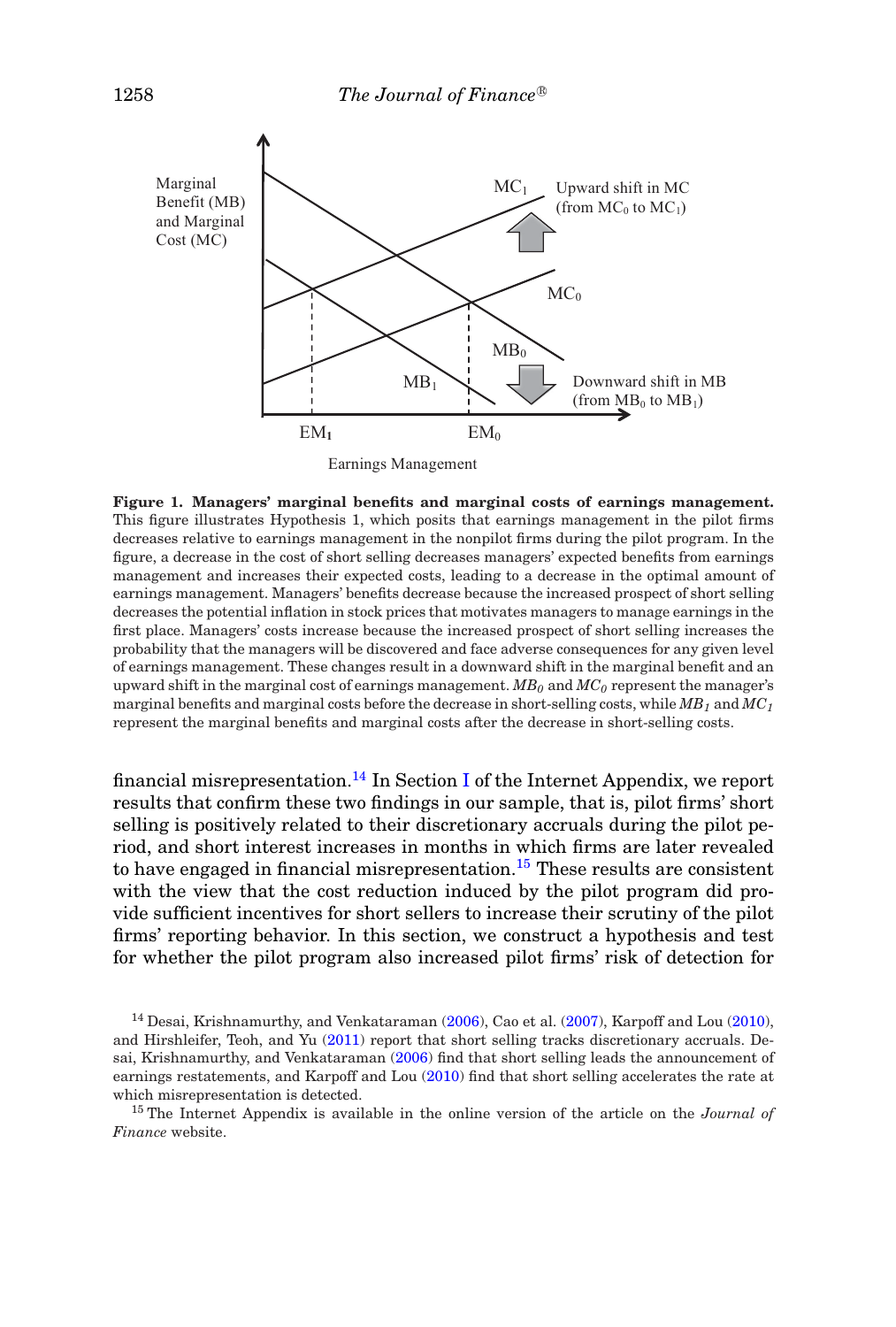**Figure 1. Managers' marginal benefits and marginal costs of earnings management.** This figure illustrates Hypothesis 1, which posits that earnings management in the pilot firms decreases relative to earnings management in the nonpilot firms during the pilot program. In the figure, a decrease in the cost of short selling decreases managers' expected benefits from earnings management and increases their expected costs, leading to a decrease in the optimal amount of earnings management. Managers' benefits decrease because the increased prospect of short selling decreases the potential inflation in stock prices that motivates managers to manage earnings in the first place. Managers' costs increase because the increased prospect of short selling increases the probability that the managers will be discovered and face adverse consequences for any given level of earnings management. These changes result in a downward shift in the marginal benefit and an upward shift in the marginal cost of earnings management. $MB_0$ and $MC_0$ represent the manager's marginal benefits and marginal costs before the decrease in short-selling costs, while $MB_1$ and $MC_1$ represent the marginal benefits and marginal costs after the decrease in short-selling costs.

financial misrepresentation.[14] In Section I of the Internet Appendix, we report results that confirm these two findings in our sample, that is, pilot firms' short selling is positively related to their discretionary accruals during the pilot period, and short interest increases in months in which firms are later revealed to have engaged in financial misrepresentation.[15] These results are consistent with the view that the cost reduction induced by the pilot program did provide sufficient incentives for short sellers to increase their scrutiny of the pilot firms' reporting behavior. In this section, we construct a hypothesis and test for whether the pilot program also increased pilot firms' risk of detection for

[14] Desai, Krishnamurthy, and Venkataraman (2006), Cao et al. (2007), Karpoff and Lou (2010), and Hirshleifer, Teoh, and Yu (2011) report that short selling tracks discretionary accruals. Desai, Krishnamurthy, and Venkataraman (2006) find that short selling leads the announcement of earnings restatements, and Karpoff and Lou (2010) find that short selling accelerates the rate at which misrepresentation is detected.

[15] The Internet Appendix is available in the online version of the article on the *Journal of Finance* website.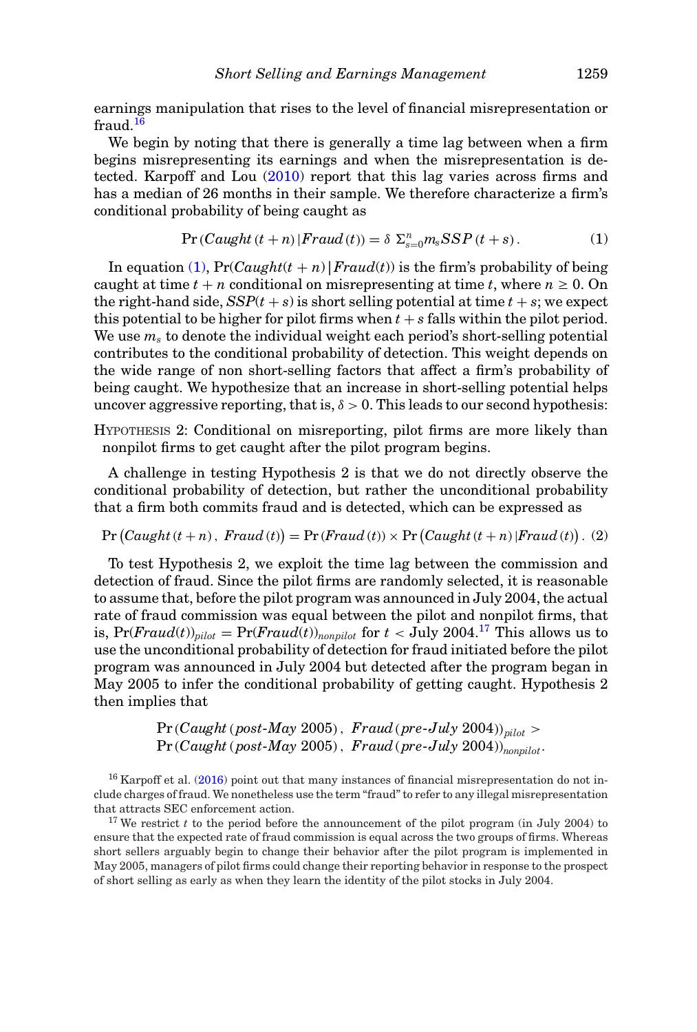earnings manipulation that rises to the level of financial misrepresentation or fraud.[16]

We begin by noting that there is generally a time lag between when a firm begins misrepresenting its earnings and when the misrepresentation is detected. Karpoff and Lou (2010) report that this lag varies across firms and has a median of 26 months in their sample. We therefore characterize a firm's conditional probability of being caught as

$$\Pr\left(Caught\left(t+n\right)|Fraud\left(t\right)\right) = \delta\ \Sigma_{s=0}^{n} m_s SSP\left(t+s\right). \tag{1}$$

In equation (1), $\Pr(Caught(t+n)\,|\,Fraud(t))$ is the firm's probability of being caught at time $t+n$ conditional on misrepresenting at time $t$, where $n \geq 0$. On the right-hand side, $SSP(t+s)$ is short selling potential at time $t+s$; we expect this potential to be higher for pilot firms when $t+s$ falls within the pilot period. We use $m_s$ to denote the individual weight each period's short-selling potential contributes to the conditional probability of detection. This weight depends on the wide range of non short-selling factors that affect a firm's probability of being caught. We hypothesize that an increase in short-selling potential helps uncover aggressive reporting, that is, $\delta > 0$. This leads to our second hypothesis:

Hypothesis 2: Conditional on misreporting, pilot firms are more likely than nonpilot firms to get caught after the pilot program begins.

A challenge in testing Hypothesis 2 is that we do not directly observe the conditional probability of detection, but rather the unconditional probability that a firm both commits fraud and is detected, which can be expressed as

$$\Pr\left(Caught\left(t+n\right),\ Fraud\left(t\right)\right) = \Pr\left(Fraud\left(t\right)\right) \times \Pr\left(Caught\left(t+n\right)|Fraud\left(t\right)\right). \tag{2}$$

To test Hypothesis 2, we exploit the time lag between the commission and detection of fraud. Since the pilot firms are randomly selected, it is reasonable to assume that, before the pilot program was announced in July 2004, the actual rate of fraud commission was equal between the pilot and nonpilot firms, that is, $\Pr(Fraud(t))_{pilot} = \Pr(Fraud(t))_{nonpilot}$ for $t <$ July 2004.[17] This allows us to use the unconditional probability of detection for fraud initiated before the pilot program was announced in July 2004 but detected after the program began in May 2005 to infer the conditional probability of getting caught. Hypothesis 2 then implies that

$$\Pr\left(Caught\left(post\text{-}May\ 2005\right),\ Fraud\left(pre\text{-}July\ 2004\right)\right)_{pilot} >$$
$$\Pr\left(Caught\left(post\text{-}May\ 2005\right),\ Fraud\left(pre\text{-}July\ 2004\right)\right)_{nonpilot}.$$

[16] Karpoff et al. (2016) point out that many instances of financial misrepresentation do not include charges of fraud. We nonetheless use the term "fraud" to refer to any illegal misrepresentation that attracts SEC enforcement action.

[17] We restrict $t$ to the period before the announcement of the pilot program (in July 2004) to ensure that the expected rate of fraud commission is equal across the two groups of firms. Whereas short sellers arguably begin to change their behavior after the pilot program is implemented in May 2005, managers of pilot firms could change their reporting behavior in response to the prospect of short selling as early as when they learn the identity of the pilot stocks in July 2004.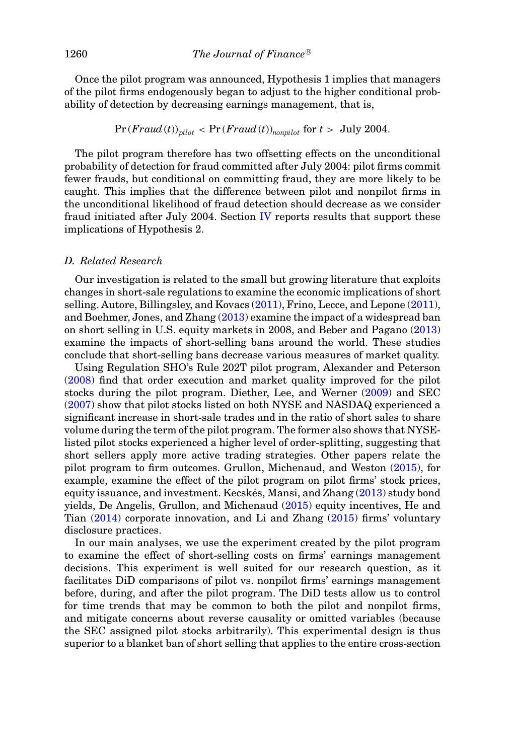Once the pilot program was announced, Hypothesis 1 implies that managers of the pilot firms endogenously began to adjust to the higher conditional probability of detection by decreasing earnings management, that is,

$$\Pr(Fraud(t))_{pilot} < \Pr(Fraud(t))_{nonpilot} \text{ for } t > \text{ July 2004.}$$

The pilot program therefore has two offsetting effects on the unconditional probability of detection for fraud committed after July 2004: pilot firms commit fewer frauds, but conditional on committing fraud, they are more likely to be caught. This implies that the difference between pilot and nonpilot firms in the unconditional likelihood of fraud detection should decrease as we consider fraud initiated after July 2004. Section IV reports results that support these implications of Hypothesis 2.

### D. Related Research

Our investigation is related to the small but growing literature that exploits changes in short-sale regulations to examine the economic implications of short selling. Autore, Billingsley, and Kovacs (2011), Frino, Lecce, and Lepone (2011), and Boehmer, Jones, and Zhang (2013) examine the impact of a widespread ban on short selling in U.S. equity markets in 2008, and Beber and Pagano (2013) examine the impacts of short-selling bans around the world. These studies conclude that short-selling bans decrease various measures of market quality.

Using Regulation SHO's Rule 202T pilot program, Alexander and Peterson (2008) find that order execution and market quality improved for the pilot stocks during the pilot program. Diether, Lee, and Werner (2009) and SEC (2007) show that pilot stocks listed on both NYSE and NASDAQ experienced a significant increase in short-sale trades and in the ratio of short sales to share volume during the term of the pilot program. The former also shows that NYSE-listed pilot stocks experienced a higher level of order-splitting, suggesting that short sellers apply more active trading strategies. Other papers relate the pilot program to firm outcomes. Grullon, Michenaud, and Weston (2015), for example, examine the effect of the pilot program on pilot firms' stock prices, equity issuance, and investment. Kecskés, Mansi, and Zhang (2013) study bond yields, De Angelis, Grullon, and Michenaud (2015) equity incentives, He and Tian (2014) corporate innovation, and Li and Zhang (2015) firms' voluntary disclosure practices.

In our main analyses, we use the experiment created by the pilot program to examine the effect of short-selling costs on firms' earnings management decisions. This experiment is well suited for our research question, as it facilitates DiD comparisons of pilot vs. nonpilot firms' earnings management before, during, and after the pilot program. The DiD tests allow us to control for time trends that may be common to both the pilot and nonpilot firms, and mitigate concerns about reverse causality or omitted variables (because the SEC assigned pilot stocks arbitrarily). This experimental design is thus superior to a blanket ban of short selling that applies to the entire cross-section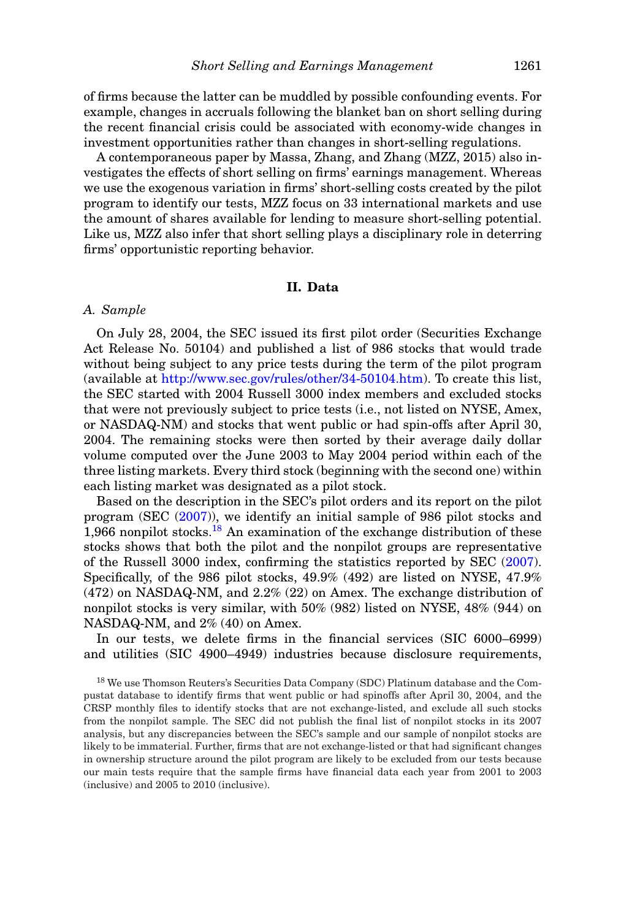of firms because the latter can be muddled by possible confounding events. For example, changes in accruals following the blanket ban on short selling during the recent financial crisis could be associated with economy-wide changes in investment opportunities rather than changes in short-selling regulations.

A contemporaneous paper by Massa, Zhang, and Zhang (MZZ, 2015) also investigates the effects of short selling on firms' earnings management. Whereas we use the exogenous variation in firms' short-selling costs created by the pilot program to identify our tests, MZZ focus on 33 international markets and use the amount of shares available for lending to measure short-selling potential. Like us, MZZ also infer that short selling plays a disciplinary role in deterring firms' opportunistic reporting behavior.

## II. Data

### A. Sample

On July 28, 2004, the SEC issued its first pilot order (Securities Exchange Act Release No. 50104) and published a list of 986 stocks that would trade without being subject to any price tests during the term of the pilot program (available at http://www.sec.gov/rules/other/34-50104.htm). To create this list, the SEC started with 2004 Russell 3000 index members and excluded stocks that were not previously subject to price tests (i.e., not listed on NYSE, Amex, or NASDAQ-NM) and stocks that went public or had spin-offs after April 30, 2004. The remaining stocks were then sorted by their average daily dollar volume computed over the June 2003 to May 2004 period within each of the three listing markets. Every third stock (beginning with the second one) within each listing market was designated as a pilot stock.

Based on the description in the SEC's pilot orders and its report on the pilot program (SEC (2007)), we identify an initial sample of 986 pilot stocks and 1,966 nonpilot stocks.[18] An examination of the exchange distribution of these stocks shows that both the pilot and the nonpilot groups are representative of the Russell 3000 index, confirming the statistics reported by SEC (2007). Specifically, of the 986 pilot stocks, 49.9% (492) are listed on NYSE, 47.9% (472) on NASDAQ-NM, and 2.2% (22) on Amex. The exchange distribution of nonpilot stocks is very similar, with 50% (982) listed on NYSE, 48% (944) on NASDAQ-NM, and 2% (40) on Amex.

In our tests, we delete firms in the financial services (SIC 6000–6999) and utilities (SIC 4900–4949) industries because disclosure requirements,

[18] We use Thomson Reuters's Securities Data Company (SDC) Platinum database and the Compustat database to identify firms that went public or had spinoffs after April 30, 2004, and the CRSP monthly files to identify stocks that are not exchange-listed, and exclude all such stocks from the nonpilot sample. The SEC did not publish the final list of nonpilot stocks in its 2007 analysis, but any discrepancies between the SEC's sample and our sample of nonpilot stocks are likely to be immaterial. Further, firms that are not exchange-listed or that had significant changes in ownership structure around the pilot program are likely to be excluded from our tests because our main tests require that the sample firms have financial data each year from 2001 to 2003 (inclusive) and 2005 to 2010 (inclusive).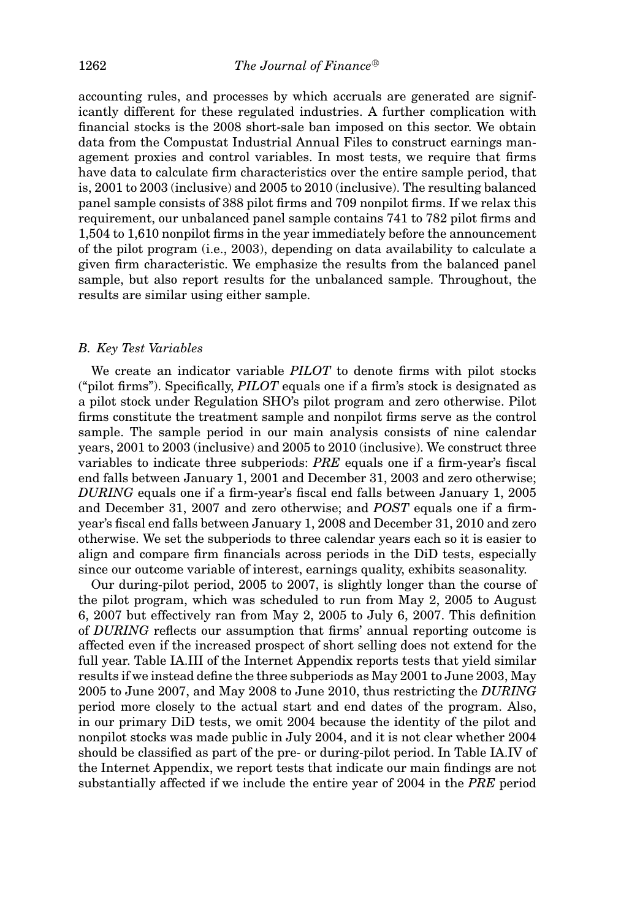accounting rules, and processes by which accruals are generated are significantly different for these regulated industries. A further complication with financial stocks is the 2008 short-sale ban imposed on this sector. We obtain data from the Compustat Industrial Annual Files to construct earnings management proxies and control variables. In most tests, we require that firms have data to calculate firm characteristics over the entire sample period, that is, 2001 to 2003 (inclusive) and 2005 to 2010 (inclusive). The resulting balanced panel sample consists of 388 pilot firms and 709 nonpilot firms. If we relax this requirement, our unbalanced panel sample contains 741 to 782 pilot firms and 1,504 to 1,610 nonpilot firms in the year immediately before the announcement of the pilot program (i.e., 2003), depending on data availability to calculate a given firm characteristic. We emphasize the results from the balanced panel sample, but also report results for the unbalanced sample. Throughout, the results are similar using either sample.

### *B. Key Test Variables*

We create an indicator variable *PILOT* to denote firms with pilot stocks ("pilot firms"). Specifically, *PILOT* equals one if a firm's stock is designated as a pilot stock under Regulation SHO's pilot program and zero otherwise. Pilot firms constitute the treatment sample and nonpilot firms serve as the control sample. The sample period in our main analysis consists of nine calendar years, 2001 to 2003 (inclusive) and 2005 to 2010 (inclusive). We construct three variables to indicate three subperiods: *PRE* equals one if a firm-year's fiscal end falls between January 1, 2001 and December 31, 2003 and zero otherwise; *DURING* equals one if a firm-year's fiscal end falls between January 1, 2005 and December 31, 2007 and zero otherwise; and *POST* equals one if a firm-year's fiscal end falls between January 1, 2008 and December 31, 2010 and zero otherwise. We set the subperiods to three calendar years each so it is easier to align and compare firm financials across periods in the DiD tests, especially since our outcome variable of interest, earnings quality, exhibits seasonality.

Our during-pilot period, 2005 to 2007, is slightly longer than the course of the pilot program, which was scheduled to run from May 2, 2005 to August 6, 2007 but effectively ran from May 2, 2005 to July 6, 2007. This definition of *DURING* reflects our assumption that firms' annual reporting outcome is affected even if the increased prospect of short selling does not extend for the full year. Table IA.III of the Internet Appendix reports tests that yield similar results if we instead define the three subperiods as May 2001 to June 2003, May 2005 to June 2007, and May 2008 to June 2010, thus restricting the *DURING* period more closely to the actual start and end dates of the program. Also, in our primary DiD tests, we omit 2004 because the identity of the pilot and nonpilot stocks was made public in July 2004, and it is not clear whether 2004 should be classified as part of the pre- or during-pilot period. In Table IA.IV of the Internet Appendix, we report tests that indicate our main findings are not substantially affected if we include the entire year of 2004 in the *PRE* period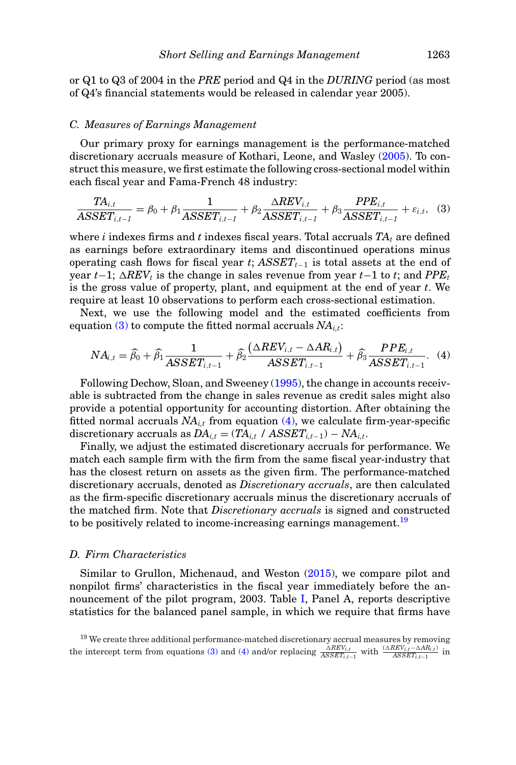or Q1 to Q3 of 2004 in the *PRE* period and Q4 in the *DURING* period (as most of Q4's financial statements would be released in calendar year 2005).

### C. Measures of Earnings Management

Our primary proxy for earnings management is the performance-matched discretionary accruals measure of Kothari, Leone, and Wasley (2005). To construct this measure, we first estimate the following cross-sectional model within each fiscal year and Fama-French 48 industry:

$$\frac{TA_{i,t}}{ASSET_{i,t-1}} = \beta_0 + \beta_1 \frac{1}{ASSET_{i,t-1}} + \beta_2 \frac{\Delta REV_{i,t}}{ASSET_{i,t-1}} + \beta_3 \frac{PPE_{i,t}}{ASSET_{i,t-1}} + \varepsilon_{i,t}, \quad (3)$$

where $i$ indexes firms and $t$ indexes fiscal years. Total accruals $TA_t$ are defined as earnings before extraordinary items and discontinued operations minus operating cash flows for fiscal year $t$; $ASSET_{t-1}$ is total assets at the end of year $t-1$; $\Delta REV_t$ is the change in sales revenue from year $t-1$ to $t$; and $PPE_t$ is the gross value of property, plant, and equipment at the end of year $t$. We require at least 10 observations to perform each cross-sectional estimation.

Next, we use the following model and the estimated coefficients from equation (3) to compute the fitted normal accruals $NA_{i,t}$:

$$NA_{i,t} = \widehat{\beta}_0 + \widehat{\beta}_1 \frac{1}{ASSET_{i,t-1}} + \widehat{\beta}_2 \frac{\left(\Delta REV_{i,t} - \Delta AR_{i,t}\right)}{ASSET_{i,t-1}} + \widehat{\beta}_3 \frac{PPE_{i,t}}{ASSET_{i,t-1}}. \quad (4)$$

Following Dechow, Sloan, and Sweeney (1995), the change in accounts receivable is subtracted from the change in sales revenue as credit sales might also provide a potential opportunity for accounting distortion. After obtaining the fitted normal accruals $NA_{i,t}$ from equation (4), we calculate firm-year-specific discretionary accruals as $DA_{i,t} = (TA_{i,t} \;/\; ASSET_{i,t-1}) - NA_{i,t}$.

Finally, we adjust the estimated discretionary accruals for performance. We match each sample firm with the firm from the same fiscal year-industry that has the closest return on assets as the given firm. The performance-matched discretionary accruals, denoted as *Discretionary accruals*, are then calculated as the firm-specific discretionary accruals minus the discretionary accruals of the matched firm. Note that *Discretionary accruals* is signed and constructed to be positively related to income-increasing earnings management.[19]

### D. Firm Characteristics

Similar to Grullon, Michenaud, and Weston (2015), we compare pilot and nonpilot firms' characteristics in the fiscal year immediately before the announcement of the pilot program, 2003. Table I, Panel A, reports descriptive statistics for the balanced panel sample, in which we require that firms have

[19] We create three additional performance-matched discretionary accrual measures by removing the intercept term from equations (3) and (4) and/or replacing $\frac{\Delta REV_{i,t}}{ASSET_{i,t-1}}$ with $\frac{(\Delta REV_{i,t} - \Delta AR_{i,t})}{ASSET_{i,t-1}}$ in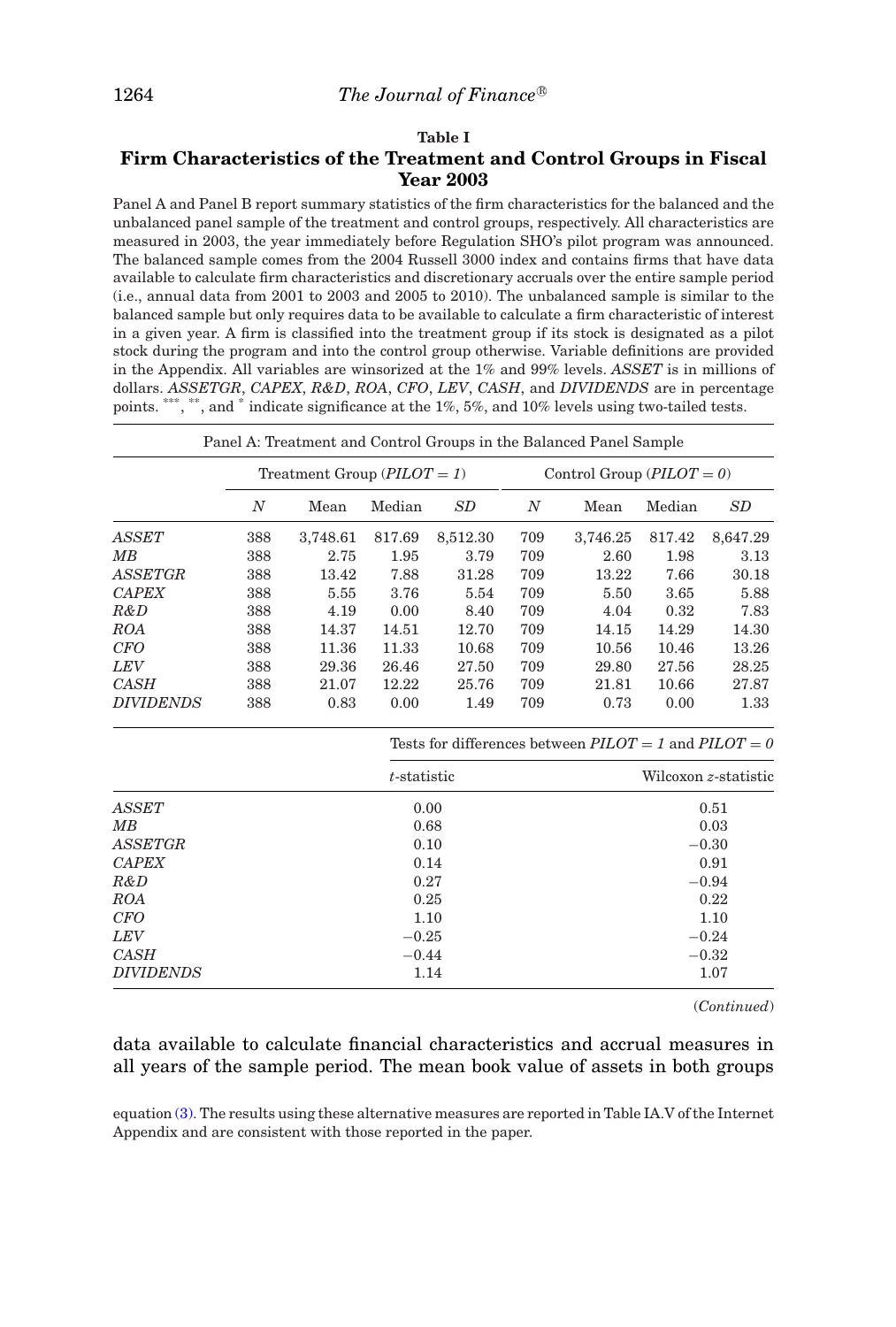**Table I**

**Firm Characteristics of the Treatment and Control Groups in Fiscal Year 2003**

Panel A and Panel B report summary statistics of the firm characteristics for the balanced and the unbalanced panel sample of the treatment and control groups, respectively. All characteristics are measured in 2003, the year immediately before Regulation SHO's pilot program was announced. The balanced sample comes from the 2004 Russell 3000 index and contains firms that have data available to calculate firm characteristics and discretionary accruals over the entire sample period (i.e., annual data from 2001 to 2003 and 2005 to 2010). The unbalanced sample is similar to the balanced sample but only requires data to be available to calculate a firm characteristic of interest in a given year. A firm is classified into the treatment group if its stock is designated as a pilot stock during the program and into the control group otherwise. Variable definitions are provided in the Appendix. All variables are winsorized at the 1% and 99% levels. *ASSET* is in millions of dollars. *ASSETGR*, *CAPEX*, *R&D*, *ROA*, *CFO*, *LEV*, *CASH*, and *DIVIDENDS* are in percentage points. ***, **, and * indicate significance at the 1%, 5%, and 10% levels using two-tailed tests.

Panel A: Treatment and Control Groups in the Balanced Panel Sample

| | Treatment Group (*PILOT = 1*) | | | | Control Group (*PILOT = 0*) | | | |
|---|---|---|---|---|---|---|---|---|
| | *N* | Mean | Median | *SD* | *N* | Mean | Median | *SD* |
| *ASSET* | 388 | 3,748.61 | 817.69 | 8,512.30 | 709 | 3,746.25 | 817.42 | 8,647.29 |
| *MB* | 388 | 2.75 | 1.95 | 3.79 | 709 | 2.60 | 1.98 | 3.13 |
| *ASSETGR* | 388 | 13.42 | 7.88 | 31.28 | 709 | 13.22 | 7.66 | 30.18 |
| *CAPEX* | 388 | 5.55 | 3.76 | 5.54 | 709 | 5.50 | 3.65 | 5.88 |
| *R&D* | 388 | 4.19 | 0.00 | 8.40 | 709 | 4.04 | 0.32 | 7.83 |
| *ROA* | 388 | 14.37 | 14.51 | 12.70 | 709 | 14.15 | 14.29 | 14.30 |
| *CFO* | 388 | 11.36 | 11.33 | 10.68 | 709 | 10.56 | 10.46 | 13.26 |
| *LEV* | 388 | 29.36 | 26.46 | 27.50 | 709 | 29.80 | 27.56 | 28.25 |
| *CASH* | 388 | 21.07 | 12.22 | 25.76 | 709 | 21.81 | 10.66 | 27.87 |
| *DIVIDENDS* | 388 | 0.83 | 0.00 | 1.49 | 709 | 0.73 | 0.00 | 1.33 |

| | Tests for differences between *PILOT = 1* and *PILOT = 0* | |
|---|---|---|
| | *t*-statistic | Wilcoxon *z*-statistic |
| *ASSET* | 0.00 | 0.51 |
| *MB* | 0.68 | 0.03 |
| *ASSETGR* | 0.10 | −0.30 |
| *CAPEX* | 0.14 | 0.91 |
| *R&D* | 0.27 | −0.94 |
| *ROA* | 0.25 | 0.22 |
| *CFO* | 1.10 | 1.10 |
| *LEV* | −0.25 | −0.24 |
| *CASH* | −0.44 | −0.32 |
| *DIVIDENDS* | 1.14 | 1.07 |

(*Continued*)

data available to calculate financial characteristics and accrual measures in all years of the sample period. The mean book value of assets in both groups

equation (3). The results using these alternative measures are reported in Table IA.V of the Internet Appendix and are consistent with those reported in the paper.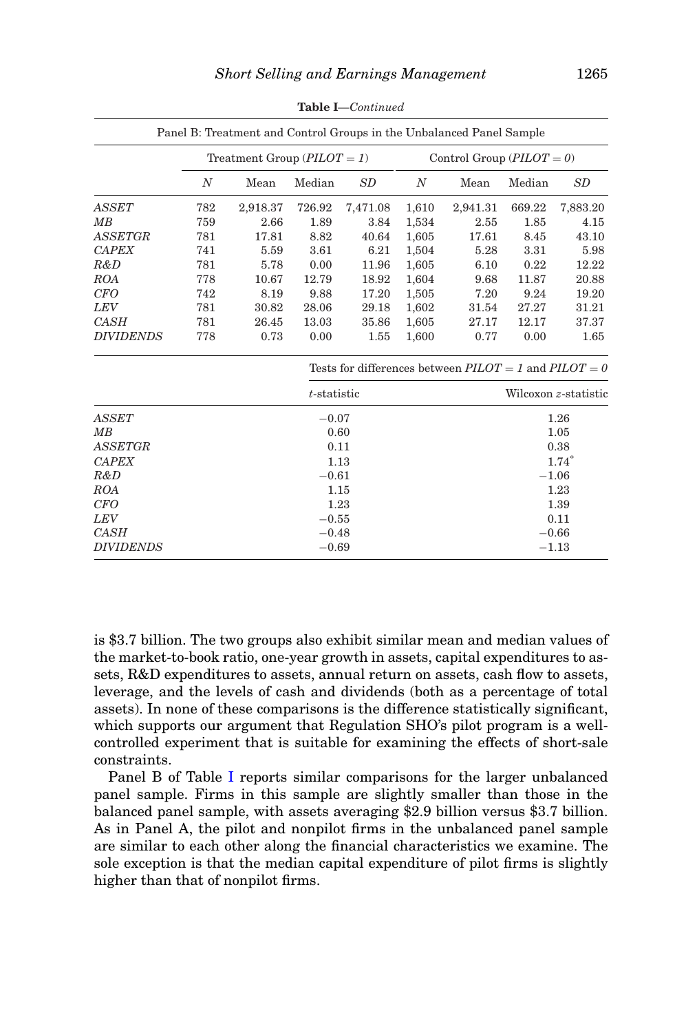**Table I**—*Continued*

Panel B: Treatment and Control Groups in the Unbalanced Panel Sample

| | Treatment Group ($PILOT = 1$) | | | | Control Group ($PILOT = 0$) | | | |
|---|---|---|---|---|---|---|---|---|
| | $N$ | Mean | Median | $SD$ | $N$ | Mean | Median | $SD$ |
| *ASSET* | 782 | 2,918.37 | 726.92 | 7,471.08 | 1,610 | 2,941.31 | 669.22 | 7,883.20 |
| *MB* | 759 | 2.66 | 1.89 | 3.84 | 1,534 | 2.55 | 1.85 | 4.15 |
| *ASSETGR* | 781 | 17.81 | 8.82 | 40.64 | 1,605 | 17.61 | 8.45 | 43.10 |
| *CAPEX* | 741 | 5.59 | 3.61 | 6.21 | 1,504 | 5.28 | 3.31 | 5.98 |
| *R&D* | 781 | 5.78 | 0.00 | 11.96 | 1,605 | 6.10 | 0.22 | 12.22 |
| *ROA* | 778 | 10.67 | 12.79 | 18.92 | 1,604 | 9.68 | 11.87 | 20.88 |
| *CFO* | 742 | 8.19 | 9.88 | 17.20 | 1,505 | 7.20 | 9.24 | 19.20 |
| *LEV* | 781 | 30.82 | 28.06 | 29.18 | 1,602 | 31.54 | 27.27 | 31.21 |
| *CASH* | 781 | 26.45 | 13.03 | 35.86 | 1,605 | 27.17 | 12.17 | 37.37 |
| *DIVIDENDS* | 778 | 0.73 | 0.00 | 1.55 | 1,600 | 0.77 | 0.00 | 1.65 |

| | Tests for differences between $PILOT = 1$ and $PILOT = 0$ | |
|---|---|---|
| | $t$-statistic | Wilcoxon $z$-statistic |
| *ASSET* | −0.07 | 1.26 |
| *MB* | 0.60 | 1.05 |
| *ASSETGR* | 0.11 | 0.38 |
| *CAPEX* | 1.13 | 1.74* |
| *R&D* | −0.61 | −1.06 |
| *ROA* | 1.15 | 1.23 |
| *CFO* | 1.23 | 1.39 |
| *LEV* | −0.55 | 0.11 |
| *CASH* | −0.48 | −0.66 |
| *DIVIDENDS* | −0.69 | −1.13 |

is \$3.7 billion. The two groups also exhibit similar mean and median values of the market-to-book ratio, one-year growth in assets, capital expenditures to assets, R&D expenditures to assets, annual return on assets, cash flow to assets, leverage, and the levels of cash and dividends (both as a percentage of total assets). In none of these comparisons is the difference statistically significant, which supports our argument that Regulation SHO's pilot program is a well-controlled experiment that is suitable for examining the effects of short-sale constraints.

Panel B of Table I reports similar comparisons for the larger unbalanced panel sample. Firms in this sample are slightly smaller than those in the balanced panel sample, with assets averaging \$2.9 billion versus \$3.7 billion. As in Panel A, the pilot and nonpilot firms in the unbalanced panel sample are similar to each other along the financial characteristics we examine. The sole exception is that the median capital expenditure of pilot firms is slightly higher than that of nonpilot firms.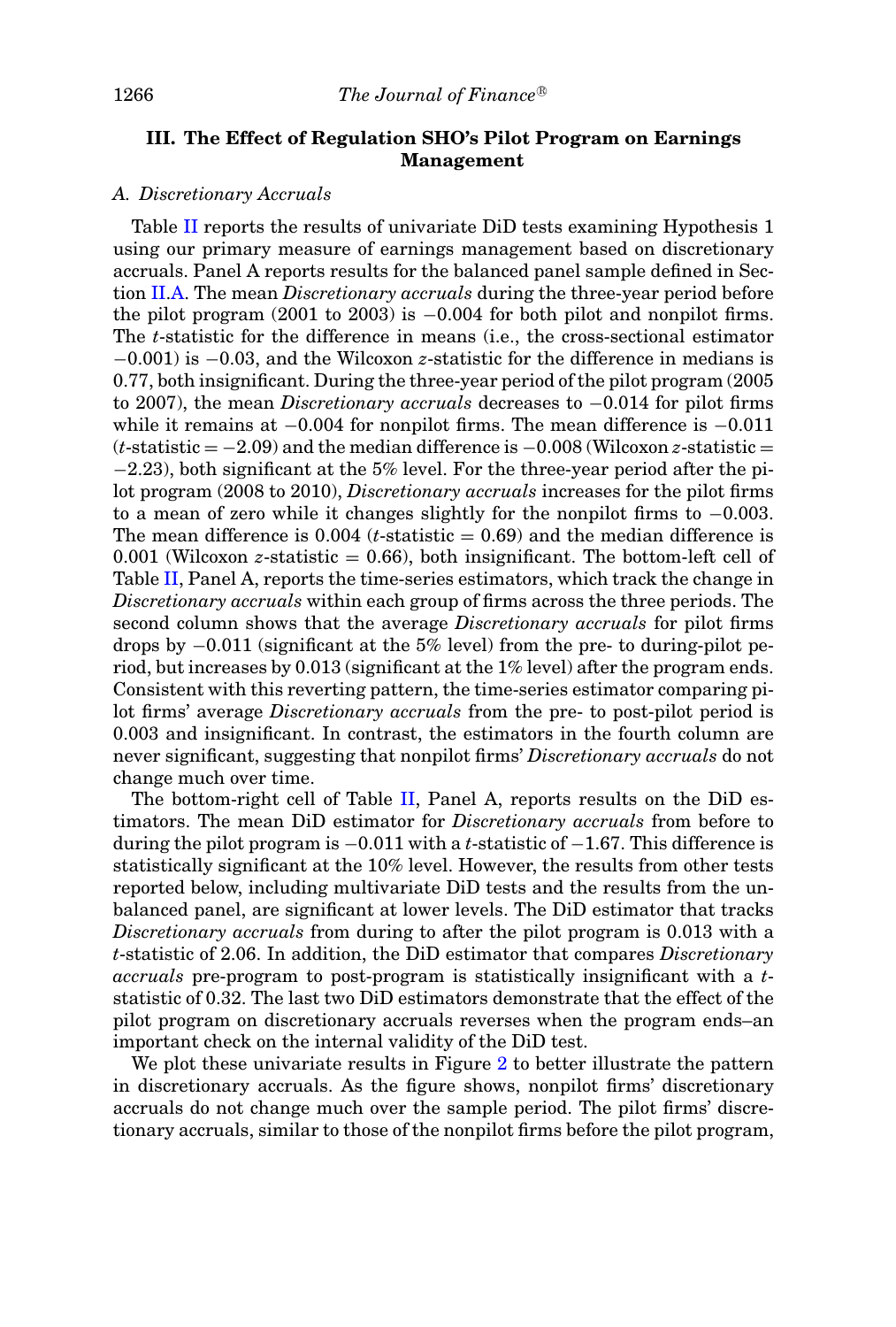## III. The Effect of Regulation SHO's Pilot Program on Earnings Management

### A. Discretionary Accruals

Table II reports the results of univariate DiD tests examining Hypothesis 1 using our primary measure of earnings management based on discretionary accruals. Panel A reports results for the balanced panel sample defined in Section II.A. The mean *Discretionary accruals* during the three-year period before the pilot program (2001 to 2003) is −0.004 for both pilot and nonpilot firms. The *t*-statistic for the difference in means (i.e., the cross-sectional estimator −0.001) is −0.03, and the Wilcoxon *z*-statistic for the difference in medians is 0.77, both insignificant. During the three-year period of the pilot program (2005 to 2007), the mean *Discretionary accruals* decreases to −0.014 for pilot firms while it remains at −0.004 for nonpilot firms. The mean difference is −0.011 (*t*-statistic = −2.09) and the median difference is −0.008 (Wilcoxon *z*-statistic = −2.23), both significant at the 5% level. For the three-year period after the pilot program (2008 to 2010), *Discretionary accruals* increases for the pilot firms to a mean of zero while it changes slightly for the nonpilot firms to −0.003. The mean difference is 0.004 (*t*-statistic = 0.69) and the median difference is 0.001 (Wilcoxon *z*-statistic = 0.66), both insignificant. The bottom-left cell of Table II, Panel A, reports the time-series estimators, which track the change in *Discretionary accruals* within each group of firms across the three periods. The second column shows that the average *Discretionary accruals* for pilot firms drops by −0.011 (significant at the 5% level) from the pre- to during-pilot period, but increases by 0.013 (significant at the 1% level) after the program ends. Consistent with this reverting pattern, the time-series estimator comparing pilot firms' average *Discretionary accruals* from the pre- to post-pilot period is 0.003 and insignificant. In contrast, the estimators in the fourth column are never significant, suggesting that nonpilot firms' *Discretionary accruals* do not change much over time.

The bottom-right cell of Table II, Panel A, reports results on the DiD estimators. The mean DiD estimator for *Discretionary accruals* from before to during the pilot program is −0.011 with a *t*-statistic of −1.67. This difference is statistically significant at the 10% level. However, the results from other tests reported below, including multivariate DiD tests and the results from the unbalanced panel, are significant at lower levels. The DiD estimator that tracks *Discretionary accruals* from during to after the pilot program is 0.013 with a *t*-statistic of 2.06. In addition, the DiD estimator that compares *Discretionary accruals* pre-program to post-program is statistically insignificant with a *t*-statistic of 0.32. The last two DiD estimators demonstrate that the effect of the pilot program on discretionary accruals reverses when the program ends–an important check on the internal validity of the DiD test.

We plot these univariate results in Figure 2 to better illustrate the pattern in discretionary accruals. As the figure shows, nonpilot firms' discretionary accruals do not change much over the sample period. The pilot firms' discretionary accruals, similar to those of the nonpilot firms before the pilot program,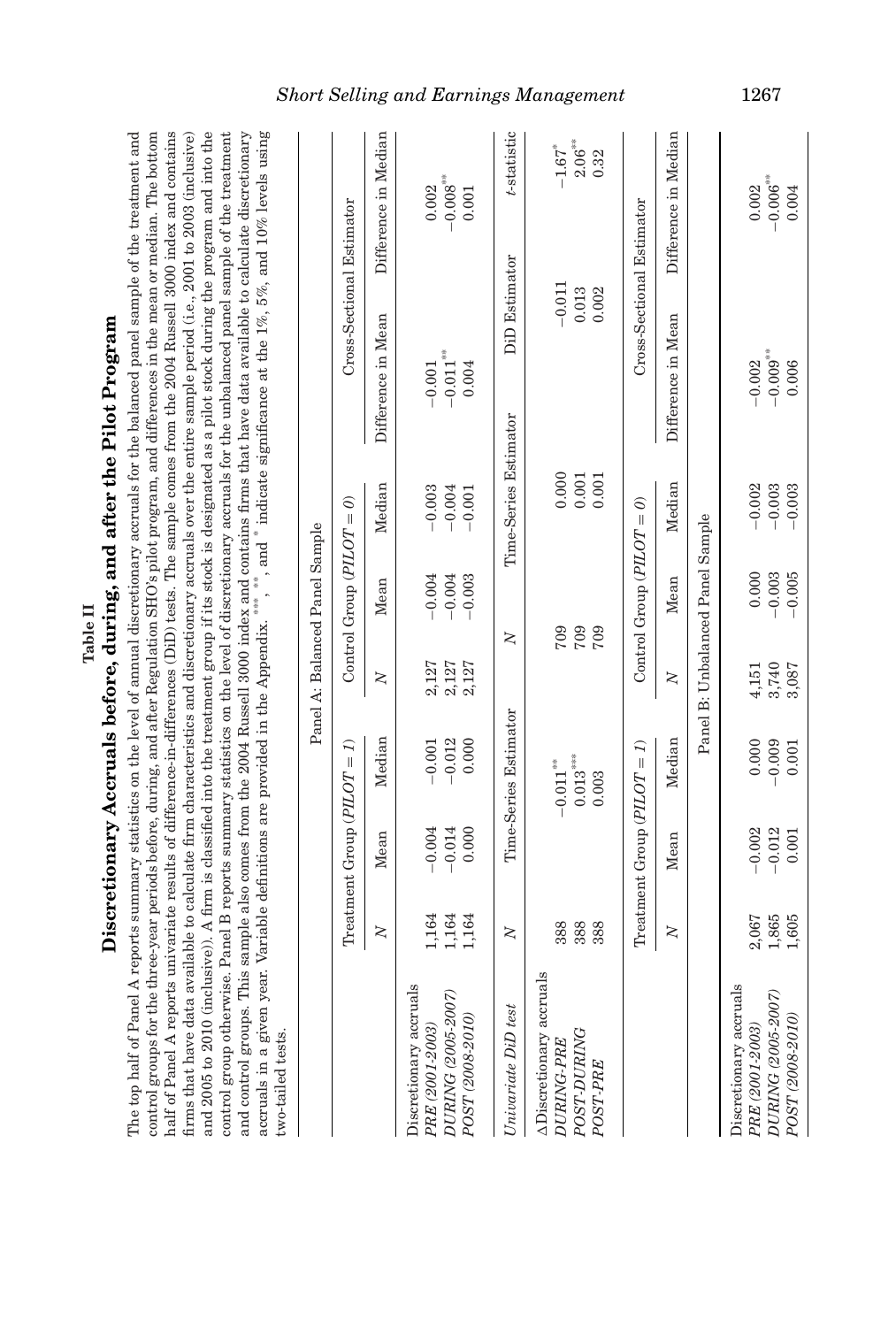**Table II**

**Discretionary Accruals before, during, and after the Pilot Program**

The top half of Panel A reports summary statistics on the level of annual discretionary accruals for the balanced panel sample of the treatment and control groups for the three-year periods before, during, and after Regulation SHO's pilot program, and differences in the mean or median. The bottom half of Panel A reports univariate results of difference-in-differences (DiD) tests. The sample comes from the 2004 Russell 3000 index and contains firms that have data available to calculate firm characteristics and discretionary accruals over the entire sample period (i.e., 2001 to 2003 (inclusive) and 2005 to 2010 (inclusive)). A firm is classified into the treatment group if its stock is designated as a pilot stock during the program and into the control group otherwise. Panel B reports summary statistics on the level of discretionary accruals for the unbalanced panel sample of the treatment and control groups. This sample also comes from the 2004 Russell 3000 index and contains firms that have data available to calculate discretionary accruals in a given year. Variable definitions are provided in the Appendix. ***, **, and * indicate significance at the 1%, 5%, and 10% levels using two-tailed tests.

Panel A: Balanced Panel Sample

| | Treatment Group (*PILOT = 1*) | | | Control Group (*PILOT = 0*) | | | Cross-Sectional Estimator | |
|---|---|---|---|---|---|---|---|---|
| | *N* | Mean | Median | *N* | Mean | Median | Difference in Mean | Difference in Median |
| Discretionary accruals | | | | | | | | |
| *PRE (2001-2003)* | 1,164 | −0.004 | −0.001 | 2,127 | −0.004 | −0.003 | −0.001 | 0.002 |
| *DURING (2005-2007)* | 1,164 | −0.014 | −0.012 | 2,127 | −0.004 | −0.004 | −0.011** | −0.008** |
| *POST (2008-2010)* | 1,164 | 0.000 | 0.000 | 2,127 | −0.003 | −0.001 | 0.004 | 0.001 |
| *Univariate DiD test* | *N* | Time-Series Estimator | | *N* | Time-Series Estimator | | DiD Estimator | *t*-statistic |
| ΔDiscretionary accruals | | | | | | | | |
| *DURING-PRE* | 388 | −0.011** | | 709 | 0.000 | | −0.011 | −1.67* |
| *POST-DURING* | 388 | 0.013*** | | 709 | 0.001 | | 0.013 | 2.06** |
| *POST-PRE* | 388 | 0.003 | | 709 | 0.001 | | 0.002 | 0.32 |

Panel B: Unbalanced Panel Sample

| | Treatment Group (*PILOT = 1*) | | | Control Group (*PILOT = 0*) | | | Cross-Sectional Estimator | |
|---|---|---|---|---|---|---|---|---|
| | *N* | Mean | Median | *N* | Mean | Median | Difference in Mean | Difference in Median |
| Discretionary accruals | | | | | | | | |
| *PRE (2001-2003)* | 2,067 | −0.002 | 0.000 | 4,151 | 0.000 | −0.002 | −0.002 | 0.002 |
| *DURING (2005-2007)* | 1,865 | −0.012 | −0.009 | 3,740 | −0.003 | −0.003 | −0.009** | −0.006** |
| *POST (2008-2010)* | 1,605 | 0.001 | 0.001 | 3,087 | −0.005 | −0.003 | 0.006 | 0.004 |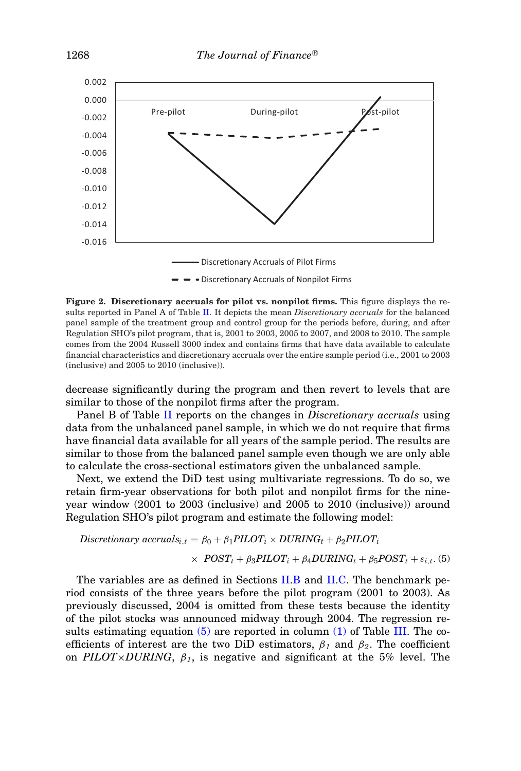**Figure 2. Discretionary accruals for pilot vs. nonpilot firms.** This figure displays the results reported in Panel A of Table II. It depicts the mean *Discretionary accruals* for the balanced panel sample of the treatment group and control group for the periods before, during, and after Regulation SHO's pilot program, that is, 2001 to 2003, 2005 to 2007, and 2008 to 2010. The sample comes from the 2004 Russell 3000 index and contains firms that have data available to calculate financial characteristics and discretionary accruals over the entire sample period (i.e., 2001 to 2003 (inclusive) and 2005 to 2010 (inclusive)).

decrease significantly during the program and then revert to levels that are similar to those of the nonpilot firms after the program.

Panel B of Table II reports on the changes in *Discretionary accruals* using data from the unbalanced panel sample, in which we do not require that firms have financial data available for all years of the sample period. The results are similar to those from the balanced panel sample even though we are only able to calculate the cross-sectional estimators given the unbalanced sample.

Next, we extend the DiD test using multivariate regressions. To do so, we retain firm-year observations for both pilot and nonpilot firms for the nine-year window (2001 to 2003 (inclusive) and 2005 to 2010 (inclusive)) around Regulation SHO's pilot program and estimate the following model:

$$\textit{Discretionary accruals}_{i,t} = \beta_0 + \beta_1 \textit{PILOT}_i \times \textit{DURING}_t + \beta_2 \textit{PILOT}_i \times \textit{POST}_t + \beta_3 \textit{PILOT}_i + \beta_4 \textit{DURING}_t + \beta_5 \textit{POST}_t + \varepsilon_{i,t}. \quad (5)$$

The variables are as defined in Sections II.B and II.C. The benchmark period consists of the three years before the pilot program (2001 to 2003). As previously discussed, 2004 is omitted from these tests because the identity of the pilot stocks was announced midway through 2004. The regression results estimating equation (5) are reported in column (1) of Table III. The coefficients of interest are the two DiD estimators, $\beta_1$ and $\beta_2$. The coefficient on *PILOT*×*DURING*, $\beta_1$, is negative and significant at the 5% level. The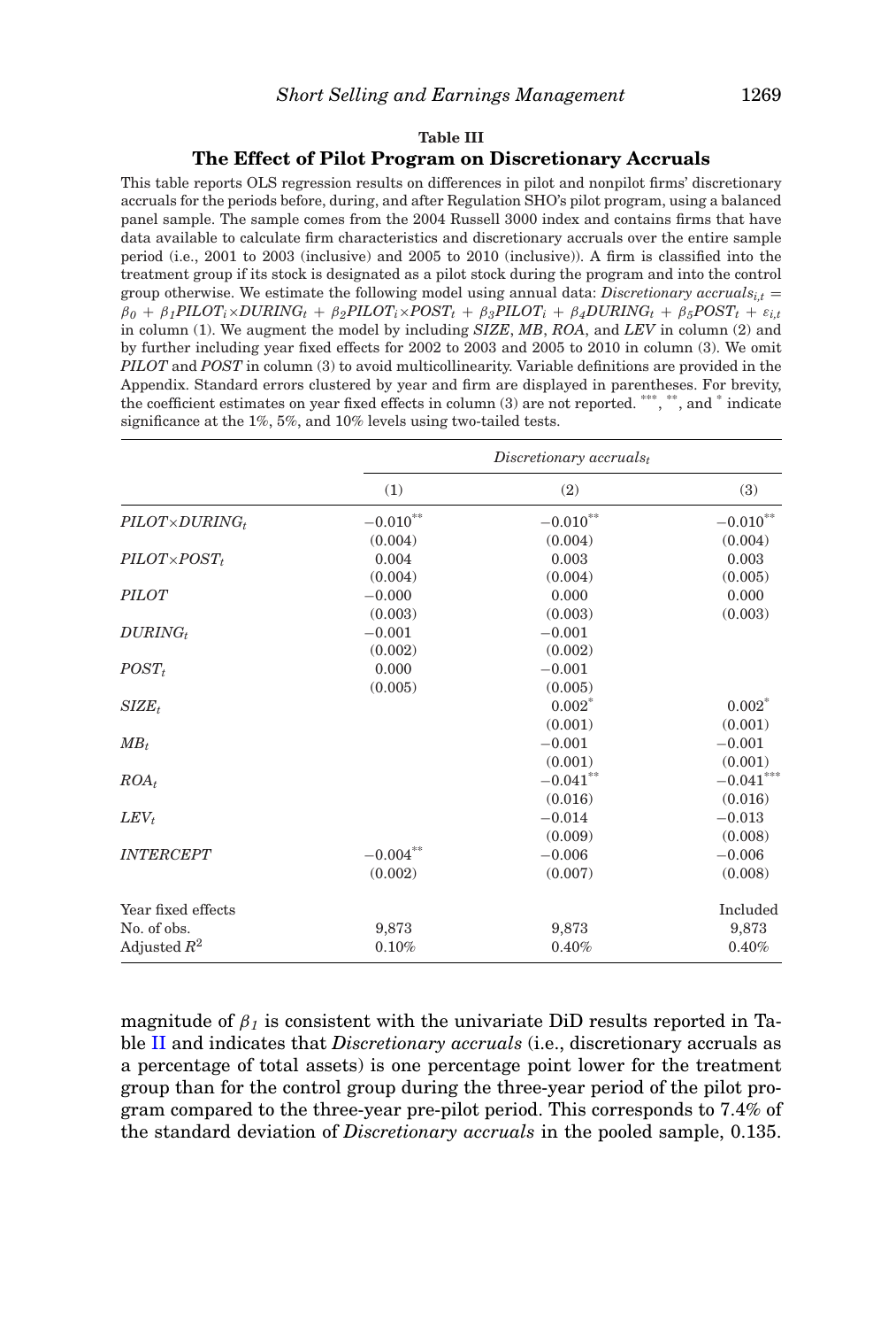**Table III**

**The Effect of Pilot Program on Discretionary Accruals**

This table reports OLS regression results on differences in pilot and nonpilot firms' discretionary accruals for the periods before, during, and after Regulation SHO's pilot program, using a balanced panel sample. The sample comes from the 2004 Russell 3000 index and contains firms that have data available to calculate firm characteristics and discretionary accruals over the entire sample period (i.e., 2001 to 2003 (inclusive) and 2005 to 2010 (inclusive)). A firm is classified into the treatment group if its stock is designated as a pilot stock during the program and into the control group otherwise. We estimate the following model using annual data: $Discretionary\ accruals_{i,t} = \beta_0 + \beta_1 PILOT_i \times DURING_t + \beta_2 PILOT_i \times POST_t + \beta_3 PILOT_i + \beta_4 DURING_t + \beta_5 POST_t + \varepsilon_{i,t}$ in column (1). We augment the model by including *SIZE*, *MB*, *ROA*, and *LEV* in column (2) and by further including year fixed effects for 2002 to 2003 and 2005 to 2010 in column (3). We omit *PILOT* and *POST* in column (3) to avoid multicollinearity. Variable definitions are provided in the Appendix. Standard errors clustered by year and firm are displayed in parentheses. For brevity, the coefficient estimates on year fixed effects in column (3) are not reported. ***, **, and * indicate significance at the 1%, 5%, and 10% levels using two-tailed tests.

| | $Discretionary\ accruals_t$ | | |
|---|---|---|---|
| | (1) | (2) | (3) |
| $PILOT \times DURING_t$ | −0.010** | −0.010** | −0.010** |
| | (0.004) | (0.004) | (0.004) |
| $PILOT \times POST_t$ | 0.004 | 0.003 | 0.003 |
| | (0.004) | (0.004) | (0.005) |
| $PILOT$ | −0.000 | 0.000 | 0.000 |
| | (0.003) | (0.003) | (0.003) |
| $DURING_t$ | −0.001 | −0.001 | |
| | (0.002) | (0.002) | |
| $POST_t$ | 0.000 | −0.001 | |
| | (0.005) | (0.005) | |
| $SIZE_t$ | | 0.002* | 0.002* |
| | | (0.001) | (0.001) |
| $MB_t$ | | −0.001 | −0.001 |
| | | (0.001) | (0.001) |
| $ROA_t$ | | −0.041** | −0.041*** |
| | | (0.016) | (0.016) |
| $LEV_t$ | | −0.014 | −0.013 |
| | | (0.009) | (0.008) |
| $INTERCEPT$ | −0.004** | −0.006 | −0.006 |
| | (0.002) | (0.007) | (0.008) |
| Year fixed effects | | | Included |
| No. of obs. | 9,873 | 9,873 | 9,873 |
| Adjusted $R^2$ | 0.10% | 0.40% | 0.40% |

magnitude of $\beta_1$ is consistent with the univariate DiD results reported in Table II and indicates that *Discretionary accruals* (i.e., discretionary accruals as a percentage of total assets) is one percentage point lower for the treatment group than for the control group during the three-year period of the pilot program compared to the three-year pre-pilot period. This corresponds to 7.4% of the standard deviation of *Discretionary accruals* in the pooled sample, 0.135.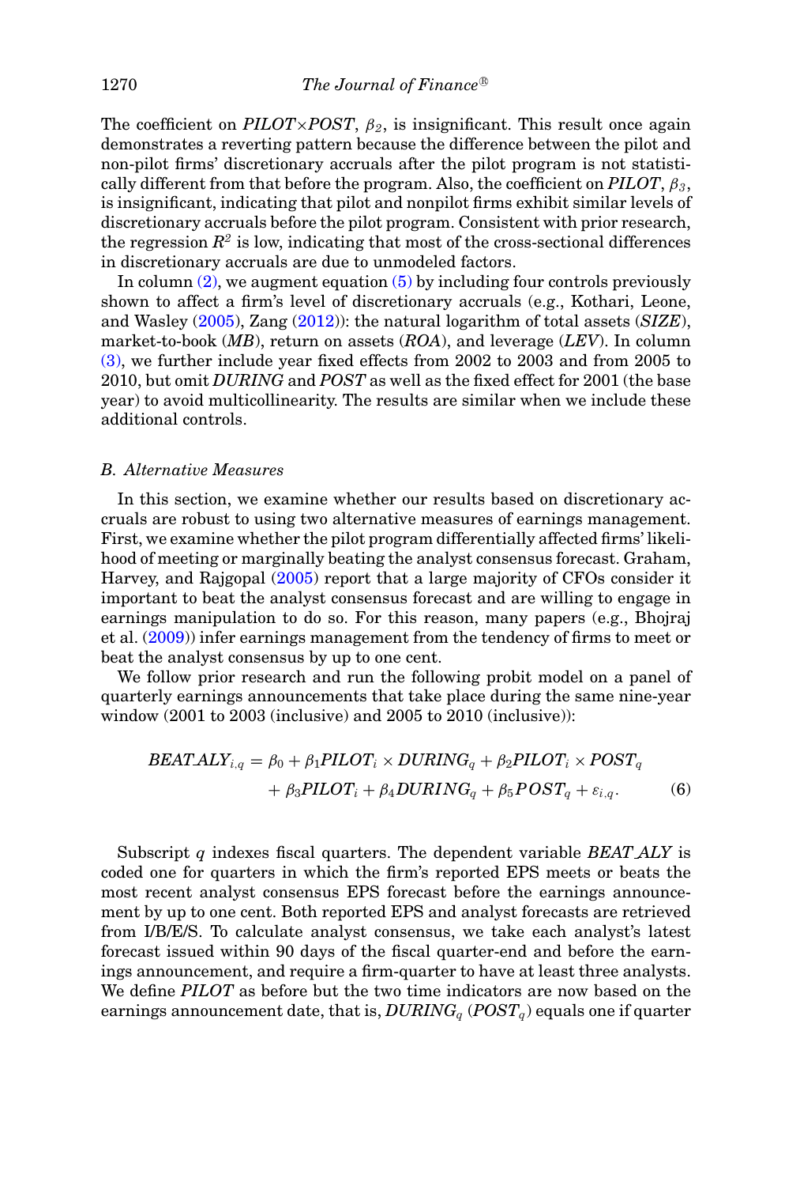The coefficient on *PILOT*×*POST*, $\beta_2$, is insignificant. This result once again demonstrates a reverting pattern because the difference between the pilot and non-pilot firms' discretionary accruals after the pilot program is not statistically different from that before the program. Also, the coefficient on *PILOT*, $\beta_3$, is insignificant, indicating that pilot and nonpilot firms exhibit similar levels of discretionary accruals before the pilot program. Consistent with prior research, the regression $R^2$ is low, indicating that most of the cross-sectional differences in discretionary accruals are due to unmodeled factors.

In column (2), we augment equation (5) by including four controls previously shown to affect a firm's level of discretionary accruals (e.g., Kothari, Leone, and Wasley (2005), Zang (2012)): the natural logarithm of total assets (*SIZE*), market-to-book (*MB*), return on assets (*ROA*), and leverage (*LEV*). In column (3), we further include year fixed effects from 2002 to 2003 and from 2005 to 2010, but omit *DURING* and *POST* as well as the fixed effect for 2001 (the base year) to avoid multicollinearity. The results are similar when we include these additional controls.

### B. Alternative Measures

In this section, we examine whether our results based on discretionary accruals are robust to using two alternative measures of earnings management. First, we examine whether the pilot program differentially affected firms' likelihood of meeting or marginally beating the analyst consensus forecast. Graham, Harvey, and Rajgopal (2005) report that a large majority of CFOs consider it important to beat the analyst consensus forecast and are willing to engage in earnings manipulation to do so. For this reason, many papers (e.g., Bhojraj et al. (2009)) infer earnings management from the tendency of firms to meet or beat the analyst consensus by up to one cent.

We follow prior research and run the following probit model on a panel of quarterly earnings announcements that take place during the same nine-year window (2001 to 2003 (inclusive) and 2005 to 2010 (inclusive)):

$$BEAT\_ALY_{i,q} = \beta_0 + \beta_1 PILOT_i \times DURING_q + \beta_2 PILOT_i \times POST_q + \beta_3 PILOT_i + \beta_4 DURING_q + \beta_5 POST_q + \varepsilon_{i,q}. \quad (6)$$

Subscript $q$ indexes fiscal quarters. The dependent variable *BEAT_ALY* is coded one for quarters in which the firm's reported EPS meets or beats the most recent analyst consensus EPS forecast before the earnings announcement by up to one cent. Both reported EPS and analyst forecasts are retrieved from I/B/E/S. To calculate analyst consensus, we take each analyst's latest forecast issued within 90 days of the fiscal quarter-end and before the earnings announcement, and require a firm-quarter to have at least three analysts. We define *PILOT* as before but the two time indicators are now based on the earnings announcement date, that is, $DURING_q$ ($POST_q$) equals one if quarter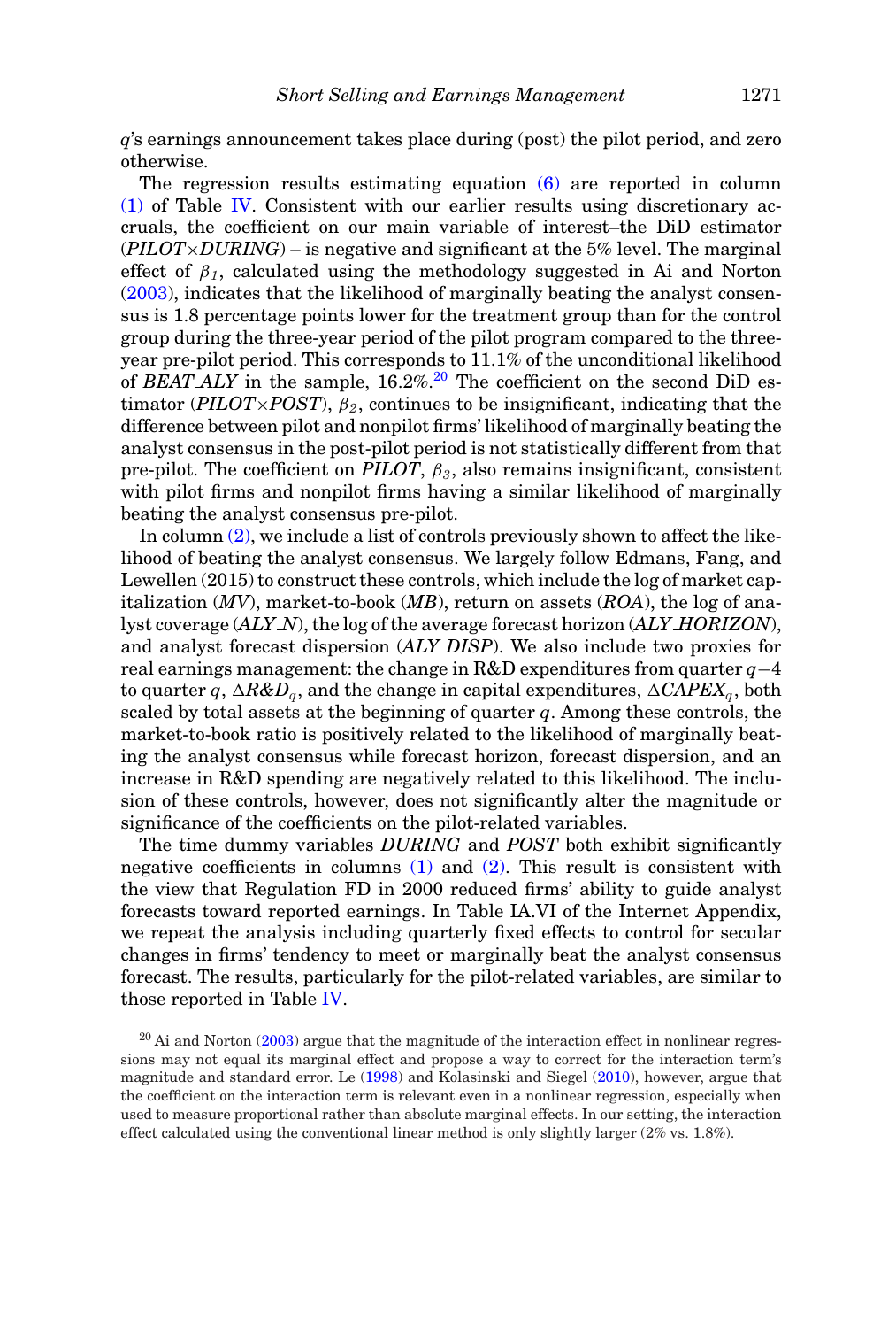$q$'s earnings announcement takes place during (post) the pilot period, and zero otherwise.

The regression results estimating equation (6) are reported in column (1) of Table IV. Consistent with our earlier results using discretionary accruals, the coefficient on our main variable of interest–the DiD estimator (*PILOT*×*DURING*) – is negative and significant at the 5% level. The marginal effect of $\beta_1$, calculated using the methodology suggested in Ai and Norton (2003), indicates that the likelihood of marginally beating the analyst consensus is 1.8 percentage points lower for the treatment group than for the control group during the three-year period of the pilot program compared to the three-year pre-pilot period. This corresponds to 11.1% of the unconditional likelihood of *BEAT_ALY* in the sample, 16.2%.[20] The coefficient on the second DiD estimator (*PILOT*×*POST*), $\beta_2$, continues to be insignificant, indicating that the difference between pilot and nonpilot firms' likelihood of marginally beating the analyst consensus in the post-pilot period is not statistically different from that pre-pilot. The coefficient on *PILOT*, $\beta_3$, also remains insignificant, consistent with pilot firms and nonpilot firms having a similar likelihood of marginally beating the analyst consensus pre-pilot.

In column (2), we include a list of controls previously shown to affect the likelihood of beating the analyst consensus. We largely follow Edmans, Fang, and Lewellen (2015) to construct these controls, which include the log of market capitalization (*MV*), market-to-book (*MB*), return on assets (*ROA*), the log of analyst coverage (*ALY_N*), the log of the average forecast horizon (*ALY_HORIZON*), and analyst forecast dispersion (*ALY_DISP*). We also include two proxies for real earnings management: the change in R&D expenditures from quarter $q-4$ to quarter $q$, $\Delta R\&D_q$, and the change in capital expenditures, $\Delta CAPEX_q$, both scaled by total assets at the beginning of quarter $q$. Among these controls, the market-to-book ratio is positively related to the likelihood of marginally beating the analyst consensus while forecast horizon, forecast dispersion, and an increase in R&D spending are negatively related to this likelihood. The inclusion of these controls, however, does not significantly alter the magnitude or significance of the coefficients on the pilot-related variables.

The time dummy variables *DURING* and *POST* both exhibit significantly negative coefficients in columns (1) and (2). This result is consistent with the view that Regulation FD in 2000 reduced firms' ability to guide analyst forecasts toward reported earnings. In Table IA.VI of the Internet Appendix, we repeat the analysis including quarterly fixed effects to control for secular changes in firms' tendency to meet or marginally beat the analyst consensus forecast. The results, particularly for the pilot-related variables, are similar to those reported in Table IV.

[20] Ai and Norton (2003) argue that the magnitude of the interaction effect in nonlinear regressions may not equal its marginal effect and propose a way to correct for the interaction term's magnitude and standard error. Le (1998) and Kolasinski and Siegel (2010), however, argue that the coefficient on the interaction term is relevant even in a nonlinear regression, especially when used to measure proportional rather than absolute marginal effects. In our setting, the interaction effect calculated using the conventional linear method is only slightly larger (2% vs. 1.8%).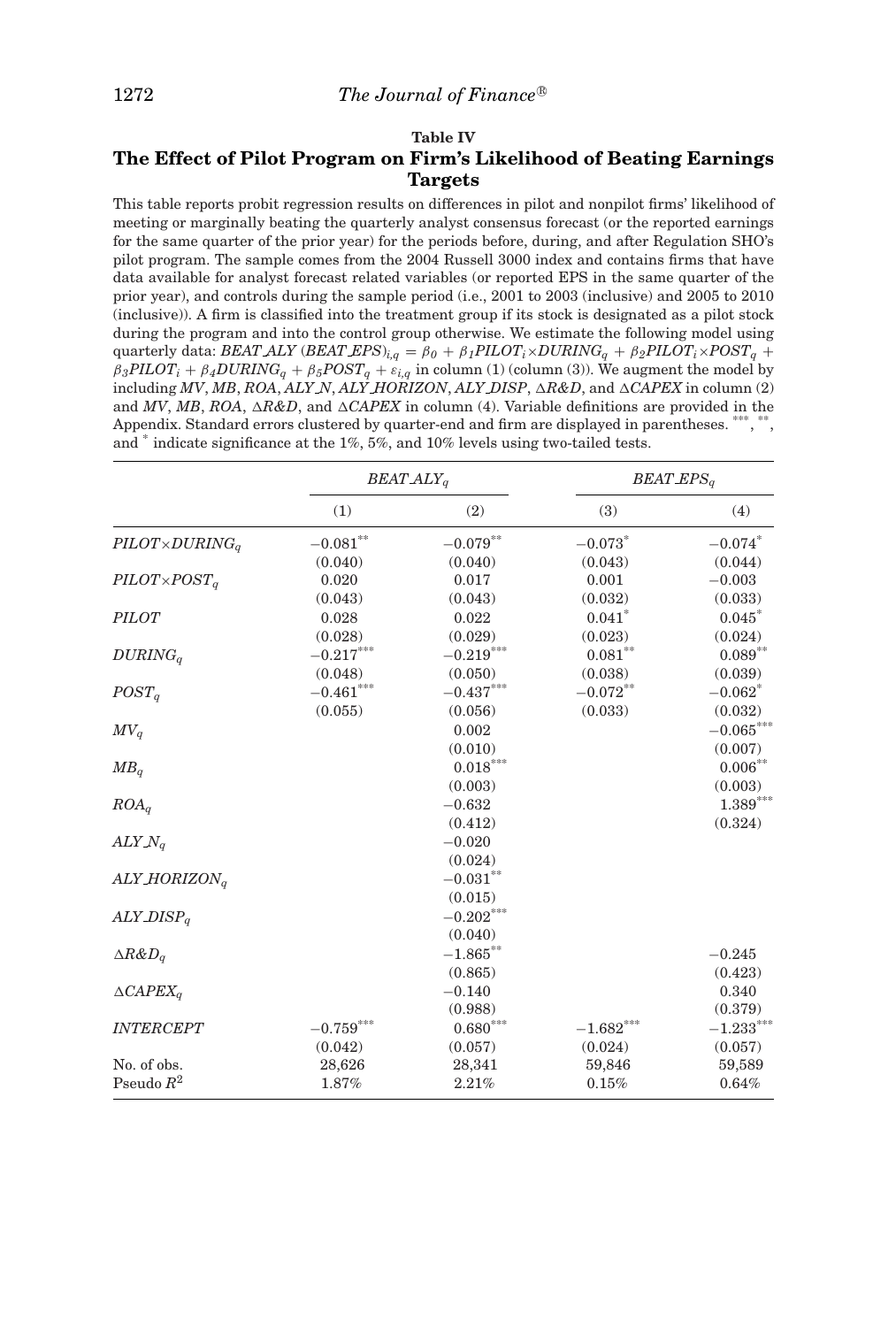**Table IV**

**The Effect of Pilot Program on Firm's Likelihood of Beating Earnings Targets**

This table reports probit regression results on differences in pilot and nonpilot firms' likelihood of meeting or marginally beating the quarterly analyst consensus forecast (or the reported earnings for the same quarter of the prior year) for the periods before, during, and after Regulation SHO's pilot program. The sample comes from the 2004 Russell 3000 index and contains firms that have data available for analyst forecast related variables (or reported EPS in the same quarter of the prior year), and controls during the sample period (i.e., 2001 to 2003 (inclusive) and 2005 to 2010 (inclusive)). A firm is classified into the treatment group if its stock is designated as a pilot stock during the program and into the control group otherwise. We estimate the following model using quarterly data: $BEAT\_ALY$ $(BEAT\_EPS)_{i,q} = \beta_0 + \beta_1 PILOT_i \times DURING_q + \beta_2 PILOT_i \times POST_q + \beta_3 PILOT_i + \beta_4 DURING_q + \beta_5 POST_q + \varepsilon_{i,q}$ in column (1) (column (3)). We augment the model by including $MV$, $MB$, $ROA$, $ALY\_N$, $ALY\_HORIZON$, $ALY\_DISP$, $\Delta R\&D$, and $\Delta CAPEX$ in column (2) and $MV$, $MB$, $ROA$, $\Delta R\&D$, and $\Delta CAPEX$ in column (4). Variable definitions are provided in the Appendix. Standard errors clustered by quarter-end and firm are displayed in parentheses. ***, **, and * indicate significance at the 1%, 5%, and 10% levels using two-tailed tests.

| | $BEAT\_ALY_q$ | | $BEAT\_EPS_q$ | |
|---|---|---|---|---|
| | (1) | (2) | (3) | (4) |
| $PILOT \times DURING_q$ | −0.081** | −0.079** | −0.073* | −0.074* |
| | (0.040) | (0.040) | (0.043) | (0.044) |
| $PILOT \times POST_q$ | 0.020 | 0.017 | 0.001 | −0.003 |
| | (0.043) | (0.043) | (0.032) | (0.033) |
| $PILOT$ | 0.028 | 0.022 | 0.041* | 0.045* |
| | (0.028) | (0.029) | (0.023) | (0.024) |
| $DURING_q$ | −0.217*** | −0.219*** | 0.081** | 0.089** |
| | (0.048) | (0.050) | (0.038) | (0.039) |
| $POST_q$ | −0.461*** | −0.437*** | −0.072** | −0.062* |
| | (0.055) | (0.056) | (0.033) | (0.032) |
| $MV_q$ | | 0.002 | | −0.065*** |
| | | (0.010) | | (0.007) |
| $MB_q$ | | 0.018*** | | 0.006** |
| | | (0.003) | | (0.003) |
| $ROA_q$ | | −0.632 | | 1.389*** |
| | | (0.412) | | (0.324) |
| $ALY\_N_q$ | | −0.020 | | |
| | | (0.024) | | |
| $ALY\_HORIZON_q$ | | −0.031** | | |
| | | (0.015) | | |
| $ALY\_DISP_q$ | | −0.202*** | | |
| | | (0.040) | | |
| $\Delta R\&D_q$ | | −1.865** | | −0.245 |
| | | (0.865) | | (0.423) |
| $\Delta CAPEX_q$ | | −0.140 | | 0.340 |
| | | (0.988) | | (0.379) |
| $INTERCEPT$ | −0.759*** | 0.680*** | −1.682*** | −1.233*** |
| | (0.042) | (0.057) | (0.024) | (0.057) |
| No. of obs. | 28,626 | 28,341 | 59,846 | 59,589 |
| Pseudo $R^2$ | 1.87% | 2.21% | 0.15% | 0.64% |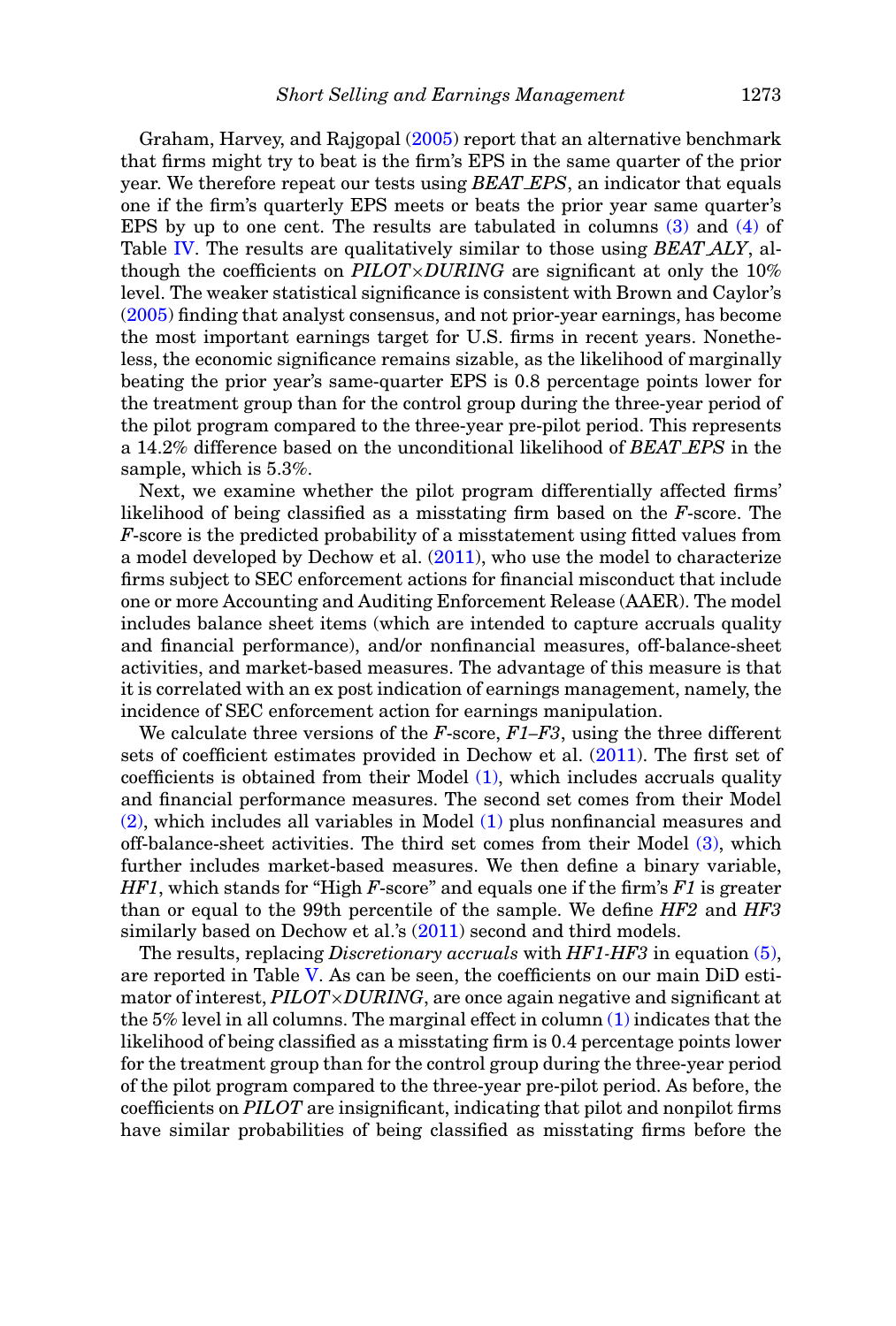Graham, Harvey, and Rajgopal (2005) report that an alternative benchmark that firms might try to beat is the firm's EPS in the same quarter of the prior year. We therefore repeat our tests using *BEAT_EPS*, an indicator that equals one if the firm's quarterly EPS meets or beats the prior year same quarter's EPS by up to one cent. The results are tabulated in columns (3) and (4) of Table IV. The results are qualitatively similar to those using *BEAT_ALY*, although the coefficients on *PILOT*×*DURING* are significant at only the 10% level. The weaker statistical significance is consistent with Brown and Caylor's (2005) finding that analyst consensus, and not prior-year earnings, has become the most important earnings target for U.S. firms in recent years. Nonetheless, the economic significance remains sizable, as the likelihood of marginally beating the prior year's same-quarter EPS is 0.8 percentage points lower for the treatment group than for the control group during the three-year period of the pilot program compared to the three-year pre-pilot period. This represents a 14.2% difference based on the unconditional likelihood of *BEAT_EPS* in the sample, which is 5.3%.

Next, we examine whether the pilot program differentially affected firms' likelihood of being classified as a misstating firm based on the *F*-score. The *F*-score is the predicted probability of a misstatement using fitted values from a model developed by Dechow et al. (2011), who use the model to characterize firms subject to SEC enforcement actions for financial misconduct that include one or more Accounting and Auditing Enforcement Release (AAER). The model includes balance sheet items (which are intended to capture accruals quality and financial performance), and/or nonfinancial measures, off-balance-sheet activities, and market-based measures. The advantage of this measure is that it is correlated with an ex post indication of earnings management, namely, the incidence of SEC enforcement action for earnings manipulation.

We calculate three versions of the *F*-score, *F1–F3*, using the three different sets of coefficient estimates provided in Dechow et al. (2011). The first set of coefficients is obtained from their Model (1), which includes accruals quality and financial performance measures. The second set comes from their Model (2), which includes all variables in Model (1) plus nonfinancial measures and off-balance-sheet activities. The third set comes from their Model (3), which further includes market-based measures. We then define a binary variable, *HF1*, which stands for "High *F*-score" and equals one if the firm's *F1* is greater than or equal to the 99th percentile of the sample. We define *HF2* and *HF3* similarly based on Dechow et al.'s (2011) second and third models.

The results, replacing *Discretionary accruals* with *HF1-HF3* in equation (5), are reported in Table V. As can be seen, the coefficients on our main DiD estimator of interest, *PILOT*×*DURING*, are once again negative and significant at the 5% level in all columns. The marginal effect in column (1) indicates that the likelihood of being classified as a misstating firm is 0.4 percentage points lower for the treatment group than for the control group during the three-year period of the pilot program compared to the three-year pre-pilot period. As before, the coefficients on *PILOT* are insignificant, indicating that pilot and nonpilot firms have similar probabilities of being classified as misstating firms before the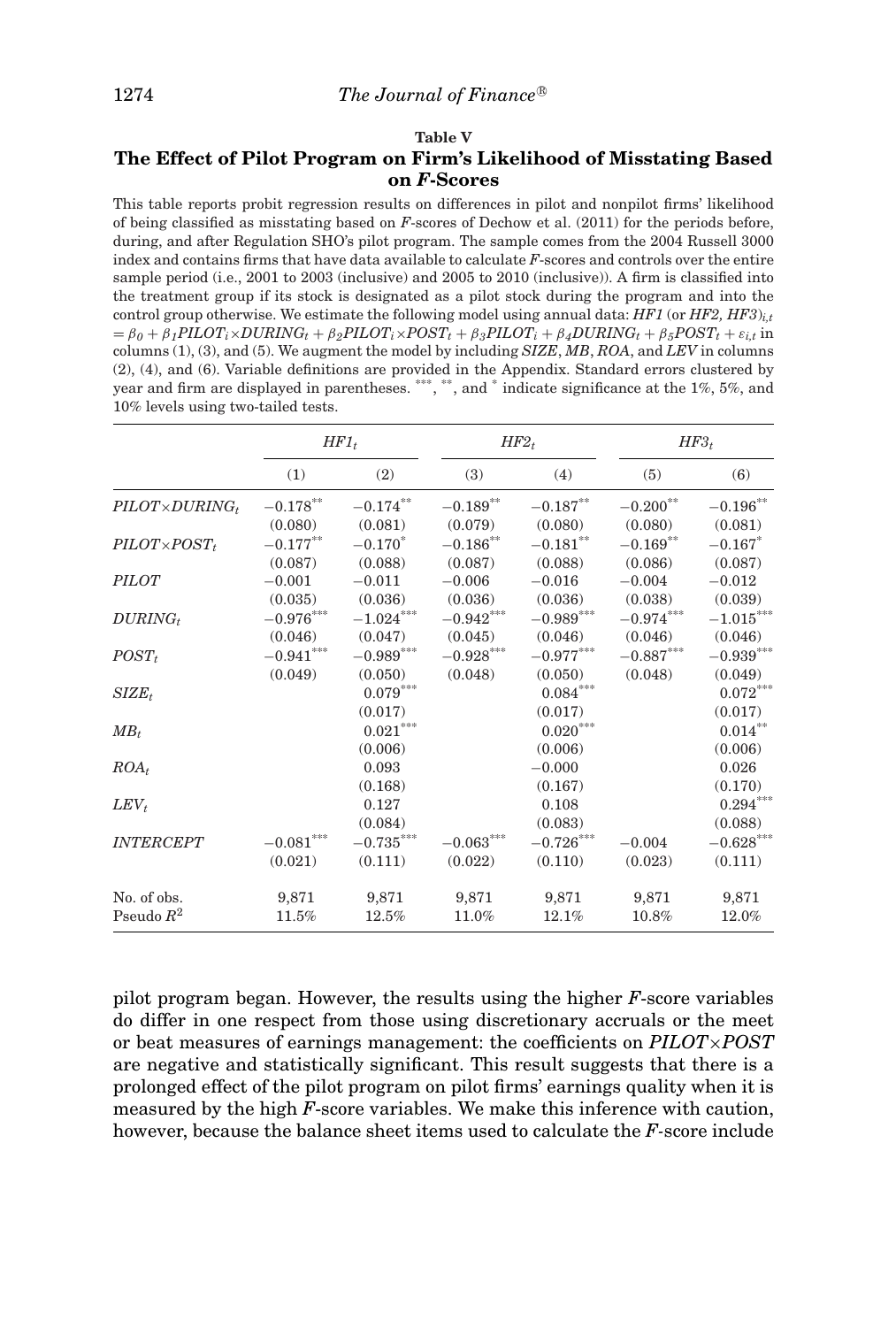**Table V**

**The Effect of Pilot Program on Firm's Likelihood of Misstating Based on *F*-Scores**

This table reports probit regression results on differences in pilot and nonpilot firms' likelihood of being classified as misstating based on *F*-scores of Dechow et al. (2011) for the periods before, during, and after Regulation SHO's pilot program. The sample comes from the 2004 Russell 3000 index and contains firms that have data available to calculate *F*-scores and controls over the entire sample period (i.e., 2001 to 2003 (inclusive) and 2005 to 2010 (inclusive)). A firm is classified into the treatment group if its stock is designated as a pilot stock during the program and into the control group otherwise. We estimate the following model using annual data: $HF1$ (or $HF2$, $HF3)_{i,t} = \beta_0 + \beta_1 PILOT_i \times DURING_t + \beta_2 PILOT_i \times POST_t + \beta_3 PILOT_i + \beta_4 DURING_t + \beta_5 POST_t + \varepsilon_{i,t}$ in columns (1), (3), and (5). We augment the model by including *SIZE*, *MB*, *ROA*, and *LEV* in columns (2), (4), and (6). Variable definitions are provided in the Appendix. Standard errors clustered by year and firm are displayed in parentheses. \*\*\*, \*\*, and \* indicate significance at the 1%, 5%, and 10% levels using two-tailed tests.

| | $HF1_t$ | | $HF2_t$ | | $HF3_t$ | |
|---|---|---|---|---|---|---|
| | (1) | (2) | (3) | (4) | (5) | (6) |
| $PILOT \times DURING_t$ | −0.178** | −0.174** | −0.189** | −0.187** | −0.200** | −0.196** |
| | (0.080) | (0.081) | (0.079) | (0.080) | (0.080) | (0.081) |
| $PILOT \times POST_t$ | −0.177** | −0.170* | −0.186** | −0.181** | −0.169** | −0.167* |
| | (0.087) | (0.088) | (0.087) | (0.088) | (0.086) | (0.087) |
| $PILOT$ | −0.001 | −0.011 | −0.006 | −0.016 | −0.004 | −0.012 |
| | (0.035) | (0.036) | (0.036) | (0.036) | (0.038) | (0.039) |
| $DURING_t$ | −0.976*** | −1.024*** | −0.942*** | −0.989*** | −0.974*** | −1.015*** |
| | (0.046) | (0.047) | (0.045) | (0.046) | (0.046) | (0.046) |
| $POST_t$ | −0.941*** | −0.989*** | −0.928*** | −0.977*** | −0.887*** | −0.939*** |
| | (0.049) | (0.050) | (0.048) | (0.050) | (0.048) | (0.049) |
| $SIZE_t$ | | 0.079*** | | 0.084*** | | 0.072*** |
| | | (0.017) | | (0.017) | | (0.017) |
| $MB_t$ | | 0.021*** | | 0.020*** | | 0.014** |
| | | (0.006) | | (0.006) | | (0.006) |
| $ROA_t$ | | 0.093 | | −0.000 | | 0.026 |
| | | (0.168) | | (0.167) | | (0.170) |
| $LEV_t$ | | 0.127 | | 0.108 | | 0.294*** |
| | | (0.084) | | (0.083) | | (0.088) |
| $INTERCEPT$ | −0.081*** | −0.735*** | −0.063*** | −0.726*** | −0.004 | −0.628*** |
| | (0.021) | (0.111) | (0.022) | (0.110) | (0.023) | (0.111) |
| No. of obs. | 9,871 | 9,871 | 9,871 | 9,871 | 9,871 | 9,871 |
| Pseudo $R^2$ | 11.5% | 12.5% | 11.0% | 12.1% | 10.8% | 12.0% |

pilot program began. However, the results using the higher *F*-score variables do differ in one respect from those using discretionary accruals or the meet or beat measures of earnings management: the coefficients on $PILOT \times POST$ are negative and statistically significant. This result suggests that there is a prolonged effect of the pilot program on pilot firms' earnings quality when it is measured by the high *F*-score variables. We make this inference with caution, however, because the balance sheet items used to calculate the *F*-score include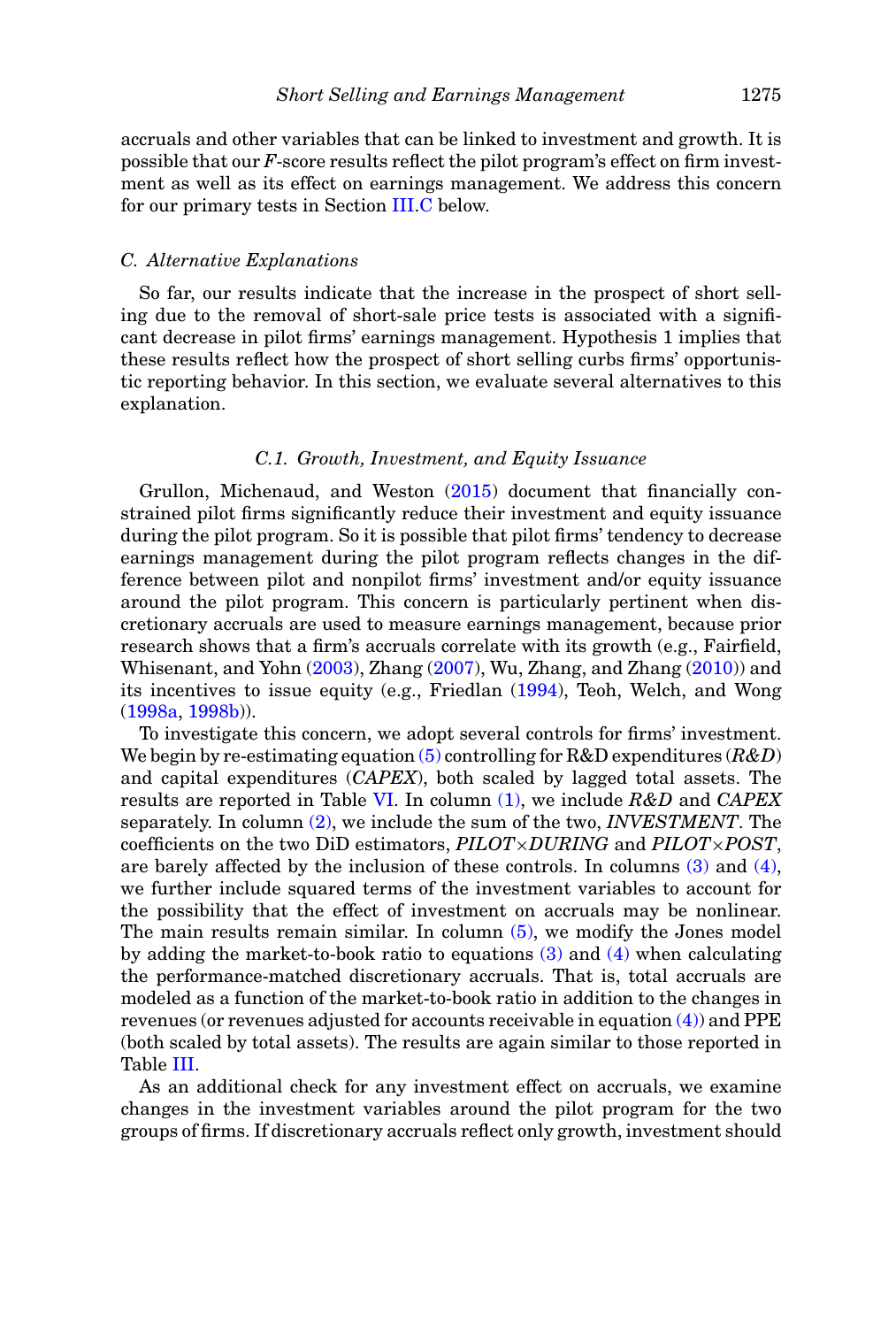accruals and other variables that can be linked to investment and growth. It is possible that our *F*-score results reflect the pilot program's effect on firm investment as well as its effect on earnings management. We address this concern for our primary tests in Section III.C below.

### C. Alternative Explanations

So far, our results indicate that the increase in the prospect of short selling due to the removal of short-sale price tests is associated with a significant decrease in pilot firms' earnings management. Hypothesis 1 implies that these results reflect how the prospect of short selling curbs firms' opportunistic reporting behavior. In this section, we evaluate several alternatives to this explanation.

#### C.1. Growth, Investment, and Equity Issuance

Grullon, Michenaud, and Weston (2015) document that financially constrained pilot firms significantly reduce their investment and equity issuance during the pilot program. So it is possible that pilot firms' tendency to decrease earnings management during the pilot program reflects changes in the difference between pilot and nonpilot firms' investment and/or equity issuance around the pilot program. This concern is particularly pertinent when discretionary accruals are used to measure earnings management, because prior research shows that a firm's accruals correlate with its growth (e.g., Fairfield, Whisenant, and Yohn (2003), Zhang (2007), Wu, Zhang, and Zhang (2010)) and its incentives to issue equity (e.g., Friedlan (1994), Teoh, Welch, and Wong (1998a, 1998b)).

To investigate this concern, we adopt several controls for firms' investment. We begin by re-estimating equation (5) controlling for R&D expenditures (*R&D*) and capital expenditures (*CAPEX*), both scaled by lagged total assets. The results are reported in Table VI. In column (1), we include *R&D* and *CAPEX* separately. In column (2), we include the sum of the two, *INVESTMENT*. The coefficients on the two DiD estimators, *PILOT*×*DURING* and *PILOT*×*POST*, are barely affected by the inclusion of these controls. In columns (3) and (4), we further include squared terms of the investment variables to account for the possibility that the effect of investment on accruals may be nonlinear. The main results remain similar. In column (5), we modify the Jones model by adding the market-to-book ratio to equations (3) and (4) when calculating the performance-matched discretionary accruals. That is, total accruals are modeled as a function of the market-to-book ratio in addition to the changes in revenues (or revenues adjusted for accounts receivable in equation (4)) and PPE (both scaled by total assets). The results are again similar to those reported in Table III.

As an additional check for any investment effect on accruals, we examine changes in the investment variables around the pilot program for the two groups of firms. If discretionary accruals reflect only growth, investment should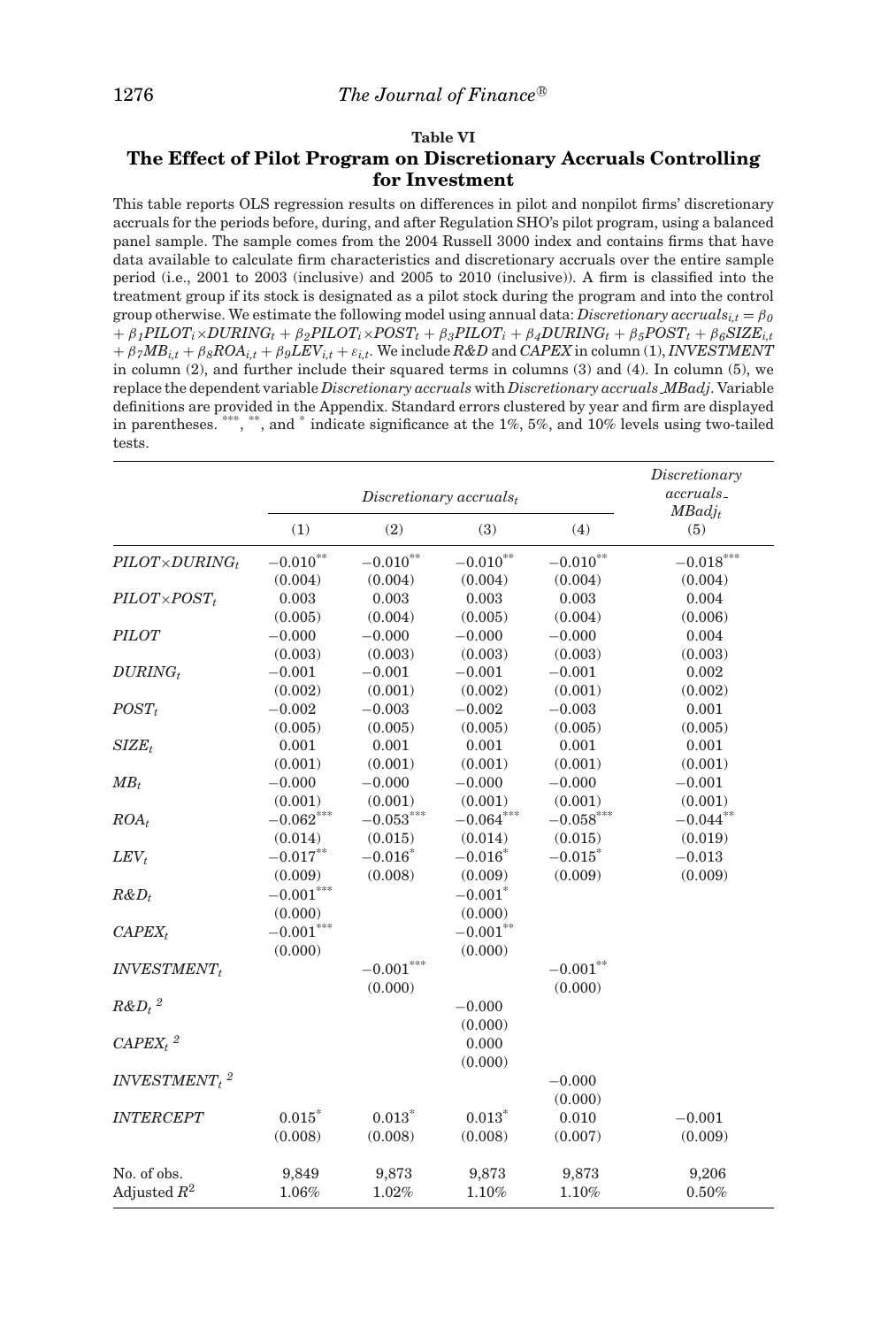**Table VI**

**The Effect of Pilot Program on Discretionary Accruals Controlling for Investment**

This table reports OLS regression results on differences in pilot and nonpilot firms' discretionary accruals for the periods before, during, and after Regulation SHO's pilot program, using a balanced panel sample. The sample comes from the 2004 Russell 3000 index and contains firms that have data available to calculate firm characteristics and discretionary accruals over the entire sample period (i.e., 2001 to 2003 (inclusive) and 2005 to 2010 (inclusive)). A firm is classified into the treatment group if its stock is designated as a pilot stock during the program and into the control group otherwise. We estimate the following model using annual data: $Discretionary\ accruals_{i,t} = \beta_0 + \beta_1 PILOT_i \times DURING_t + \beta_2 PILOT_i \times POST_t + \beta_3 PILOT_i + \beta_4 DURING_t + \beta_5 POST_t + \beta_6 SIZE_{i,t} + \beta_7 MB_{i,t} + \beta_8 ROA_{i,t} + \beta_9 LEV_{i,t} + \varepsilon_{i,t}$. We include *R&D* and *CAPEX* in column (1), *INVESTMENT* in column (2), and further include their squared terms in columns (3) and (4). In column (5), we replace the dependent variable *Discretionary accruals* with *Discretionary accruals_MBadj*. Variable definitions are provided in the Appendix. Standard errors clustered by year and firm are displayed in parentheses. ***, **, and * indicate significance at the 1%, 5%, and 10% levels using two-tailed tests.

| | *Discretionary accruals$_t$* | | | | *Discretionary accruals_MBadj$_t$* |
|---|---|---|---|---|---|
| | (1) | (2) | (3) | (4) | (5) |
| $PILOT \times DURING_t$ | $-0.010^{**}$ | $-0.010^{**}$ | $-0.010^{**}$ | $-0.010^{**}$ | $-0.018^{***}$ |
| | (0.004) | (0.004) | (0.004) | (0.004) | (0.004) |
| $PILOT \times POST_t$ | 0.003 | 0.003 | 0.003 | 0.003 | 0.004 |
| | (0.005) | (0.004) | (0.005) | (0.004) | (0.006) |
| $PILOT$ | −0.000 | −0.000 | −0.000 | −0.000 | 0.004 |
| | (0.003) | (0.003) | (0.003) | (0.003) | (0.003) |
| $DURING_t$ | −0.001 | −0.001 | −0.001 | −0.001 | 0.002 |
| | (0.002) | (0.001) | (0.002) | (0.001) | (0.002) |
| $POST_t$ | −0.002 | −0.003 | −0.002 | −0.003 | 0.001 |
| | (0.005) | (0.005) | (0.005) | (0.005) | (0.005) |
| $SIZE_t$ | 0.001 | 0.001 | 0.001 | 0.001 | 0.001 |
| | (0.001) | (0.001) | (0.001) | (0.001) | (0.001) |
| $MB_t$ | −0.000 | −0.000 | −0.000 | −0.000 | −0.001 |
| | (0.001) | (0.001) | (0.001) | (0.001) | (0.001) |
| $ROA_t$ | $-0.062^{***}$ | $-0.053^{***}$ | $-0.064^{***}$ | $-0.058^{***}$ | $-0.044^{**}$ |
| | (0.014) | (0.015) | (0.014) | (0.015) | (0.019) |
| $LEV_t$ | $-0.017^{**}$ | $-0.016^{*}$ | $-0.016^{*}$ | $-0.015^{*}$ | −0.013 |
| | (0.009) | (0.008) | (0.009) | (0.009) | (0.009) |
| $R\&D_t$ | $-0.001^{***}$ | | $-0.001^{*}$ | | |
| | (0.000) | | (0.000) | | |
| $CAPEX_t$ | $-0.001^{***}$ | | $-0.001^{**}$ | | |
| | (0.000) | | (0.000) | | |
| $INVESTMENT_t$ | | $-0.001^{***}$ | | $-0.001^{**}$ | |
| | | (0.000) | | (0.000) | |
| $R\&D_t^{\ 2}$ | | | −0.000 | | |
| | | | (0.000) | | |
| $CAPEX_t^{\ 2}$ | | | 0.000 | | |
| | | | (0.000) | | |
| $INVESTMENT_t^{\ 2}$ | | | | −0.000 | |
| | | | | (0.000) | |
| $INTERCEPT$ | $0.015^{*}$ | $0.013^{*}$ | $0.013^{*}$ | 0.010 | −0.001 |
| | (0.008) | (0.008) | (0.008) | (0.007) | (0.009) |
| No. of obs. | 9,849 | 9,873 | 9,873 | 9,873 | 9,206 |
| Adjusted $R^2$ | 1.06% | 1.02% | 1.10% | 1.10% | 0.50% |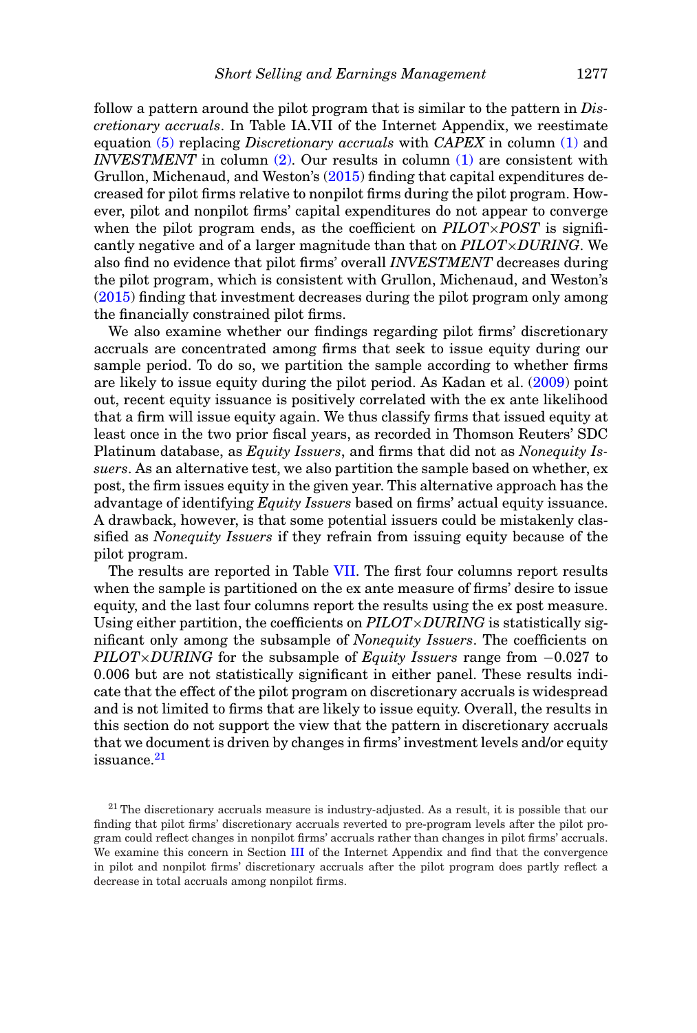follow a pattern around the pilot program that is similar to the pattern in *Discretionary accruals*. In Table IA.VII of the Internet Appendix, we reestimate equation (5) replacing *Discretionary accruals* with *CAPEX* in column (1) and *INVESTMENT* in column (2). Our results in column (1) are consistent with Grullon, Michenaud, and Weston's (2015) finding that capital expenditures decreased for pilot firms relative to nonpilot firms during the pilot program. However, pilot and nonpilot firms' capital expenditures do not appear to converge when the pilot program ends, as the coefficient on *PILOT*×*POST* is significantly negative and of a larger magnitude than that on *PILOT*×*DURING*. We also find no evidence that pilot firms' overall *INVESTMENT* decreases during the pilot program, which is consistent with Grullon, Michenaud, and Weston's (2015) finding that investment decreases during the pilot program only among the financially constrained pilot firms.

We also examine whether our findings regarding pilot firms' discretionary accruals are concentrated among firms that seek to issue equity during our sample period. To do so, we partition the sample according to whether firms are likely to issue equity during the pilot period. As Kadan et al. (2009) point out, recent equity issuance is positively correlated with the ex ante likelihood that a firm will issue equity again. We thus classify firms that issued equity at least once in the two prior fiscal years, as recorded in Thomson Reuters' SDC Platinum database, as *Equity Issuers*, and firms that did not as *Nonequity Issuers*. As an alternative test, we also partition the sample based on whether, ex post, the firm issues equity in the given year. This alternative approach has the advantage of identifying *Equity Issuers* based on firms' actual equity issuance. A drawback, however, is that some potential issuers could be mistakenly classified as *Nonequity Issuers* if they refrain from issuing equity because of the pilot program.

The results are reported in Table VII. The first four columns report results when the sample is partitioned on the ex ante measure of firms' desire to issue equity, and the last four columns report the results using the ex post measure. Using either partition, the coefficients on *PILOT*×*DURING* is statistically significant only among the subsample of *Nonequity Issuers*. The coefficients on *PILOT*×*DURING* for the subsample of *Equity Issuers* range from −0.027 to 0.006 but are not statistically significant in either panel. These results indicate that the effect of the pilot program on discretionary accruals is widespread and is not limited to firms that are likely to issue equity. Overall, the results in this section do not support the view that the pattern in discretionary accruals that we document is driven by changes in firms' investment levels and/or equity issuance.[21]

[21] The discretionary accruals measure is industry-adjusted. As a result, it is possible that our finding that pilot firms' discretionary accruals reverted to pre-program levels after the pilot program could reflect changes in nonpilot firms' accruals rather than changes in pilot firms' accruals. We examine this concern in Section III of the Internet Appendix and find that the convergence in pilot and nonpilot firms' discretionary accruals after the pilot program does partly reflect a decrease in total accruals among nonpilot firms.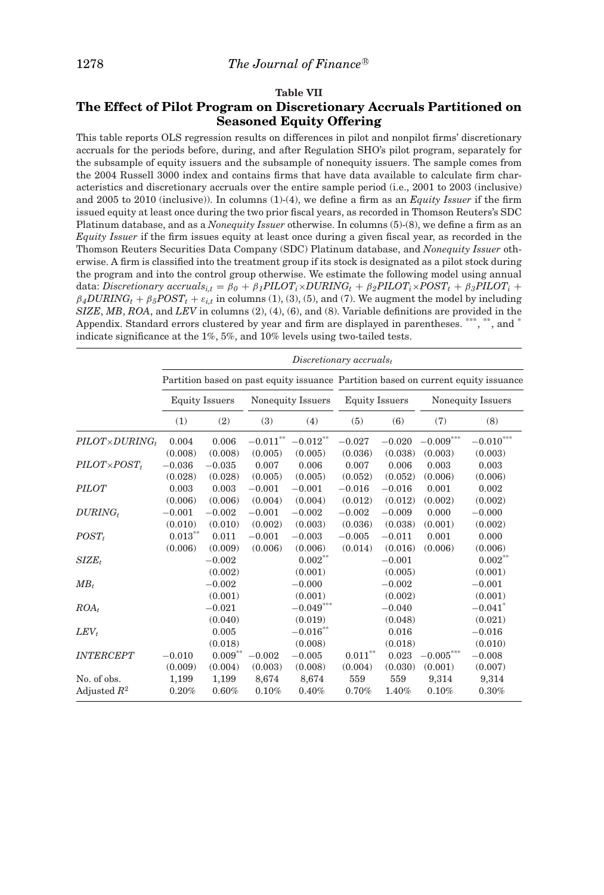**Table VII**

## The Effect of Pilot Program on Discretionary Accruals Partitioned on Seasoned Equity Offering

This table reports OLS regression results on differences in pilot and nonpilot firms' discretionary accruals for the periods before, during, and after Regulation SHO's pilot program, separately for the subsample of equity issuers and the subsample of nonequity issuers. The sample comes from the 2004 Russell 3000 index and contains firms that have data available to calculate firm characteristics and discretionary accruals over the entire sample period (i.e., 2001 to 2003 (inclusive) and 2005 to 2010 (inclusive)). In columns (1)-(4), we define a firm as an *Equity Issuer* if the firm issued equity at least once during the two prior fiscal years, as recorded in Thomson Reuters's SDC Platinum database, and as a *Nonequity Issuer* otherwise. In columns (5)-(8), we define a firm as an *Equity Issuer* if the firm issues equity at least once during a given fiscal year, as recorded in the Thomson Reuters Securities Data Company (SDC) Platinum database, and *Nonequity Issuer* otherwise. A firm is classified into the treatment group if its stock is designated as a pilot stock during the program and into the control group otherwise. We estimate the following model using annual data: $Discretionary\ accruals_{i,t} = \beta_0 + \beta_1 PILOT_i \times DURING_t + \beta_2 PILOT_i \times POST_t + \beta_3 PILOT_i + \beta_4 DURING_t + \beta_5 POST_t + \varepsilon_{i,t}$ in columns (1), (3), (5), and (7). We augment the model by including *SIZE*, *MB*, *ROA*, and *LEV* in columns (2), (4), (6), and (8). Variable definitions are provided in the Appendix. Standard errors clustered by year and firm are displayed in parentheses. \*\*\*, \*\*, and \* indicate significance at the 1%, 5%, and 10% levels using two-tailed tests.

| | *Discretionary accruals$_t$* | | | | | | | |
|---|---|---|---|---|---|---|---|---|
| | Partition based on past equity issuance | | | | Partition based on current equity issuance | | | |
| | Equity Issuers | | Nonequity Issuers | | Equity Issuers | | Nonequity Issuers | |
| | (1) | (2) | (3) | (4) | (5) | (6) | (7) | (8) |
| *PILOT×DURING$_t$* | 0.004 | 0.006 | −0.011** | −0.012** | −0.027 | −0.020 | −0.009*** | −0.010*** |
| | (0.008) | (0.008) | (0.005) | (0.005) | (0.036) | (0.038) | (0.003) | (0.003) |
| *PILOT×POST$_t$* | −0.036 | −0.035 | 0.007 | 0.006 | 0.007 | 0.006 | 0.003 | 0.003 |
| | (0.028) | (0.028) | (0.005) | (0.005) | (0.052) | (0.052) | (0.006) | (0.006) |
| *PILOT* | 0.003 | 0.003 | −0.001 | −0.001 | −0.016 | −0.016 | 0.001 | 0.002 |
| | (0.006) | (0.006) | (0.004) | (0.004) | (0.012) | (0.012) | (0.002) | (0.002) |
| *DURING$_t$* | −0.001 | −0.002 | −0.001 | −0.002 | −0.002 | −0.009 | 0.000 | −0.000 |
| | (0.010) | (0.010) | (0.002) | (0.003) | (0.036) | (0.038) | (0.001) | (0.002) |
| *POST$_t$* | 0.013** | 0.011 | −0.001 | −0.003 | −0.005 | −0.011 | 0.001 | 0.000 |
| | (0.006) | (0.009) | (0.006) | (0.006) | (0.014) | (0.016) | (0.006) | (0.006) |
| *SIZE$_t$* | | −0.002 | | 0.002** | | −0.001 | | 0.002** |
| | | (0.002) | | (0.001) | | (0.005) | | (0.001) |
| *MB$_t$* | | −0.002 | | −0.000 | | −0.002 | | −0.001 |
| | | (0.001) | | (0.001) | | (0.002) | | (0.001) |
| *ROA$_t$* | | −0.021 | | −0.049*** | | −0.040 | | −0.041* |
| | | (0.040) | | (0.019) | | (0.048) | | (0.021) |
| *LEV$_t$* | | 0.005 | | −0.016** | | 0.016 | | −0.016 |
| | | (0.018) | | (0.008) | | (0.018) | | (0.010) |
| *INTERCEPT* | −0.010 | 0.009** | −0.002 | −0.005 | 0.011** | 0.023 | −0.005*** | −0.008 |
| | (0.009) | (0.004) | (0.003) | (0.008) | (0.004) | (0.030) | (0.001) | (0.007) |
| No. of obs. | 1,199 | 1,199 | 8,674 | 8,674 | 559 | 559 | 9,314 | 9,314 |
| Adjusted $R^2$ | 0.20% | 0.60% | 0.10% | 0.40% | 0.70% | 1.40% | 0.10% | 0.30% |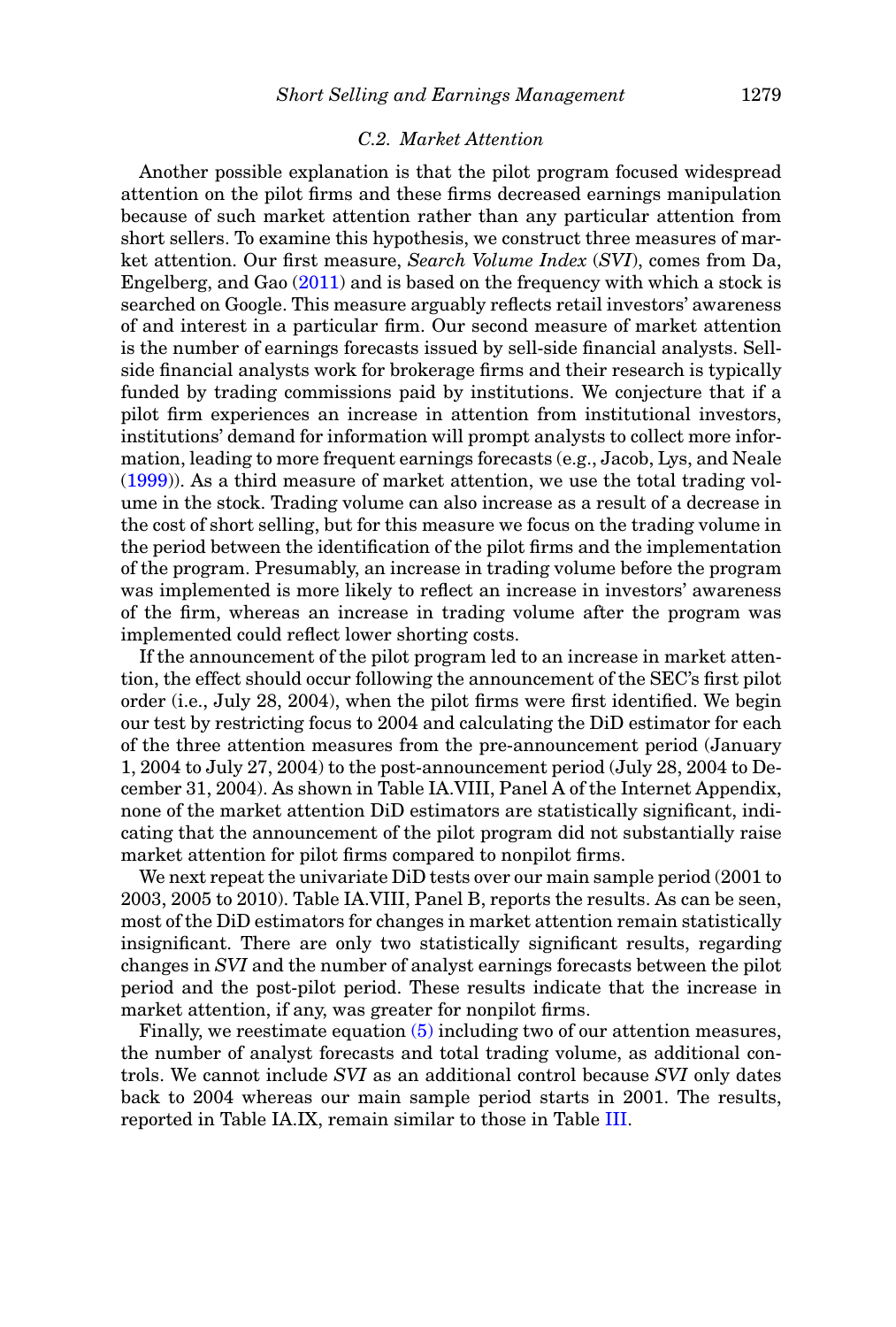### C.2. Market Attention

Another possible explanation is that the pilot program focused widespread attention on the pilot firms and these firms decreased earnings manipulation because of such market attention rather than any particular attention from short sellers. To examine this hypothesis, we construct three measures of market attention. Our first measure, *Search Volume Index* (*SVI*), comes from Da, Engelberg, and Gao (2011) and is based on the frequency with which a stock is searched on Google. This measure arguably reflects retail investors' awareness of and interest in a particular firm. Our second measure of market attention is the number of earnings forecasts issued by sell-side financial analysts. Sell-side financial analysts work for brokerage firms and their research is typically funded by trading commissions paid by institutions. We conjecture that if a pilot firm experiences an increase in attention from institutional investors, institutions' demand for information will prompt analysts to collect more information, leading to more frequent earnings forecasts (e.g., Jacob, Lys, and Neale (1999)). As a third measure of market attention, we use the total trading volume in the stock. Trading volume can also increase as a result of a decrease in the cost of short selling, but for this measure we focus on the trading volume in the period between the identification of the pilot firms and the implementation of the program. Presumably, an increase in trading volume before the program was implemented is more likely to reflect an increase in investors' awareness of the firm, whereas an increase in trading volume after the program was implemented could reflect lower shorting costs.

If the announcement of the pilot program led to an increase in market attention, the effect should occur following the announcement of the SEC's first pilot order (i.e., July 28, 2004), when the pilot firms were first identified. We begin our test by restricting focus to 2004 and calculating the DiD estimator for each of the three attention measures from the pre-announcement period (January 1, 2004 to July 27, 2004) to the post-announcement period (July 28, 2004 to December 31, 2004). As shown in Table IA.VIII, Panel A of the Internet Appendix, none of the market attention DiD estimators are statistically significant, indicating that the announcement of the pilot program did not substantially raise market attention for pilot firms compared to nonpilot firms.

We next repeat the univariate DiD tests over our main sample period (2001 to 2003, 2005 to 2010). Table IA.VIII, Panel B, reports the results. As can be seen, most of the DiD estimators for changes in market attention remain statistically insignificant. There are only two statistically significant results, regarding changes in *SVI* and the number of analyst earnings forecasts between the pilot period and the post-pilot period. These results indicate that the increase in market attention, if any, was greater for nonpilot firms.

Finally, we reestimate equation (5) including two of our attention measures, the number of analyst forecasts and total trading volume, as additional controls. We cannot include *SVI* as an additional control because *SVI* only dates back to 2004 whereas our main sample period starts in 2001. The results, reported in Table IA.IX, remain similar to those in Table III.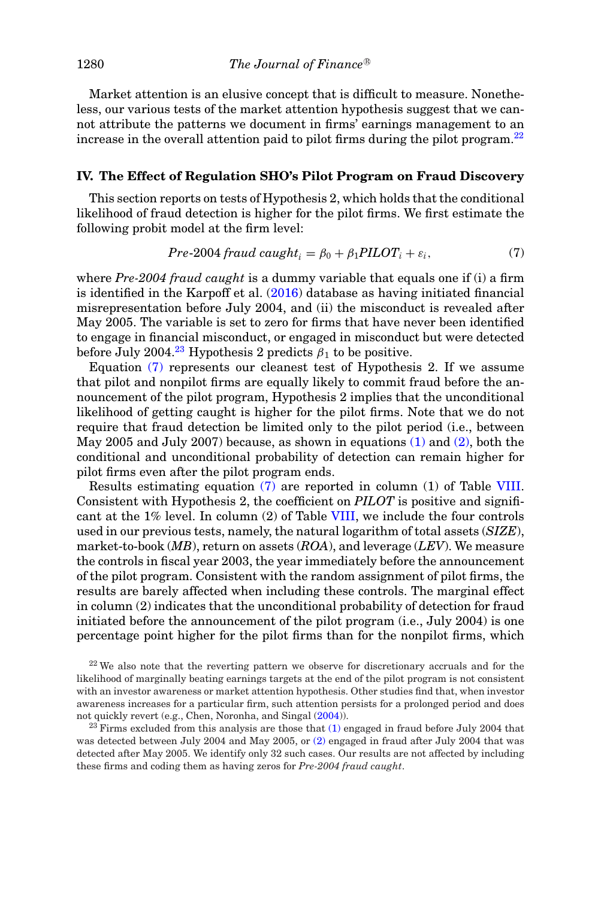Market attention is an elusive concept that is difficult to measure. Nonetheless, our various tests of the market attention hypothesis suggest that we cannot attribute the patterns we document in firms' earnings management to an increase in the overall attention paid to pilot firms during the pilot program.[22]

## IV. The Effect of Regulation SHO's Pilot Program on Fraud Discovery

This section reports on tests of Hypothesis 2, which holds that the conditional likelihood of fraud detection is higher for the pilot firms. We first estimate the following probit model at the firm level:

$$Pre\text{-}2004\ fraud\ caught_i = \beta_0 + \beta_1 PILOT_i + \varepsilon_i, \tag{7}$$

where *Pre-2004 fraud caught* is a dummy variable that equals one if (i) a firm is identified in the Karpoff et al. (2016) database as having initiated financial misrepresentation before July 2004, and (ii) the misconduct is revealed after May 2005. The variable is set to zero for firms that have never been identified to engage in financial misconduct, or engaged in misconduct but were detected before July 2004.[23] Hypothesis 2 predicts $\beta_1$ to be positive.

Equation (7) represents our cleanest test of Hypothesis 2. If we assume that pilot and nonpilot firms are equally likely to commit fraud before the announcement of the pilot program, Hypothesis 2 implies that the unconditional likelihood of getting caught is higher for the pilot firms. Note that we do not require that fraud detection be limited only to the pilot period (i.e., between May 2005 and July 2007) because, as shown in equations (1) and (2), both the conditional and unconditional probability of detection can remain higher for pilot firms even after the pilot program ends.

Results estimating equation (7) are reported in column (1) of Table VIII. Consistent with Hypothesis 2, the coefficient on *PILOT* is positive and significant at the 1% level. In column (2) of Table VIII, we include the four controls used in our previous tests, namely, the natural logarithm of total assets (*SIZE*), market-to-book (*MB*), return on assets (*ROA*), and leverage (*LEV*). We measure the controls in fiscal year 2003, the year immediately before the announcement of the pilot program. Consistent with the random assignment of pilot firms, the results are barely affected when including these controls. The marginal effect in column (2) indicates that the unconditional probability of detection for fraud initiated before the announcement of the pilot program (i.e., July 2004) is one percentage point higher for the pilot firms than for the nonpilot firms, which

[22] We also note that the reverting pattern we observe for discretionary accruals and for the likelihood of marginally beating earnings targets at the end of the pilot program is not consistent with an investor awareness or market attention hypothesis. Other studies find that, when investor awareness increases for a particular firm, such attention persists for a prolonged period and does not quickly revert (e.g., Chen, Noronha, and Singal (2004)).

[23] Firms excluded from this analysis are those that (1) engaged in fraud before July 2004 that was detected between July 2004 and May 2005, or (2) engaged in fraud after July 2004 that was detected after May 2005. We identify only 32 such cases. Our results are not affected by including these firms and coding them as having zeros for *Pre-2004 fraud caught*.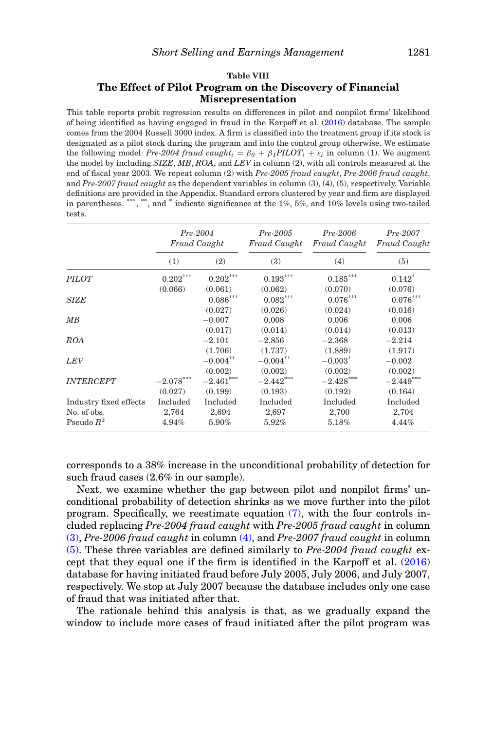**Table VIII**

**The Effect of Pilot Program on the Discovery of Financial Misrepresentation**

This table reports probit regression results on differences in pilot and nonpilot firms' likelihood of being identified as having engaged in fraud in the Karpoff et al. (2016) database. The sample comes from the 2004 Russell 3000 index. A firm is classified into the treatment group if its stock is designated as a pilot stock during the program and into the control group otherwise. We estimate the following model: $Pre\text{-}2004\ fraud\ caught_i = \beta_0 + \beta_1 PILOT_i + \varepsilon_i$ in column (1). We augment the model by including *SIZE*, *MB*, *ROA*, and *LEV* in column (2), with all controls measured at the end of fiscal year 2003. We repeat column (2) with *Pre-2005 fraud caught*, *Pre-2006 fraud caught*, and *Pre-2007 fraud caught* as the dependent variables in column (3), (4), (5), respectively. Variable definitions are provided in the Appendix. Standard errors clustered by year and firm are displayed in parentheses. $^{***}$, $^{**}$, and $^{*}$ indicate significance at the 1%, 5%, and 10% levels using two-tailed tests.

| | *Pre-2004 Fraud Caught* | | *Pre-2005 Fraud Caught* | *Pre-2006 Fraud Caught* | *Pre-2007 Fraud Caught* |
|---|---|---|---|---|---|
| | (1) | (2) | (3) | (4) | (5) |
| *PILOT* | $0.202^{***}$ | $0.202^{***}$ | $0.193^{***}$ | $0.185^{***}$ | $0.142^{*}$ |
| | (0.066) | (0.061) | (0.062) | (0.070) | (0.076) |
| *SIZE* | | $0.086^{***}$ | $0.082^{***}$ | $0.076^{***}$ | $0.076^{***}$ |
| | | (0.027) | (0.026) | (0.024) | (0.016) |
| *MB* | | −0.007 | 0.008 | 0.006 | 0.006 |
| | | (0.017) | (0.014) | (0.014) | (0.013) |
| *ROA* | | −2.101 | −2.856 | −2.368 | −2.214 |
| | | (1.706) | (1.737) | (1.889) | (1.917) |
| *LEV* | | $-0.004^{**}$ | $-0.004^{**}$ | $-0.003^{*}$ | −0.002 |
| | | (0.002) | (0.002) | (0.002) | (0.002) |
| *INTERCEPT* | $-2.078^{***}$ | $-2.461^{***}$ | $-2.442^{***}$ | $-2.428^{***}$ | $-2.449^{***}$ |
| | (0.027) | (0.199) | (0.193) | (0.192) | (0.164) |
| Industry fixed effects | Included | Included | Included | Included | Included |
| No. of obs. | 2,764 | 2,694 | 2,697 | 2,700 | 2,704 |
| Pseudo $R^2$ | 4.94% | 5.90% | 5.92% | 5.18% | 4.44% |

corresponds to a 38% increase in the unconditional probability of detection for such fraud cases (2.6% in our sample).

Next, we examine whether the gap between pilot and nonpilot firms' unconditional probability of detection shrinks as we move further into the pilot program. Specifically, we reestimate equation (7), with the four controls included replacing *Pre-2004 fraud caught* with *Pre-2005 fraud caught* in column (3), *Pre-2006 fraud caught* in column (4), and *Pre-2007 fraud caught* in column (5). These three variables are defined similarly to *Pre-2004 fraud caught* except that they equal one if the firm is identified in the Karpoff et al. (2016) database for having initiated fraud before July 2005, July 2006, and July 2007, respectively. We stop at July 2007 because the database includes only one case of fraud that was initiated after that.

The rationale behind this analysis is that, as we gradually expand the window to include more cases of fraud initiated after the pilot program was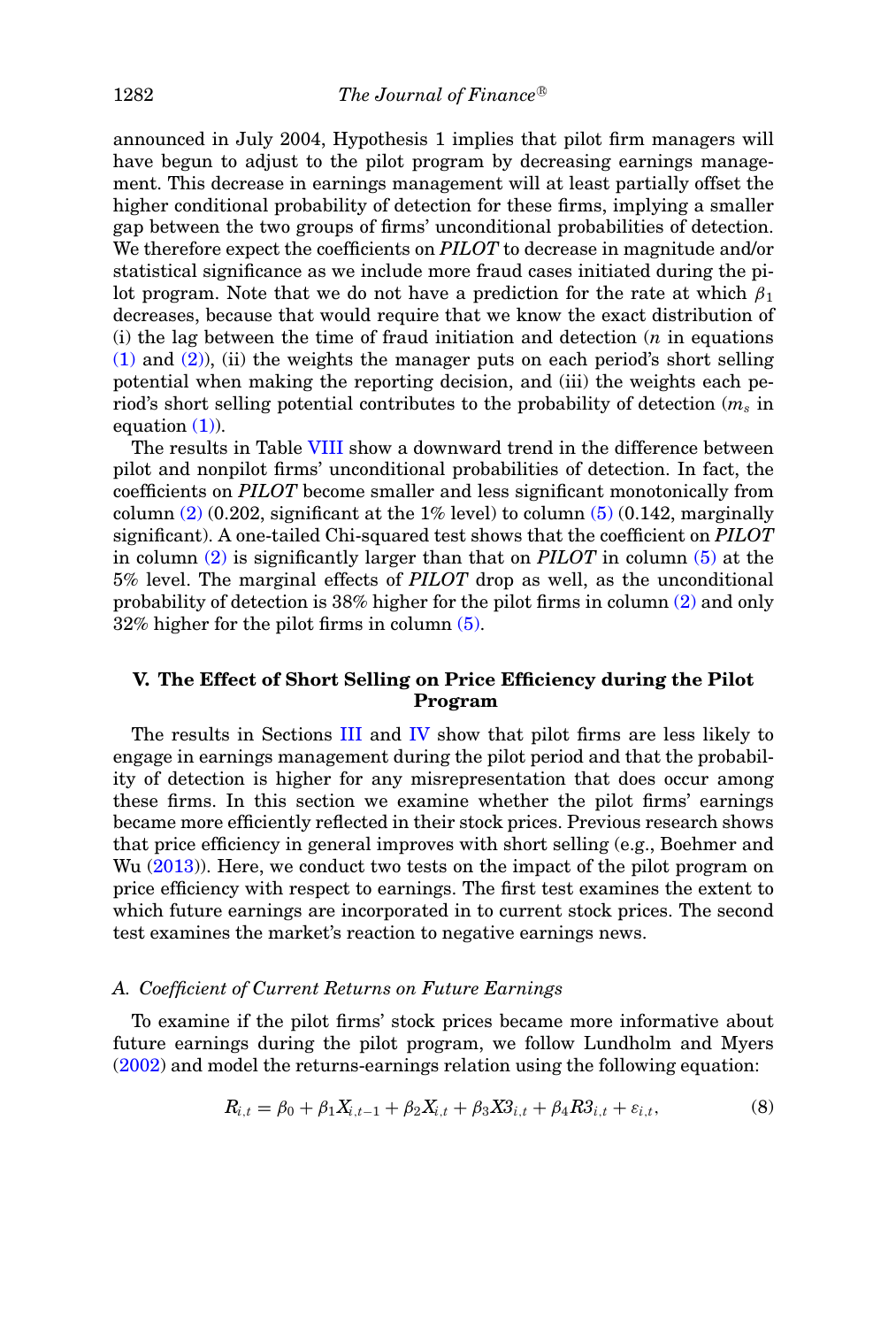announced in July 2004, Hypothesis 1 implies that pilot firm managers will have begun to adjust to the pilot program by decreasing earnings management. This decrease in earnings management will at least partially offset the higher conditional probability of detection for these firms, implying a smaller gap between the two groups of firms' unconditional probabilities of detection. We therefore expect the coefficients on *PILOT* to decrease in magnitude and/or statistical significance as we include more fraud cases initiated during the pilot program. Note that we do not have a prediction for the rate at which $\beta_1$ decreases, because that would require that we know the exact distribution of (i) the lag between the time of fraud initiation and detection ($n$ in equations (1) and (2)), (ii) the weights the manager puts on each period's short selling potential when making the reporting decision, and (iii) the weights each period's short selling potential contributes to the probability of detection ($m_s$ in equation (1)).

The results in Table VIII show a downward trend in the difference between pilot and nonpilot firms' unconditional probabilities of detection. In fact, the coefficients on *PILOT* become smaller and less significant monotonically from column (2) (0.202, significant at the 1% level) to column (5) (0.142, marginally significant). A one-tailed Chi-squared test shows that the coefficient on *PILOT* in column (2) is significantly larger than that on *PILOT* in column (5) at the 5% level. The marginal effects of *PILOT* drop as well, as the unconditional probability of detection is 38% higher for the pilot firms in column (2) and only 32% higher for the pilot firms in column (5).

## V. The Effect of Short Selling on Price Efficiency during the Pilot Program

The results in Sections III and IV show that pilot firms are less likely to engage in earnings management during the pilot period and that the probability of detection is higher for any misrepresentation that does occur among these firms. In this section we examine whether the pilot firms' earnings became more efficiently reflected in their stock prices. Previous research shows that price efficiency in general improves with short selling (e.g., Boehmer and Wu (2013)). Here, we conduct two tests on the impact of the pilot program on price efficiency with respect to earnings. The first test examines the extent to which future earnings are incorporated in to current stock prices. The second test examines the market's reaction to negative earnings news.

### A. Coefficient of Current Returns on Future Earnings

To examine if the pilot firms' stock prices became more informative about future earnings during the pilot program, we follow Lundholm and Myers (2002) and model the returns-earnings relation using the following equation:

$$R_{i,t} = \beta_0 + \beta_1 X_{i,t-1} + \beta_2 X_{i,t} + \beta_3 X3_{i,t} + \beta_4 R3_{i,t} + \varepsilon_{i,t}, \tag{8}$$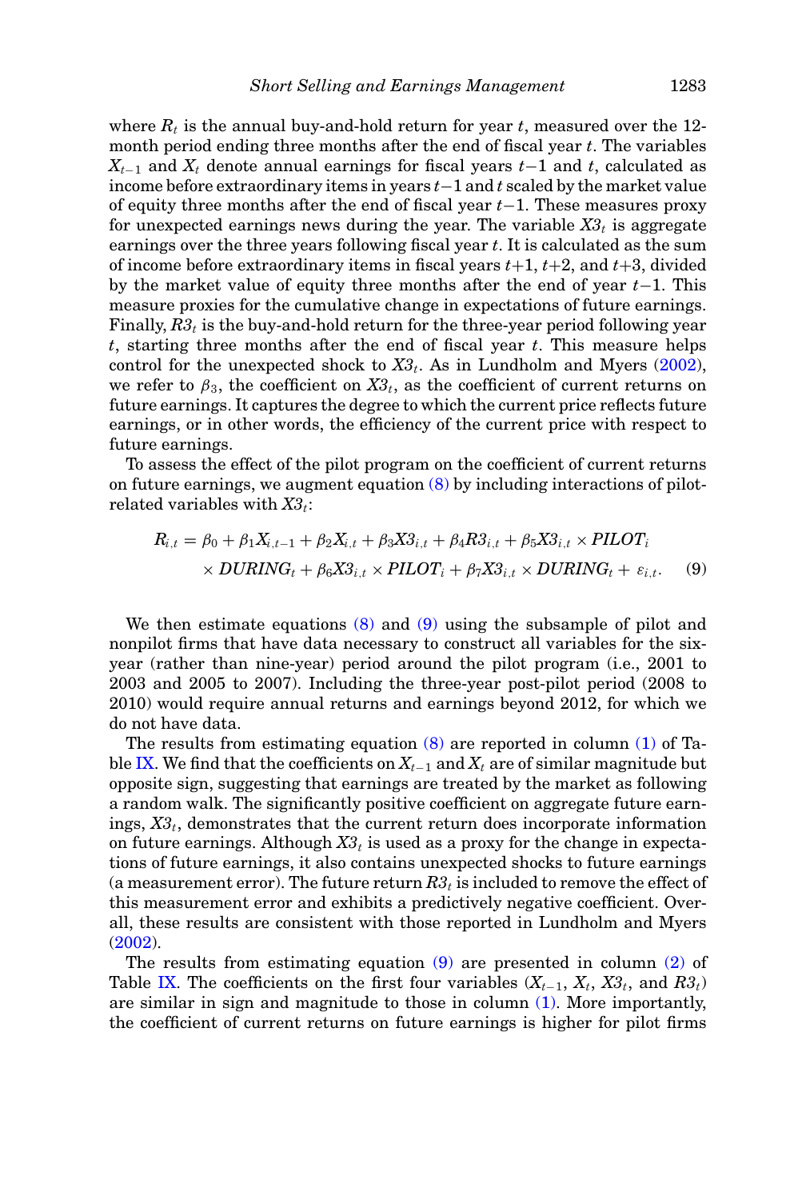where $R_t$ is the annual buy-and-hold return for year $t$, measured over the 12-month period ending three months after the end of fiscal year $t$. The variables $X_{t-1}$ and $X_t$ denote annual earnings for fiscal years $t-1$ and $t$, calculated as income before extraordinary items in years $t-1$ and $t$ scaled by the market value of equity three months after the end of fiscal year $t-1$. These measures proxy for unexpected earnings news during the year. The variable $X3_t$ is aggregate earnings over the three years following fiscal year $t$. It is calculated as the sum of income before extraordinary items in fiscal years $t+1$, $t+2$, and $t+3$, divided by the market value of equity three months after the end of year $t-1$. This measure proxies for the cumulative change in expectations of future earnings. Finally, $R3_t$ is the buy-and-hold return for the three-year period following year $t$, starting three months after the end of fiscal year $t$. This measure helps control for the unexpected shock to $X3_t$. As in Lundholm and Myers (2002), we refer to $\beta_3$, the coefficient on $X3_t$, as the coefficient of current returns on future earnings. It captures the degree to which the current price reflects future earnings, or in other words, the efficiency of the current price with respect to future earnings.

To assess the effect of the pilot program on the coefficient of current returns on future earnings, we augment equation (8) by including interactions of pilot-related variables with $X3_t$:

$$R_{i,t} = \beta_0 + \beta_1 X_{i,t-1} + \beta_2 X_{i,t} + \beta_3 X3_{i,t} + \beta_4 R3_{i,t} + \beta_5 X3_{i,t} \times PILOT_i \times DURING_t + \beta_6 X3_{i,t} \times PILOT_i + \beta_7 X3_{i,t} \times DURING_t + \varepsilon_{i,t}. \quad (9)$$

We then estimate equations (8) and (9) using the subsample of pilot and nonpilot firms that have data necessary to construct all variables for the six-year (rather than nine-year) period around the pilot program (i.e., 2001 to 2003 and 2005 to 2007). Including the three-year post-pilot period (2008 to 2010) would require annual returns and earnings beyond 2012, for which we do not have data.

The results from estimating equation (8) are reported in column (1) of Table IX. We find that the coefficients on $X_{t-1}$ and $X_t$ are of similar magnitude but opposite sign, suggesting that earnings are treated by the market as following a random walk. The significantly positive coefficient on aggregate future earnings, $X3_t$, demonstrates that the current return does incorporate information on future earnings. Although $X3_t$ is used as a proxy for the change in expectations of future earnings, it also contains unexpected shocks to future earnings (a measurement error). The future return $R3_t$ is included to remove the effect of this measurement error and exhibits a predictively negative coefficient. Overall, these results are consistent with those reported in Lundholm and Myers (2002).

The results from estimating equation (9) are presented in column (2) of Table IX. The coefficients on the first four variables ($X_{t-1}$, $X_t$, $X3_t$, and $R3_t$) are similar in sign and magnitude to those in column (1). More importantly, the coefficient of current returns on future earnings is higher for pilot firms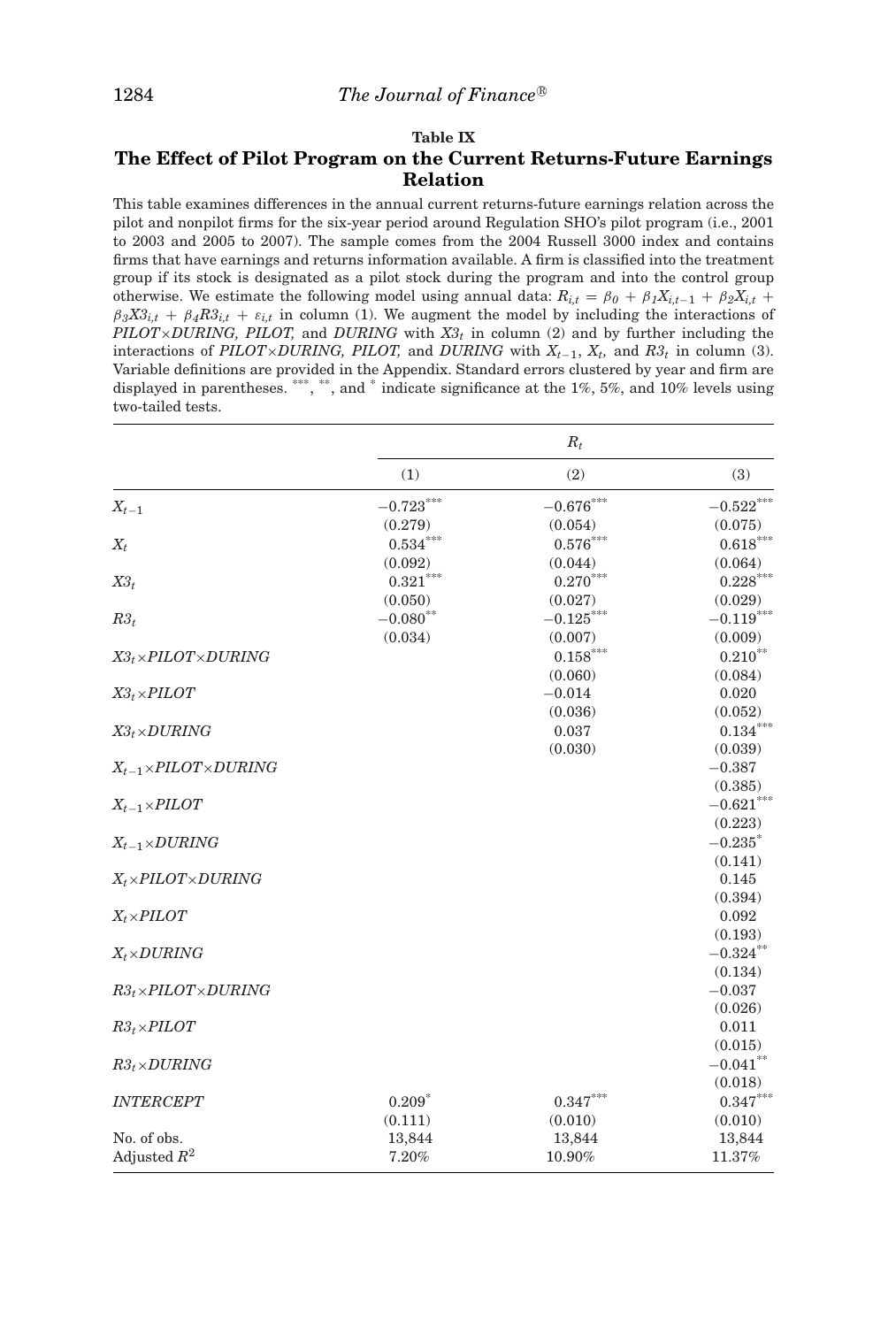**Table IX**

## The Effect of Pilot Program on the Current Returns-Future Earnings Relation

This table examines differences in the annual current returns-future earnings relation across the pilot and nonpilot firms for the six-year period around Regulation SHO's pilot program (i.e., 2001 to 2003 and 2005 to 2007). The sample comes from the 2004 Russell 3000 index and contains firms that have earnings and returns information available. A firm is classified into the treatment group if its stock is designated as a pilot stock during the program and into the control group otherwise. We estimate the following model using annual data: $R_{i,t} = \beta_0 + \beta_1 X_{i,t-1} + \beta_2 X_{i,t} + \beta_3 X3_{i,t} + \beta_4 R3_{i,t} + \varepsilon_{i,t}$ in column (1). We augment the model by including the interactions of *PILOT*×*DURING, PILOT,* and *DURING* with $X3_t$ in column (2) and by further including the interactions of *PILOT*×*DURING, PILOT,* and *DURING* with $X_{t-1}$, $X_t$, and $R3_t$ in column (3). Variable definitions are provided in the Appendix. Standard errors clustered by year and firm are displayed in parentheses. ***, **, and * indicate significance at the 1%, 5%, and 10% levels using two-tailed tests.

| | $R_t$ | | |
|---|---|---|---|
| | (1) | (2) | (3) |
| $X_{t-1}$ | −0.723*** | −0.676*** | −0.522*** |
| | (0.279) | (0.054) | (0.075) |
| $X_t$ | 0.534*** | 0.576*** | 0.618*** |
| | (0.092) | (0.044) | (0.064) |
| $X3_t$ | 0.321*** | 0.270*** | 0.228*** |
| | (0.050) | (0.027) | (0.029) |
| $R3_t$ | −0.080** | −0.125*** | −0.119*** |
| | (0.034) | (0.007) | (0.009) |
| $X3_t$×*PILOT*×*DURING* | | 0.158*** | 0.210** |
| | | (0.060) | (0.084) |
| $X3_t$×*PILOT* | | −0.014 | 0.020 |
| | | (0.036) | (0.052) |
| $X3_t$×*DURING* | | 0.037 | 0.134*** |
| | | (0.030) | (0.039) |
| $X_{t-1}$×*PILOT*×*DURING* | | | −0.387 |
| | | | (0.385) |
| $X_{t-1}$×*PILOT* | | | −0.621*** |
| | | | (0.223) |
| $X_{t-1}$×*DURING* | | | −0.235* |
| | | | (0.141) |
| $X_t$×*PILOT*×*DURING* | | | 0.145 |
| | | | (0.394) |
| $X_t$×*PILOT* | | | 0.092 |
| | | | (0.193) |
| $X_t$×*DURING* | | | −0.324** |
| | | | (0.134) |
| $R3_t$×*PILOT*×*DURING* | | | −0.037 |
| | | | (0.026) |
| $R3_t$×*PILOT* | | | 0.011 |
| | | | (0.015) |
| $R3_t$×*DURING* | | | −0.041** |
| | | | (0.018) |
| *INTERCEPT* | 0.209* | 0.347*** | 0.347*** |
| | (0.111) | (0.010) | (0.010) |
| No. of obs. | 13,844 | 13,844 | 13,844 |
| Adjusted $R^2$ | 7.20% | 10.90% | 11.37% |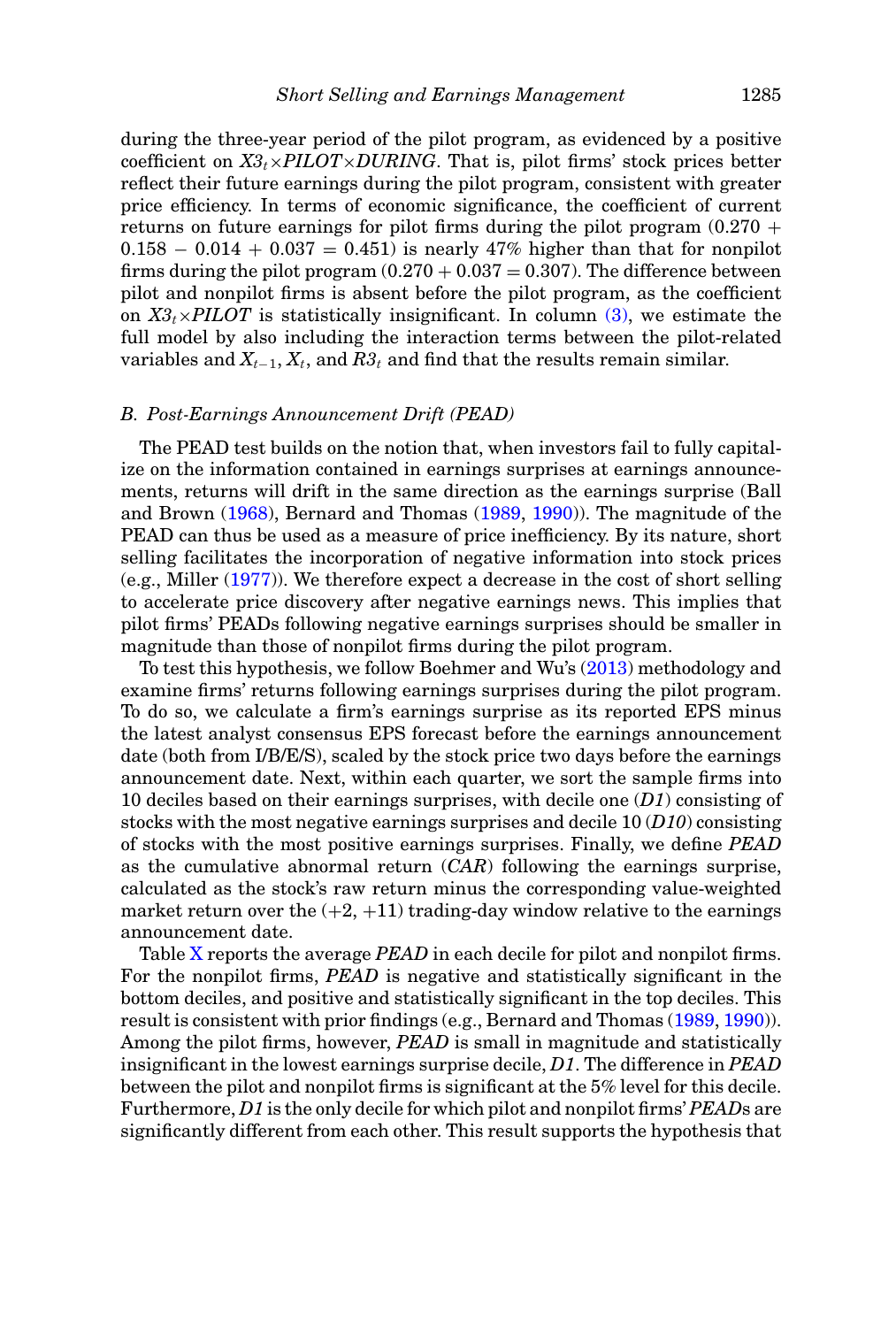during the three-year period of the pilot program, as evidenced by a positive coefficient on $X3_t \times PILOT \times DURING$. That is, pilot firms' stock prices better reflect their future earnings during the pilot program, consistent with greater price efficiency. In terms of economic significance, the coefficient of current returns on future earnings for pilot firms during the pilot program ($0.270 + 0.158 - 0.014 + 0.037 = 0.451$) is nearly 47% higher than that for nonpilot firms during the pilot program ($0.270 + 0.037 = 0.307$). The difference between pilot and nonpilot firms is absent before the pilot program, as the coefficient on $X3_t \times PILOT$ is statistically insignificant. In column (3), we estimate the full model by also including the interaction terms between the pilot-related variables and $X_{t-1}$, $X_t$, and $R3_t$ and find that the results remain similar.

### B. Post-Earnings Announcement Drift (PEAD)

The PEAD test builds on the notion that, when investors fail to fully capitalize on the information contained in earnings surprises at earnings announcements, returns will drift in the same direction as the earnings surprise (Ball and Brown (1968), Bernard and Thomas (1989, 1990)). The magnitude of the PEAD can thus be used as a measure of price inefficiency. By its nature, short selling facilitates the incorporation of negative information into stock prices (e.g., Miller (1977)). We therefore expect a decrease in the cost of short selling to accelerate price discovery after negative earnings news. This implies that pilot firms' PEADs following negative earnings surprises should be smaller in magnitude than those of nonpilot firms during the pilot program.

To test this hypothesis, we follow Boehmer and Wu's (2013) methodology and examine firms' returns following earnings surprises during the pilot program. To do so, we calculate a firm's earnings surprise as its reported EPS minus the latest analyst consensus EPS forecast before the earnings announcement date (both from I/B/E/S), scaled by the stock price two days before the earnings announcement date. Next, within each quarter, we sort the sample firms into 10 deciles based on their earnings surprises, with decile one (*D1*) consisting of stocks with the most negative earnings surprises and decile 10 (*D10*) consisting of stocks with the most positive earnings surprises. Finally, we define *PEAD* as the cumulative abnormal return (*CAR*) following the earnings surprise, calculated as the stock's raw return minus the corresponding value-weighted market return over the (+2, +11) trading-day window relative to the earnings announcement date.

Table X reports the average *PEAD* in each decile for pilot and nonpilot firms. For the nonpilot firms, *PEAD* is negative and statistically significant in the bottom deciles, and positive and statistically significant in the top deciles. This result is consistent with prior findings (e.g., Bernard and Thomas (1989, 1990)). Among the pilot firms, however, *PEAD* is small in magnitude and statistically insignificant in the lowest earnings surprise decile, *D1*. The difference in *PEAD* between the pilot and nonpilot firms is significant at the 5% level for this decile. Furthermore, *D1* is the only decile for which pilot and nonpilot firms' *PEAD*s are significantly different from each other. This result supports the hypothesis that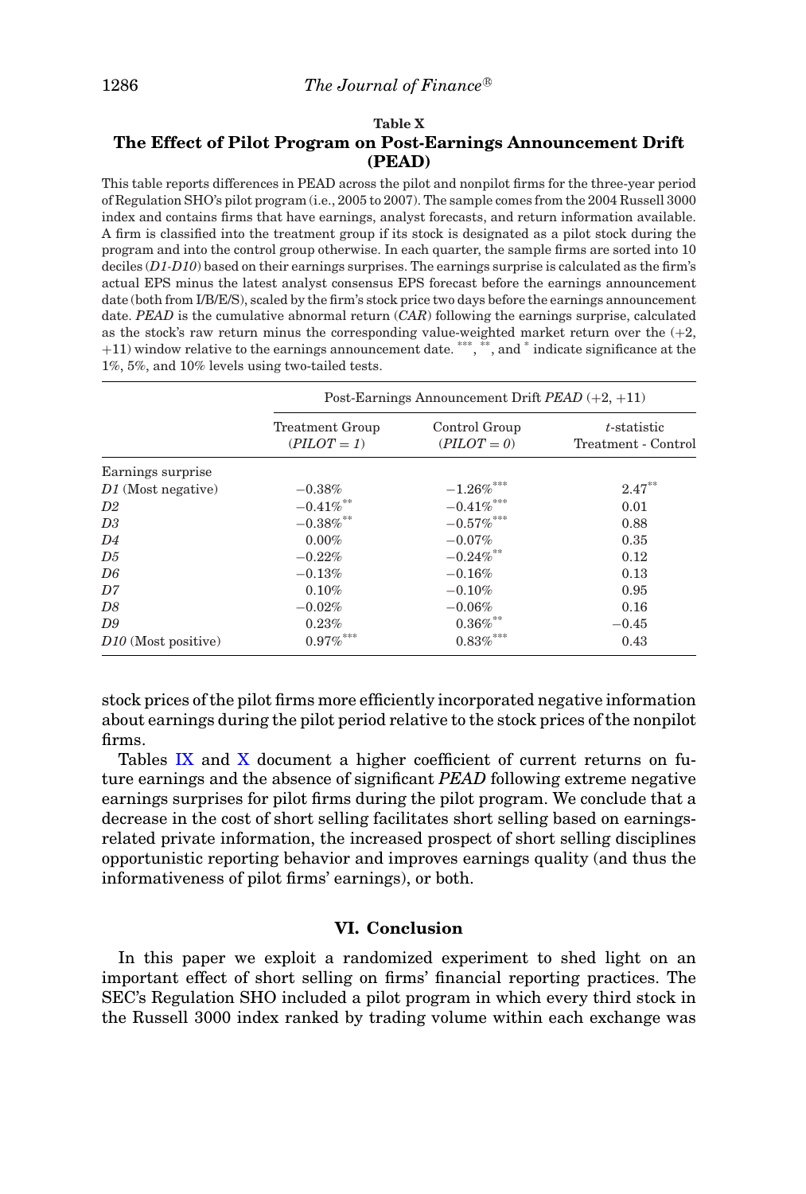**Table X**
**The Effect of Pilot Program on Post-Earnings Announcement Drift (PEAD)**

This table reports differences in PEAD across the pilot and nonpilot firms for the three-year period of Regulation SHO's pilot program (i.e., 2005 to 2007). The sample comes from the 2004 Russell 3000 index and contains firms that have earnings, analyst forecasts, and return information available. A firm is classified into the treatment group if its stock is designated as a pilot stock during the program and into the control group otherwise. In each quarter, the sample firms are sorted into 10 deciles (*D1-D10*) based on their earnings surprises. The earnings surprise is calculated as the firm's actual EPS minus the latest analyst consensus EPS forecast before the earnings announcement date (both from I/B/E/S), scaled by the firm's stock price two days before the earnings announcement date. *PEAD* is the cumulative abnormal return (*CAR*) following the earnings surprise, calculated as the stock's raw return minus the corresponding value-weighted market return over the (+2, +11) window relative to the earnings announcement date. ***, **, and * indicate significance at the 1%, 5%, and 10% levels using two-tailed tests.

| | Post-Earnings Announcement Drift *PEAD* (+2, +11) | | |
|---|---|---|---|
| | Treatment Group (*PILOT = 1*) | Control Group (*PILOT = 0*) | *t*-statistic Treatment - Control |
| Earnings surprise | | | |
| *D1* (Most negative) | −0.38% | −1.26%*** | 2.47** |
| *D2* | −0.41%** | −0.41%*** | 0.01 |
| *D3* | −0.38%** | −0.57%*** | 0.88 |
| *D4* | 0.00% | −0.07% | 0.35 |
| *D5* | −0.22% | −0.24%** | 0.12 |
| *D6* | −0.13% | −0.16% | 0.13 |
| *D7* | 0.10% | −0.10% | 0.95 |
| *D8* | −0.02% | −0.06% | 0.16 |
| *D9* | 0.23% | 0.36%** | −0.45 |
| *D10* (Most positive) | 0.97%*** | 0.83%*** | 0.43 |

stock prices of the pilot firms more efficiently incorporated negative information about earnings during the pilot period relative to the stock prices of the nonpilot firms.

Tables IX and X document a higher coefficient of current returns on future earnings and the absence of significant *PEAD* following extreme negative earnings surprises for pilot firms during the pilot program. We conclude that a decrease in the cost of short selling facilitates short selling based on earnings-related private information, the increased prospect of short selling disciplines opportunistic reporting behavior and improves earnings quality (and thus the informativeness of pilot firms' earnings), or both.

## VI. Conclusion

In this paper we exploit a randomized experiment to shed light on an important effect of short selling on firms' financial reporting practices. The SEC's Regulation SHO included a pilot program in which every third stock in the Russell 3000 index ranked by trading volume within each exchange was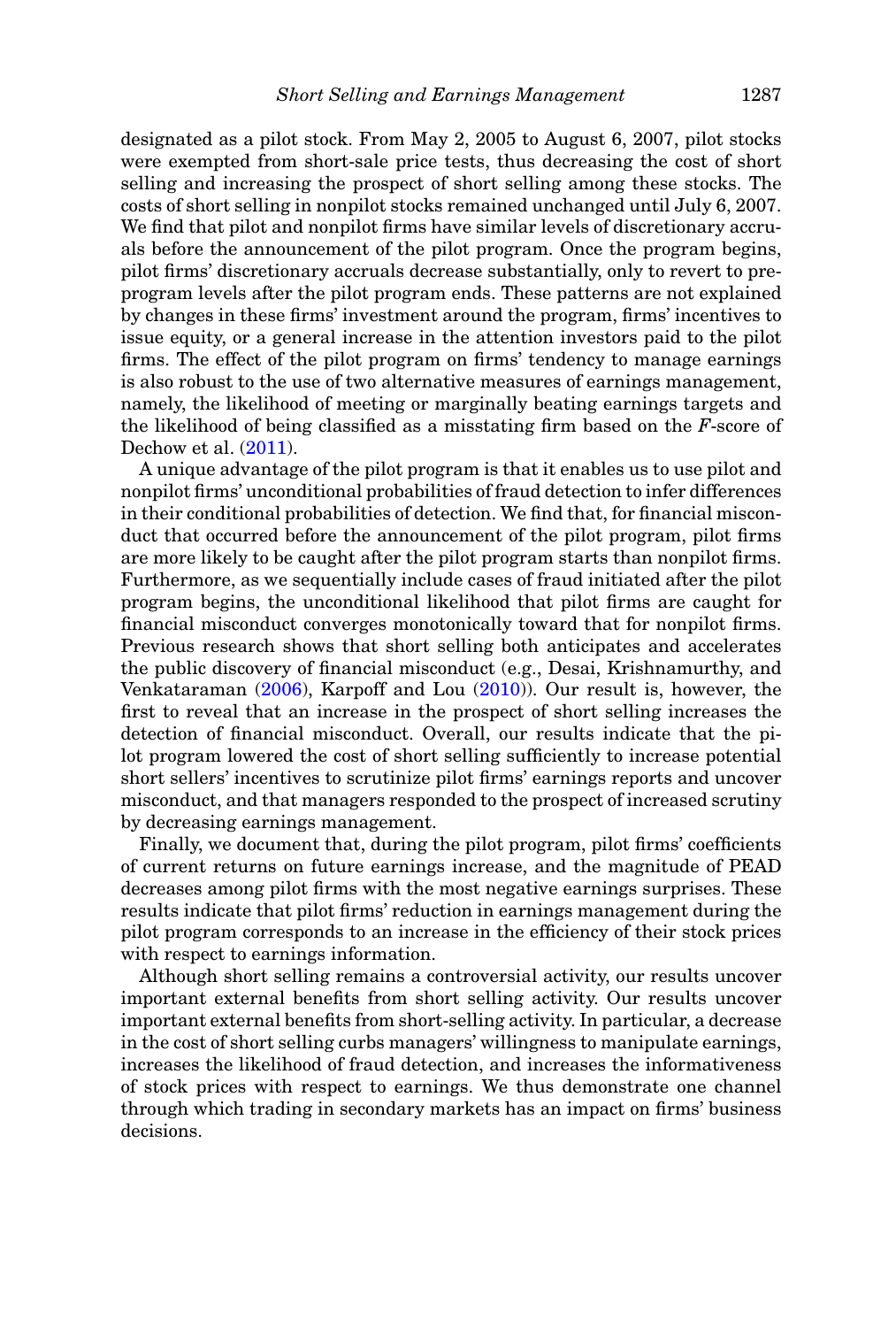designated as a pilot stock. From May 2, 2005 to August 6, 2007, pilot stocks were exempted from short-sale price tests, thus decreasing the cost of short selling and increasing the prospect of short selling among these stocks. The costs of short selling in nonpilot stocks remained unchanged until July 6, 2007. We find that pilot and nonpilot firms have similar levels of discretionary accruals before the announcement of the pilot program. Once the program begins, pilot firms' discretionary accruals decrease substantially, only to revert to preprogram levels after the pilot program ends. These patterns are not explained by changes in these firms' investment around the program, firms' incentives to issue equity, or a general increase in the attention investors paid to the pilot firms. The effect of the pilot program on firms' tendency to manage earnings is also robust to the use of two alternative measures of earnings management, namely, the likelihood of meeting or marginally beating earnings targets and the likelihood of being classified as a misstating firm based on the *F*-score of Dechow et al. (2011).

A unique advantage of the pilot program is that it enables us to use pilot and nonpilot firms' unconditional probabilities of fraud detection to infer differences in their conditional probabilities of detection. We find that, for financial misconduct that occurred before the announcement of the pilot program, pilot firms are more likely to be caught after the pilot program starts than nonpilot firms. Furthermore, as we sequentially include cases of fraud initiated after the pilot program begins, the unconditional likelihood that pilot firms are caught for financial misconduct converges monotonically toward that for nonpilot firms. Previous research shows that short selling both anticipates and accelerates the public discovery of financial misconduct (e.g., Desai, Krishnamurthy, and Venkataraman (2006), Karpoff and Lou (2010)). Our result is, however, the first to reveal that an increase in the prospect of short selling increases the detection of financial misconduct. Overall, our results indicate that the pilot program lowered the cost of short selling sufficiently to increase potential short sellers' incentives to scrutinize pilot firms' earnings reports and uncover misconduct, and that managers responded to the prospect of increased scrutiny by decreasing earnings management.

Finally, we document that, during the pilot program, pilot firms' coefficients of current returns on future earnings increase, and the magnitude of PEAD decreases among pilot firms with the most negative earnings surprises. These results indicate that pilot firms' reduction in earnings management during the pilot program corresponds to an increase in the efficiency of their stock prices with respect to earnings information.

Although short selling remains a controversial activity, our results uncover important external benefits from short selling activity. Our results uncover important external benefits from short-selling activity. In particular, a decrease in the cost of short selling curbs managers' willingness to manipulate earnings, increases the likelihood of fraud detection, and increases the informativeness of stock prices with respect to earnings. We thus demonstrate one channel through which trading in secondary markets has an impact on firms' business decisions.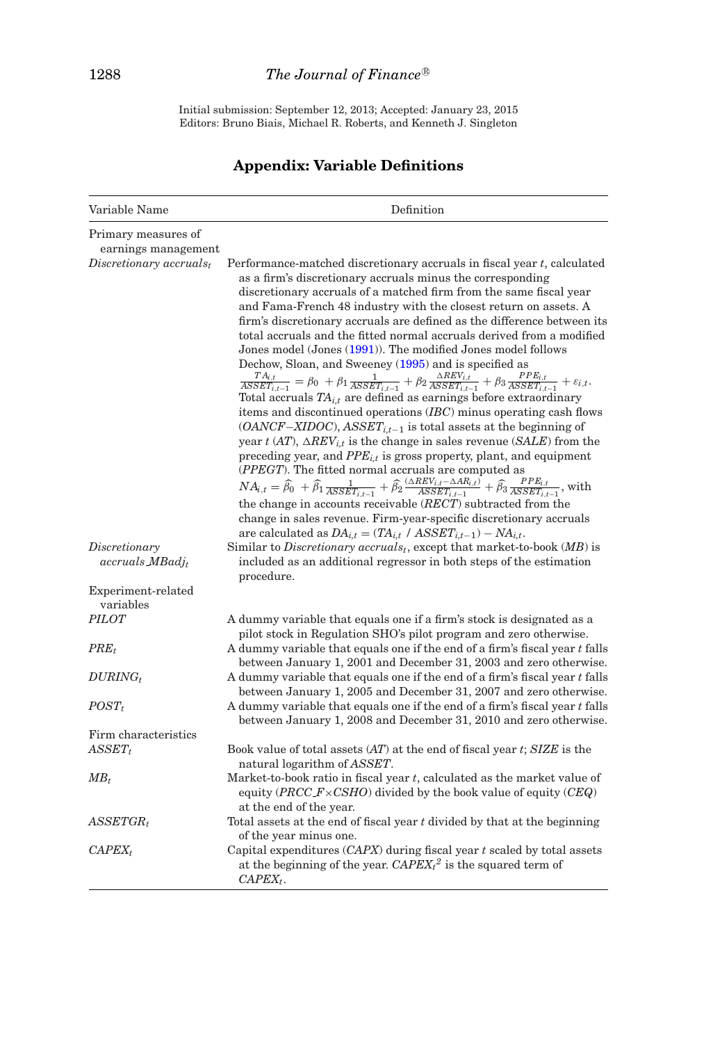Initial submission: September 12, 2013; Accepted: January 23, 2015
Editors: Bruno Biais, Michael R. Roberts, and Kenneth J. Singleton

## Appendix: Variable Definitions

| Variable Name | Definition |
|---|---|
| Primary measures of earnings management | |
| *Discretionary accruals$_t$* | Performance-matched discretionary accruals in fiscal year $t$, calculated as a firm's discretionary accruals minus the corresponding discretionary accruals of a matched firm from the same fiscal year and Fama-French 48 industry with the closest return on assets. A firm's discretionary accruals are defined as the difference between its total accruals and the fitted normal accruals derived from a modified Jones model (Jones (1991)). The modified Jones model follows Dechow, Sloan, and Sweeney (1995) and is specified as $\frac{TA_{i,t}}{ASSET_{i,t-1}} = \beta_0 + \beta_1 \frac{1}{ASSET_{i,t-1}} + \beta_2 \frac{\Delta REV_{i,t}}{ASSET_{i,t-1}} + \beta_3 \frac{PPE_{i,t}}{ASSET_{i,t-1}} + \varepsilon_{i,t}$. Total accruals $TA_{i,t}$ are defined as earnings before extraordinary items and discontinued operations (*IBC*) minus operating cash flows (*OANCF*−*XIDOC*), $ASSET_{i,t-1}$ is total assets at the beginning of year $t$ (*AT*), $\Delta REV_{i,t}$ is the change in sales revenue (*SALE*) from the preceding year, and $PPE_{i,t}$ is gross property, plant, and equipment (*PPEGT*). The fitted normal accruals are computed as $NA_{i,t} = \widehat{\beta}_0 + \widehat{\beta}_1 \frac{1}{ASSET_{i,t-1}} + \widehat{\beta}_2 \frac{(\Delta REV_{i,t} - \Delta AR_{i,t})}{ASSET_{i,t-1}} + \widehat{\beta}_3 \frac{PPE_{i,t}}{ASSET_{i,t-1}}$, with the change in accounts receivable (*RECT*) subtracted from the change in sales revenue. Firm-year-specific discretionary accruals are calculated as $DA_{i,t} = (TA_{i,t}\ /\ ASSET_{i,t-1}) - NA_{i,t}$. |
| *Discretionary accruals_MBadj$_t$* | Similar to *Discretionary accruals$_t$*, except that market-to-book (*MB*) is included as an additional regressor in both steps of the estimation procedure. |
| Experiment-related variables | |
| *PILOT* | A dummy variable that equals one if a firm's stock is designated as a pilot stock in Regulation SHO's pilot program and zero otherwise. |
| *PRE$_t$* | A dummy variable that equals one if the end of a firm's fiscal year $t$ falls between January 1, 2001 and December 31, 2003 and zero otherwise. |
| *DURING$_t$* | A dummy variable that equals one if the end of a firm's fiscal year $t$ falls between January 1, 2005 and December 31, 2007 and zero otherwise. |
| *POST$_t$* | A dummy variable that equals one if the end of a firm's fiscal year $t$ falls between January 1, 2008 and December 31, 2010 and zero otherwise. |
| Firm characteristics | |
| *ASSET$_t$* | Book value of total assets (*AT*) at the end of fiscal year $t$; *SIZE* is the natural logarithm of *ASSET*. |
| *MB$_t$* | Market-to-book ratio in fiscal year $t$, calculated as the market value of equity (*PRCC_F*×*CSHO*) divided by the book value of equity (*CEQ*) at the end of the year. |
| *ASSETGR$_t$* | Total assets at the end of fiscal year $t$ divided by that at the beginning of the year minus one. |
| *CAPEX$_t$* | Capital expenditures (*CAPX*) during fiscal year $t$ scaled by total assets at the beginning of the year. $CAPEX_t^2$ is the squared term of *CAPEX$_t$*. |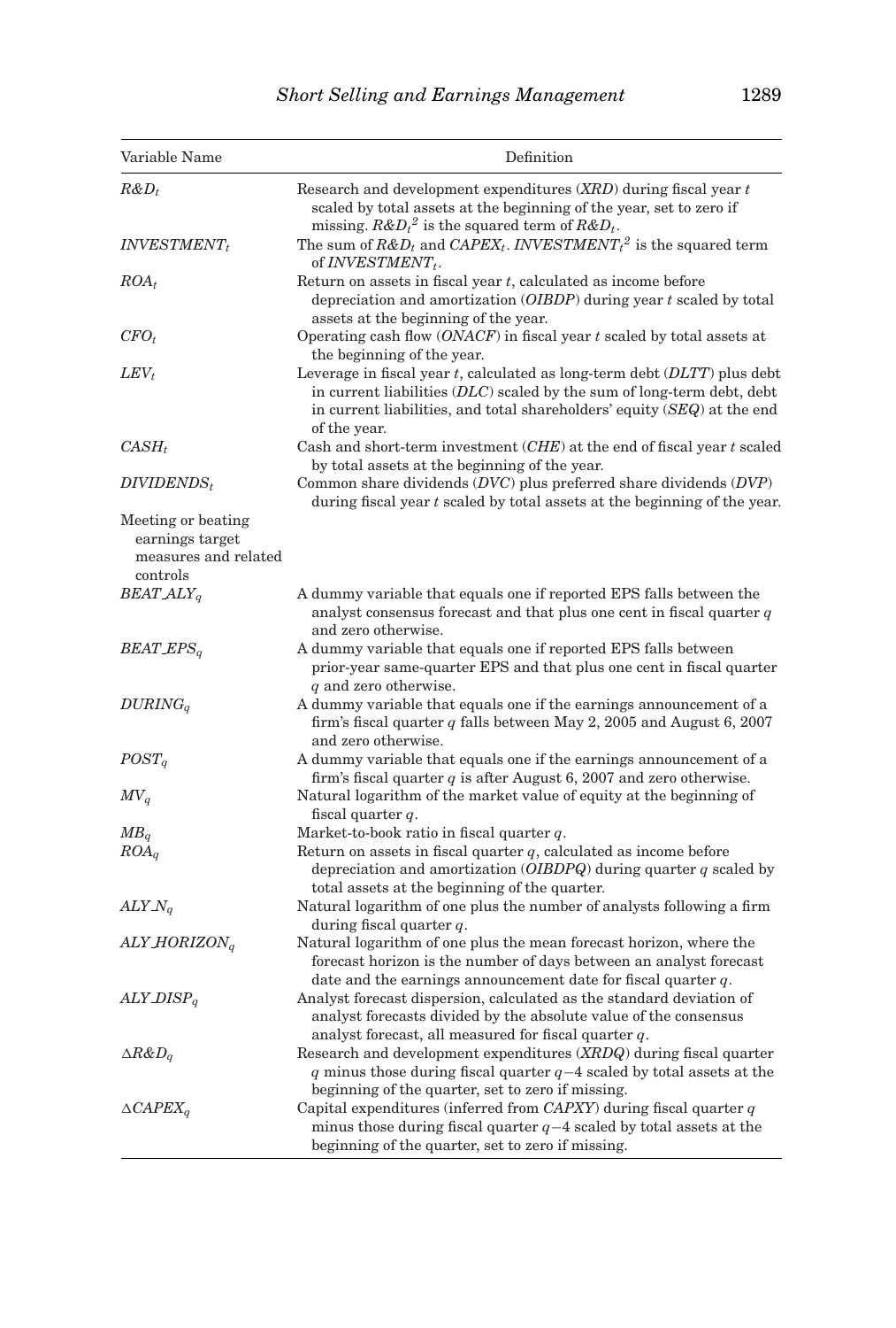| Variable Name | Definition |
|---|---|
| $R\&D_t$ | Research and development expenditures (*XRD*) during fiscal year $t$ scaled by total assets at the beginning of the year, set to zero if missing. $R\&D_t^2$ is the squared term of $R\&D_t$. |
| $INVESTMENT_t$ | The sum of $R\&D_t$ and $CAPEX_t$. $INVESTMENT_t^2$ is the squared term of $INVESTMENT_t$. |
| $ROA_t$ | Return on assets in fiscal year $t$, calculated as income before depreciation and amortization (*OIBDP*) during year $t$ scaled by total assets at the beginning of the year. |
| $CFO_t$ | Operating cash flow (*ONACF*) in fiscal year $t$ scaled by total assets at the beginning of the year. |
| $LEV_t$ | Leverage in fiscal year $t$, calculated as long-term debt (*DLTT*) plus debt in current liabilities (*DLC*) scaled by the sum of long-term debt, debt in current liabilities, and total shareholders' equity (*SEQ*) at the end of the year. |
| $CASH_t$ | Cash and short-term investment (*CHE*) at the end of fiscal year $t$ scaled by total assets at the beginning of the year. |
| $DIVIDENDS_t$ | Common share dividends (*DVC*) plus preferred share dividends (*DVP*) during fiscal year $t$ scaled by total assets at the beginning of the year. |
| Meeting or beating earnings target measures and related controls | |
| $BEAT\_ALY_q$ | A dummy variable that equals one if reported EPS falls between the analyst consensus forecast and that plus one cent in fiscal quarter $q$ and zero otherwise. |
| $BEAT\_EPS_q$ | A dummy variable that equals one if reported EPS falls between prior-year same-quarter EPS and that plus one cent in fiscal quarter $q$ and zero otherwise. |
| $DURING_q$ | A dummy variable that equals one if the earnings announcement of a firm's fiscal quarter $q$ falls between May 2, 2005 and August 6, 2007 and zero otherwise. |
| $POST_q$ | A dummy variable that equals one if the earnings announcement of a firm's fiscal quarter $q$ is after August 6, 2007 and zero otherwise. |
| $MV_q$ | Natural logarithm of the market value of equity at the beginning of fiscal quarter $q$. |
| $MB_q$ | Market-to-book ratio in fiscal quarter $q$. |
| $ROA_q$ | Return on assets in fiscal quarter $q$, calculated as income before depreciation and amortization (*OIBDPQ*) during quarter $q$ scaled by total assets at the beginning of the quarter. |
| $ALY\_N_q$ | Natural logarithm of one plus the number of analysts following a firm during fiscal quarter $q$. |
| $ALY\_HORIZON_q$ | Natural logarithm of one plus the mean forecast horizon, where the forecast horizon is the number of days between an analyst forecast date and the earnings announcement date for fiscal quarter $q$. |
| $ALY\_DISP_q$ | Analyst forecast dispersion, calculated as the standard deviation of analyst forecasts divided by the absolute value of the consensus analyst forecast, all measured for fiscal quarter $q$. |
| $\Delta R\&D_q$ | Research and development expenditures (*XRDQ*) during fiscal quarter $q$ minus those during fiscal quarter $q-4$ scaled by total assets at the beginning of the quarter, set to zero if missing. |
| $\Delta CAPEX_q$ | Capital expenditures (inferred from *CAPXY*) during fiscal quarter $q$ minus those during fiscal quarter $q-4$ scaled by total assets at the beginning of the quarter, set to zero if missing. |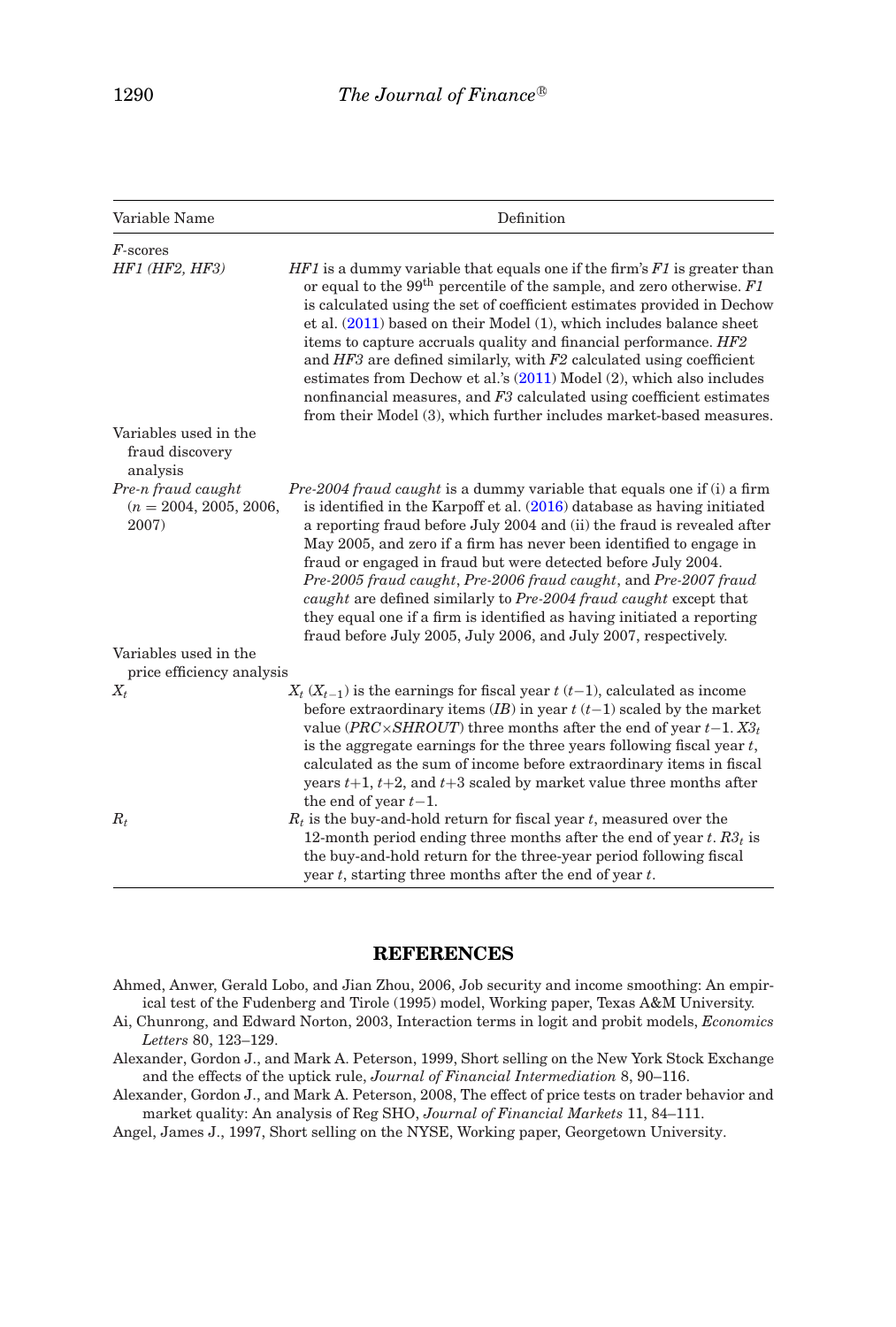| Variable Name | Definition |
|---|---|
| *F*-scores | |
| *HF1 (HF2, HF3)* | *HF1* is a dummy variable that equals one if the firm's *F1* is greater than or equal to the 99th percentile of the sample, and zero otherwise. *F1* is calculated using the set of coefficient estimates provided in Dechow et al. (2011) based on their Model (1), which includes balance sheet items to capture accruals quality and financial performance. *HF2* and *HF3* are defined similarly, with *F2* calculated using coefficient estimates from Dechow et al.'s (2011) Model (2), which also includes nonfinancial measures, and *F3* calculated using coefficient estimates from their Model (3), which further includes market-based measures. |
| Variables used in the fraud discovery analysis | |
| *Pre-n fraud caught* ($n$ = 2004, 2005, 2006, 2007) | *Pre-2004 fraud caught* is a dummy variable that equals one if (i) a firm is identified in the Karpoff et al. (2016) database as having initiated a reporting fraud before July 2004 and (ii) the fraud is revealed after May 2005, and zero if a firm has never been identified to engage in fraud or engaged in fraud but were detected before July 2004. *Pre-2005 fraud caught*, *Pre-2006 fraud caught*, and *Pre-2007 fraud caught* are defined similarly to *Pre-2004 fraud caught* except that they equal one if a firm is identified as having initiated a reporting fraud before July 2005, July 2006, and July 2007, respectively. |
| Variables used in the price efficiency analysis | |
| $X_t$ | $X_t$ ($X_{t-1}$) is the earnings for fiscal year $t$ ($t-1$), calculated as income before extraordinary items (*IB*) in year $t$ ($t-1$) scaled by the market value (*PRC*×*SHROUT*) three months after the end of year $t-1$. $X3_t$ is the aggregate earnings for the three years following fiscal year $t$, calculated as the sum of income before extraordinary items in fiscal years $t$+1, $t$+2, and $t$+3 scaled by market value three months after the end of year $t-1$. |
| $R_t$ | $R_t$ is the buy-and-hold return for fiscal year $t$, measured over the 12-month period ending three months after the end of year $t$. $R3_t$ is the buy-and-hold return for the three-year period following fiscal year $t$, starting three months after the end of year $t$. |

## REFERENCES

Ahmed, Anwer, Gerald Lobo, and Jian Zhou, 2006, Job security and income smoothing: An empirical test of the Fudenberg and Tirole (1995) model, Working paper, Texas A&M University.

Ai, Chunrong, and Edward Norton, 2003, Interaction terms in logit and probit models, *Economics Letters* 80, 123–129.

Alexander, Gordon J., and Mark A. Peterson, 1999, Short selling on the New York Stock Exchange and the effects of the uptick rule, *Journal of Financial Intermediation* 8, 90–116.

Alexander, Gordon J., and Mark A. Peterson, 2008, The effect of price tests on trader behavior and market quality: An analysis of Reg SHO, *Journal of Financial Markets* 11, 84–111.

Angel, James J., 1997, Short selling on the NYSE, Working paper, Georgetown University.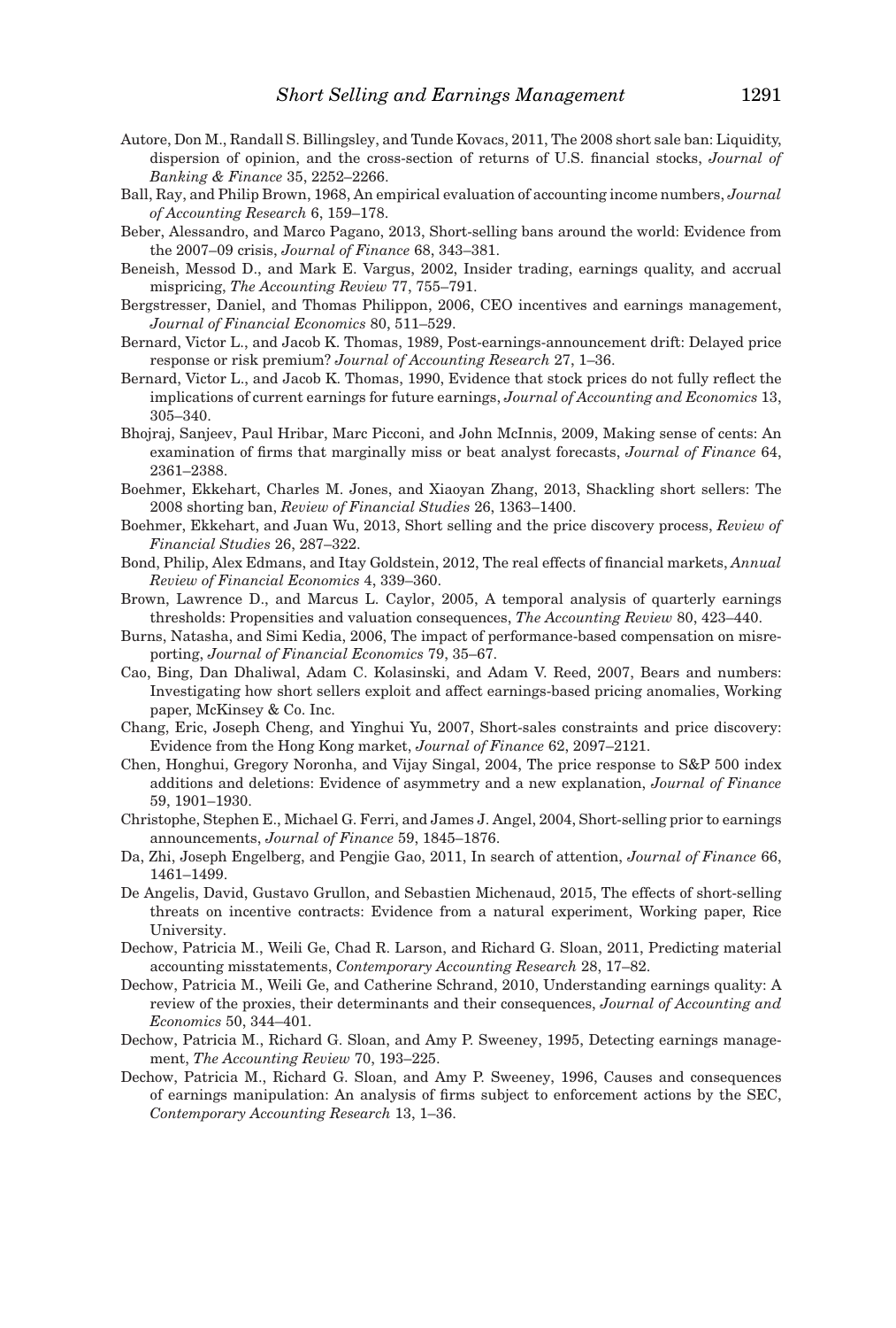Autore, Don M., Randall S. Billingsley, and Tunde Kovacs, 2011, The 2008 short sale ban: Liquidity, dispersion of opinion, and the cross-section of returns of U.S. financial stocks, *Journal of Banking & Finance* 35, 2252–2266.

Ball, Ray, and Philip Brown, 1968, An empirical evaluation of accounting income numbers, *Journal of Accounting Research* 6, 159–178.

Beber, Alessandro, and Marco Pagano, 2013, Short-selling bans around the world: Evidence from the 2007–09 crisis, *Journal of Finance* 68, 343–381.

Beneish, Messod D., and Mark E. Vargus, 2002, Insider trading, earnings quality, and accrual mispricing, *The Accounting Review* 77, 755–791.

Bergstresser, Daniel, and Thomas Philippon, 2006, CEO incentives and earnings management, *Journal of Financial Economics* 80, 511–529.

Bernard, Victor L., and Jacob K. Thomas, 1989, Post-earnings-announcement drift: Delayed price response or risk premium? *Journal of Accounting Research* 27, 1–36.

Bernard, Victor L., and Jacob K. Thomas, 1990, Evidence that stock prices do not fully reflect the implications of current earnings for future earnings, *Journal of Accounting and Economics* 13, 305–340.

Bhojraj, Sanjeev, Paul Hribar, Marc Picconi, and John McInnis, 2009, Making sense of cents: An examination of firms that marginally miss or beat analyst forecasts, *Journal of Finance* 64, 2361–2388.

Boehmer, Ekkehart, Charles M. Jones, and Xiaoyan Zhang, 2013, Shackling short sellers: The 2008 shorting ban, *Review of Financial Studies* 26, 1363–1400.

Boehmer, Ekkehart, and Juan Wu, 2013, Short selling and the price discovery process, *Review of Financial Studies* 26, 287–322.

Bond, Philip, Alex Edmans, and Itay Goldstein, 2012, The real effects of financial markets, *Annual Review of Financial Economics* 4, 339–360.

Brown, Lawrence D., and Marcus L. Caylor, 2005, A temporal analysis of quarterly earnings thresholds: Propensities and valuation consequences, *The Accounting Review* 80, 423–440.

Burns, Natasha, and Simi Kedia, 2006, The impact of performance-based compensation on misreporting, *Journal of Financial Economics* 79, 35–67.

Cao, Bing, Dan Dhaliwal, Adam C. Kolasinski, and Adam V. Reed, 2007, Bears and numbers: Investigating how short sellers exploit and affect earnings-based pricing anomalies, Working paper, McKinsey & Co. Inc.

Chang, Eric, Joseph Cheng, and Yinghui Yu, 2007, Short-sales constraints and price discovery: Evidence from the Hong Kong market, *Journal of Finance* 62, 2097–2121.

Chen, Honghui, Gregory Noronha, and Vijay Singal, 2004, The price response to S&P 500 index additions and deletions: Evidence of asymmetry and a new explanation, *Journal of Finance* 59, 1901–1930.

Christophe, Stephen E., Michael G. Ferri, and James J. Angel, 2004, Short-selling prior to earnings announcements, *Journal of Finance* 59, 1845–1876.

Da, Zhi, Joseph Engelberg, and Pengjie Gao, 2011, In search of attention, *Journal of Finance* 66, 1461–1499.

De Angelis, David, Gustavo Grullon, and Sebastien Michenaud, 2015, The effects of short-selling threats on incentive contracts: Evidence from a natural experiment, Working paper, Rice University.

Dechow, Patricia M., Weili Ge, Chad R. Larson, and Richard G. Sloan, 2011, Predicting material accounting misstatements, *Contemporary Accounting Research* 28, 17–82.

Dechow, Patricia M., Weili Ge, and Catherine Schrand, 2010, Understanding earnings quality: A review of the proxies, their determinants and their consequences, *Journal of Accounting and Economics* 50, 344–401.

Dechow, Patricia M., Richard G. Sloan, and Amy P. Sweeney, 1995, Detecting earnings management, *The Accounting Review* 70, 193–225.

Dechow, Patricia M., Richard G. Sloan, and Amy P. Sweeney, 1996, Causes and consequences of earnings manipulation: An analysis of firms subject to enforcement actions by the SEC, *Contemporary Accounting Research* 13, 1–36.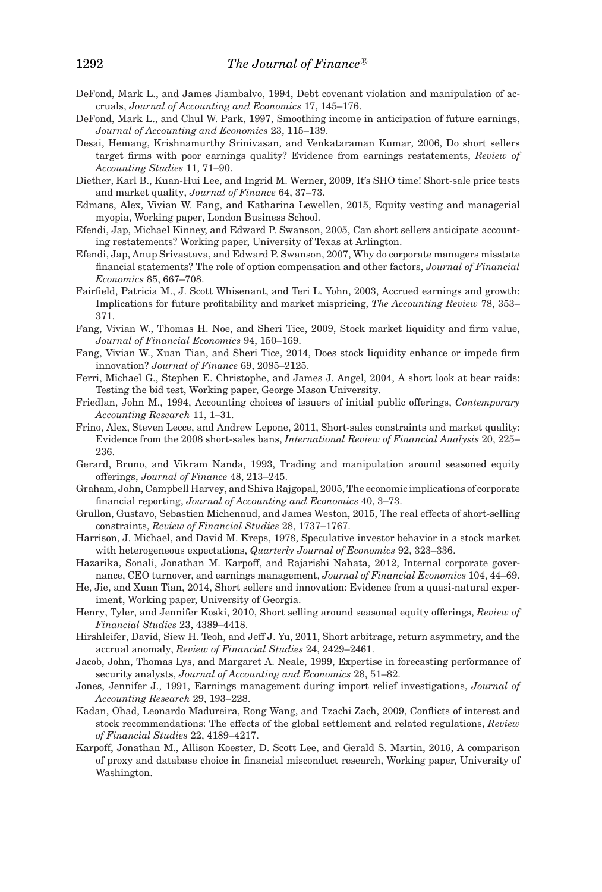DeFond, Mark L., and James Jiambalvo, 1994, Debt covenant violation and manipulation of accruals, *Journal of Accounting and Economics* 17, 145–176.

DeFond, Mark L., and Chul W. Park, 1997, Smoothing income in anticipation of future earnings, *Journal of Accounting and Economics* 23, 115–139.

Desai, Hemang, Krishnamurthy Srinivasan, and Venkataraman Kumar, 2006, Do short sellers target firms with poor earnings quality? Evidence from earnings restatements, *Review of Accounting Studies* 11, 71–90.

Diether, Karl B., Kuan-Hui Lee, and Ingrid M. Werner, 2009, It's SHO time! Short-sale price tests and market quality, *Journal of Finance* 64, 37–73.

Edmans, Alex, Vivian W. Fang, and Katharina Lewellen, 2015, Equity vesting and managerial myopia, Working paper, London Business School.

Efendi, Jap, Michael Kinney, and Edward P. Swanson, 2005, Can short sellers anticipate accounting restatements? Working paper, University of Texas at Arlington.

Efendi, Jap, Anup Srivastava, and Edward P. Swanson, 2007, Why do corporate managers misstate financial statements? The role of option compensation and other factors, *Journal of Financial Economics* 85, 667–708.

Fairfield, Patricia M., J. Scott Whisenant, and Teri L. Yohn, 2003, Accrued earnings and growth: Implications for future profitability and market mispricing, *The Accounting Review* 78, 353–371.

Fang, Vivian W., Thomas H. Noe, and Sheri Tice, 2009, Stock market liquidity and firm value, *Journal of Financial Economics* 94, 150–169.

Fang, Vivian W., Xuan Tian, and Sheri Tice, 2014, Does stock liquidity enhance or impede firm innovation? *Journal of Finance* 69, 2085–2125.

Ferri, Michael G., Stephen E. Christophe, and James J. Angel, 2004, A short look at bear raids: Testing the bid test, Working paper, George Mason University.

Friedlan, John M., 1994, Accounting choices of issuers of initial public offerings, *Contemporary Accounting Research* 11, 1–31.

Frino, Alex, Steven Lecce, and Andrew Lepone, 2011, Short-sales constraints and market quality: Evidence from the 2008 short-sales bans, *International Review of Financial Analysis* 20, 225–236.

Gerard, Bruno, and Vikram Nanda, 1993, Trading and manipulation around seasoned equity offerings, *Journal of Finance* 48, 213–245.

Graham, John, Campbell Harvey, and Shiva Rajgopal, 2005, The economic implications of corporate financial reporting, *Journal of Accounting and Economics* 40, 3–73.

Grullon, Gustavo, Sebastien Michenaud, and James Weston, 2015, The real effects of short-selling constraints, *Review of Financial Studies* 28, 1737–1767.

Harrison, J. Michael, and David M. Kreps, 1978, Speculative investor behavior in a stock market with heterogeneous expectations, *Quarterly Journal of Economics* 92, 323–336.

Hazarika, Sonali, Jonathan M. Karpoff, and Rajarishi Nahata, 2012, Internal corporate governance, CEO turnover, and earnings management, *Journal of Financial Economics* 104, 44–69.

He, Jie, and Xuan Tian, 2014, Short sellers and innovation: Evidence from a quasi-natural experiment, Working paper, University of Georgia.

Henry, Tyler, and Jennifer Koski, 2010, Short selling around seasoned equity offerings, *Review of Financial Studies* 23, 4389–4418.

Hirshleifer, David, Siew H. Teoh, and Jeff J. Yu, 2011, Short arbitrage, return asymmetry, and the accrual anomaly, *Review of Financial Studies* 24, 2429–2461.

Jacob, John, Thomas Lys, and Margaret A. Neale, 1999, Expertise in forecasting performance of security analysts, *Journal of Accounting and Economics* 28, 51–82.

Jones, Jennifer J., 1991, Earnings management during import relief investigations, *Journal of Accounting Research* 29, 193–228.

Kadan, Ohad, Leonardo Madureira, Rong Wang, and Tzachi Zach, 2009, Conflicts of interest and stock recommendations: The effects of the global settlement and related regulations, *Review of Financial Studies* 22, 4189–4217.

Karpoff, Jonathan M., Allison Koester, D. Scott Lee, and Gerald S. Martin, 2016, A comparison of proxy and database choice in financial misconduct research, Working paper, University of Washington.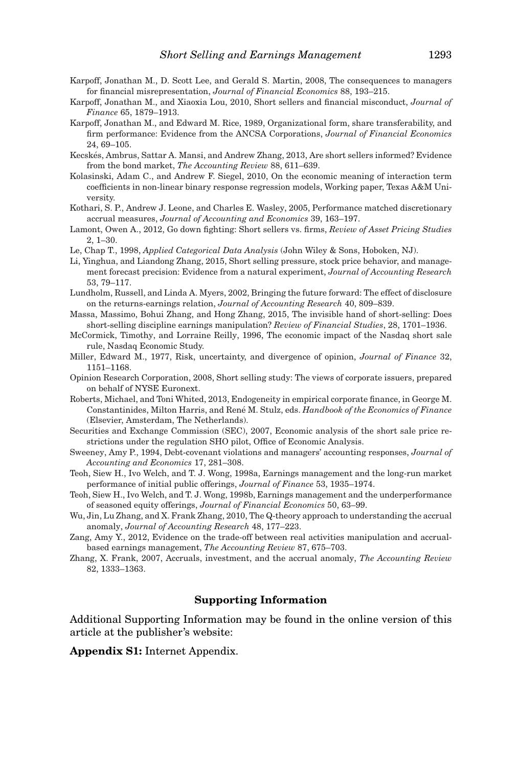Karpoff, Jonathan M., D. Scott Lee, and Gerald S. Martin, 2008, The consequences to managers for financial misrepresentation, *Journal of Financial Economics* 88, 193–215.

Karpoff, Jonathan M., and Xiaoxia Lou, 2010, Short sellers and financial misconduct, *Journal of Finance* 65, 1879–1913.

Karpoff, Jonathan M., and Edward M. Rice, 1989, Organizational form, share transferability, and firm performance: Evidence from the ANCSA Corporations, *Journal of Financial Economics* 24, 69–105.

Kecskés, Ambrus, Sattar A. Mansi, and Andrew Zhang, 2013, Are short sellers informed? Evidence from the bond market, *The Accounting Review* 88, 611–639.

Kolasinski, Adam C., and Andrew F. Siegel, 2010, On the economic meaning of interaction term coefficients in non-linear binary response regression models, Working paper, Texas A&M University.

Kothari, S. P., Andrew J. Leone, and Charles E. Wasley, 2005, Performance matched discretionary accrual measures, *Journal of Accounting and Economics* 39, 163–197.

Lamont, Owen A., 2012, Go down fighting: Short sellers vs. firms, *Review of Asset Pricing Studies* 2, 1–30.

Le, Chap T., 1998, *Applied Categorical Data Analysis* (John Wiley & Sons, Hoboken, NJ).

Li, Yinghua, and Liandong Zhang, 2015, Short selling pressure, stock price behavior, and management forecast precision: Evidence from a natural experiment, *Journal of Accounting Research* 53, 79–117.

Lundholm, Russell, and Linda A. Myers, 2002, Bringing the future forward: The effect of disclosure on the returns-earnings relation, *Journal of Accounting Research* 40, 809–839.

Massa, Massimo, Bohui Zhang, and Hong Zhang, 2015, The invisible hand of short-selling: Does short-selling discipline earnings manipulation? *Review of Financial Studies*, 28, 1701–1936.

McCormick, Timothy, and Lorraine Reilly, 1996, The economic impact of the Nasdaq short sale rule, Nasdaq Economic Study.

Miller, Edward M., 1977, Risk, uncertainty, and divergence of opinion, *Journal of Finance* 32, 1151–1168.

Opinion Research Corporation, 2008, Short selling study: The views of corporate issuers, prepared on behalf of NYSE Euronext.

Roberts, Michael, and Toni Whited, 2013, Endogeneity in empirical corporate finance, in George M. Constantinides, Milton Harris, and René M. Stulz, eds. *Handbook of the Economics of Finance* (Elsevier, Amsterdam, The Netherlands).

Securities and Exchange Commission (SEC), 2007, Economic analysis of the short sale price restrictions under the regulation SHO pilot, Office of Economic Analysis.

Sweeney, Amy P., 1994, Debt-covenant violations and managers' accounting responses, *Journal of Accounting and Economics* 17, 281–308.

Teoh, Siew H., Ivo Welch, and T. J. Wong, 1998a, Earnings management and the long-run market performance of initial public offerings, *Journal of Finance* 53, 1935–1974.

Teoh, Siew H., Ivo Welch, and T. J. Wong, 1998b, Earnings management and the underperformance of seasoned equity offerings, *Journal of Financial Economics* 50, 63–99.

Wu, Jin, Lu Zhang, and X. Frank Zhang, 2010, The Q-theory approach to understanding the accrual anomaly, *Journal of Accounting Research* 48, 177–223.

Zang, Amy Y., 2012, Evidence on the trade-off between real activities manipulation and accrual-based earnings management, *The Accounting Review* 87, 675–703.

Zhang, X. Frank, 2007, Accruals, investment, and the accrual anomaly, *The Accounting Review* 82, 1333–1363.

## Supporting Information

Additional Supporting Information may be found in the online version of this article at the publisher's website:

**Appendix S1:** Internet Appendix.